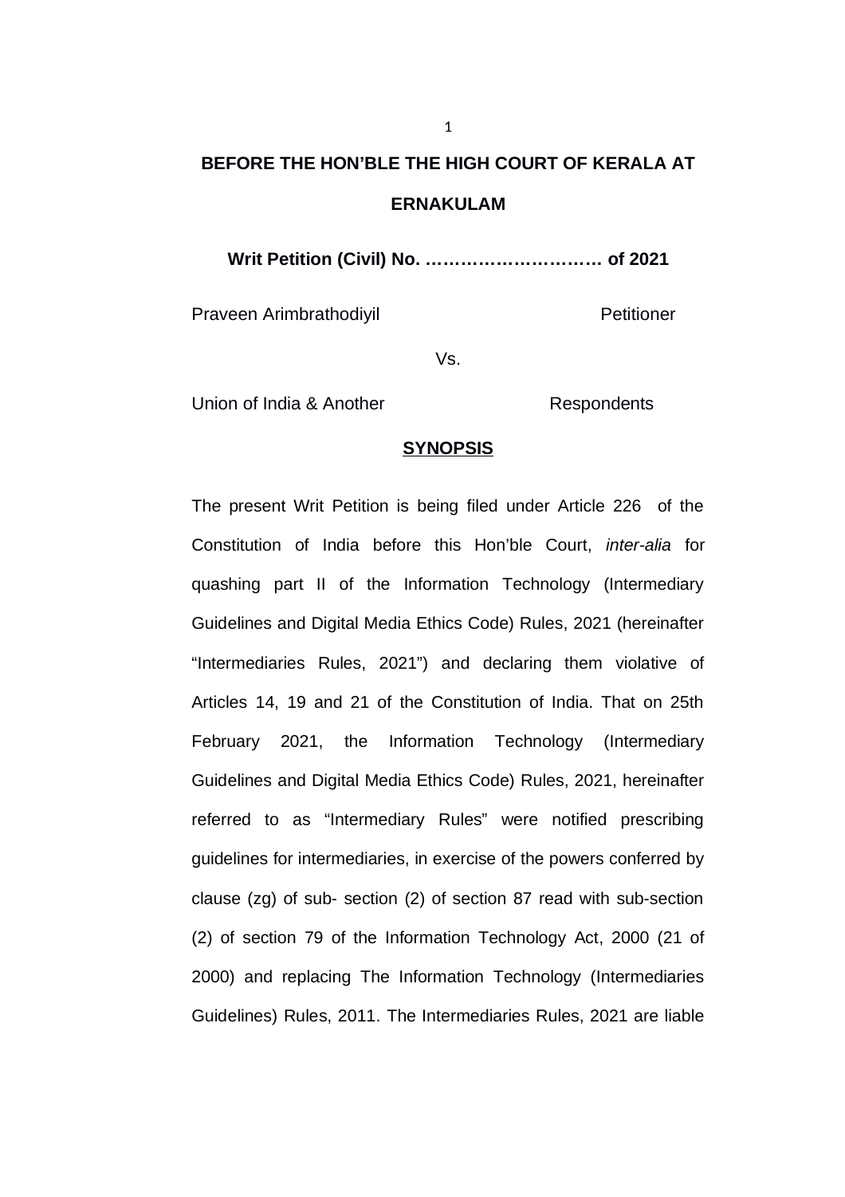**BEFORE THE HON'BLE THE HIGH COURT OF KERALA AT ERNAKULAM**

**Writ Petition (Civil) No. ………………………… of 2021**

Praveen Arimbrathodiyil Petitioner

Vs.

Union of India & Another Respondents

## SYNOPSIS

The present Writ Petition is being filed under Article 226 of the Constitution of India before this Hon'ble Court, *inter-alia* for quashing part II of the Information Technology (Intermediary Guidelines and Digital Media Ethics Code) Rules, 2021 (hereinafter "Intermediaries Rules, 2021") and declaring them violative of Articles 14, 19 and 21 of the Constitution of India. That on 25th February 2021, the Information Technology (Intermediary Guidelines and Digital Media Ethics Code) Rules, 2021, hereinafter referred to as "Intermediary Rules" were notified prescribing guidelines for intermediaries, in exercise of the powers conferred by clause (zg) of sub- section (2) of section 87 read with sub-section (2) of section 79 of the Information Technology Act, 2000 (21 of 2000) and replacing The Information Technology (Intermediaries Guidelines) Rules, 2011. The Intermediaries Rules, 2021 are liable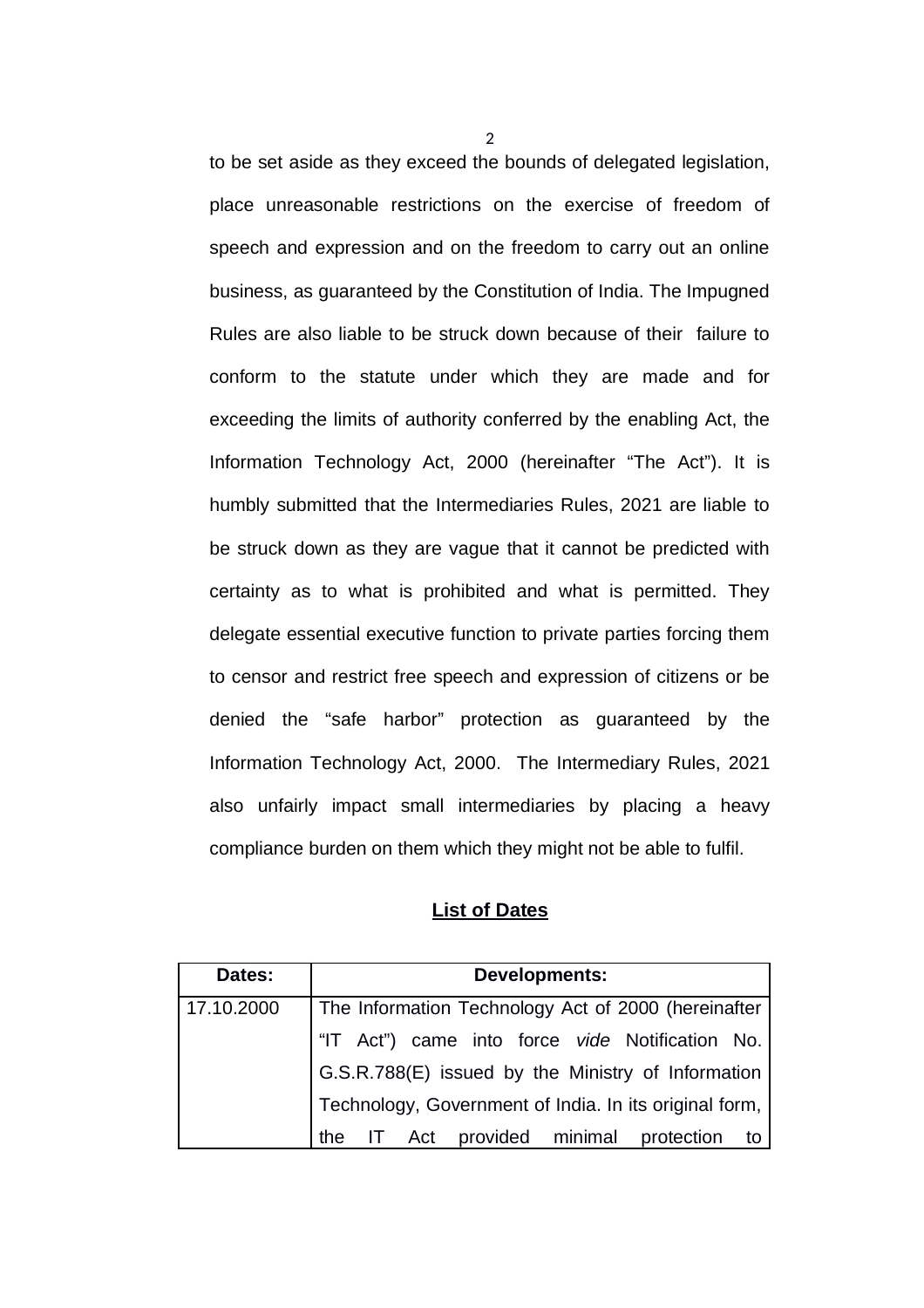to be set aside as they exceed the bounds of delegated legislation, place unreasonable restrictions on the exercise of freedom of speech and expression and on the freedom to carry out an online business, as guaranteed by the Constitution of India. The Impugned Rules are also liable to be struck down because of their failure to conform to the statute under which they are made and for exceeding the limits of authority conferred by the enabling Act, the Information Technology Act, 2000 (hereinafter "The Act"). It is humbly submitted that the Intermediaries Rules, 2021 are liable to be struck down as they are vague that it cannot be predicted with certainty as to what is prohibited and what is permitted. They delegate essential executive function to private parties forcing them to censor and restrict free speech and expression of citizens or be denied the "safe harbor" protection as guaranteed by the Information Technology Act, 2000. The Intermediary Rules, 2021 also unfairly impact small intermediaries by placing a heavy compliance burden on them which they might not be able to fulfil.

## List of Dates

| Dates: | Developments: |
|---|---|
| 17.10.2000 | The Information Technology Act of 2000 (hereinafter "IT Act") came into force *vide* Notification No. G.S.R.788(E) issued by the Ministry of Information Technology, Government of India. In its original form, the IT Act provided minimal protection to |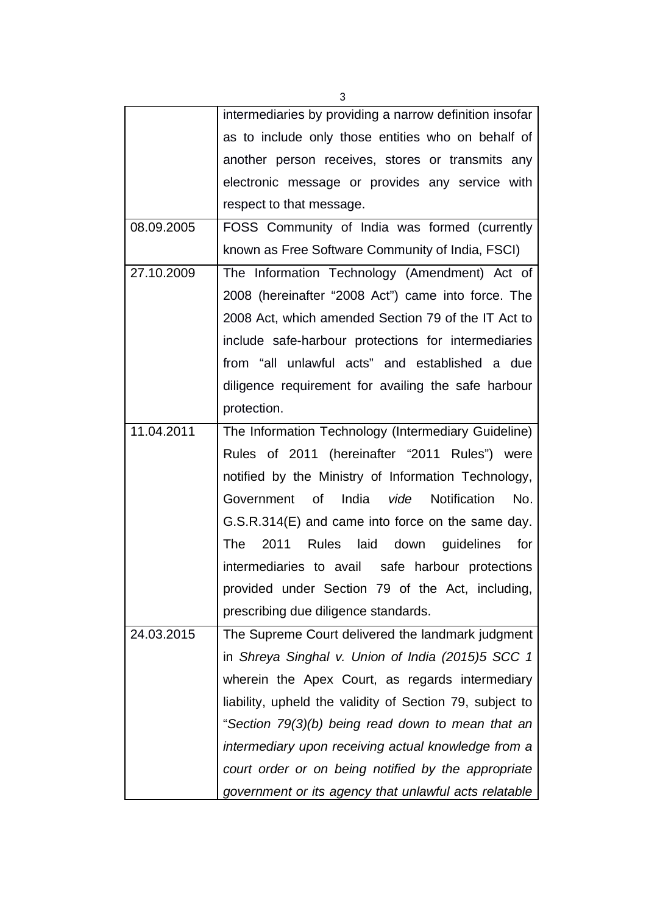| | |
|---|---|
| | intermediaries by providing a narrow definition insofar as to include only those entities who on behalf of another person receives, stores or transmits any electronic message or provides any service with respect to that message. |
| 08.09.2005 | FOSS Community of India was formed (currently known as Free Software Community of India, FSCI) |
| 27.10.2009 | The Information Technology (Amendment) Act of 2008 (hereinafter "2008 Act") came into force. The 2008 Act, which amended Section 79 of the IT Act to include safe-harbour protections for intermediaries from "all unlawful acts" and established a due diligence requirement for availing the safe harbour protection. |
| 11.04.2011 | The Information Technology (Intermediary Guideline) Rules of 2011 (hereinafter "2011 Rules") were notified by the Ministry of Information Technology, Government of India *vide* Notification No. G.S.R.314(E) and came into force on the same day. The 2011 Rules laid down guidelines for intermediaries to avail safe harbour protections provided under Section 79 of the Act, including, prescribing due diligence standards. |
| 24.03.2015 | The Supreme Court delivered the landmark judgment in *Shreya Singhal v. Union of India (2015)5 SCC 1* wherein the Apex Court, as regards intermediary liability, upheld the validity of Section 79, subject to "*Section 79(3)(b) being read down to mean that an intermediary upon receiving actual knowledge from a court order or on being notified by the appropriate government or its agency that unlawful acts relatable* |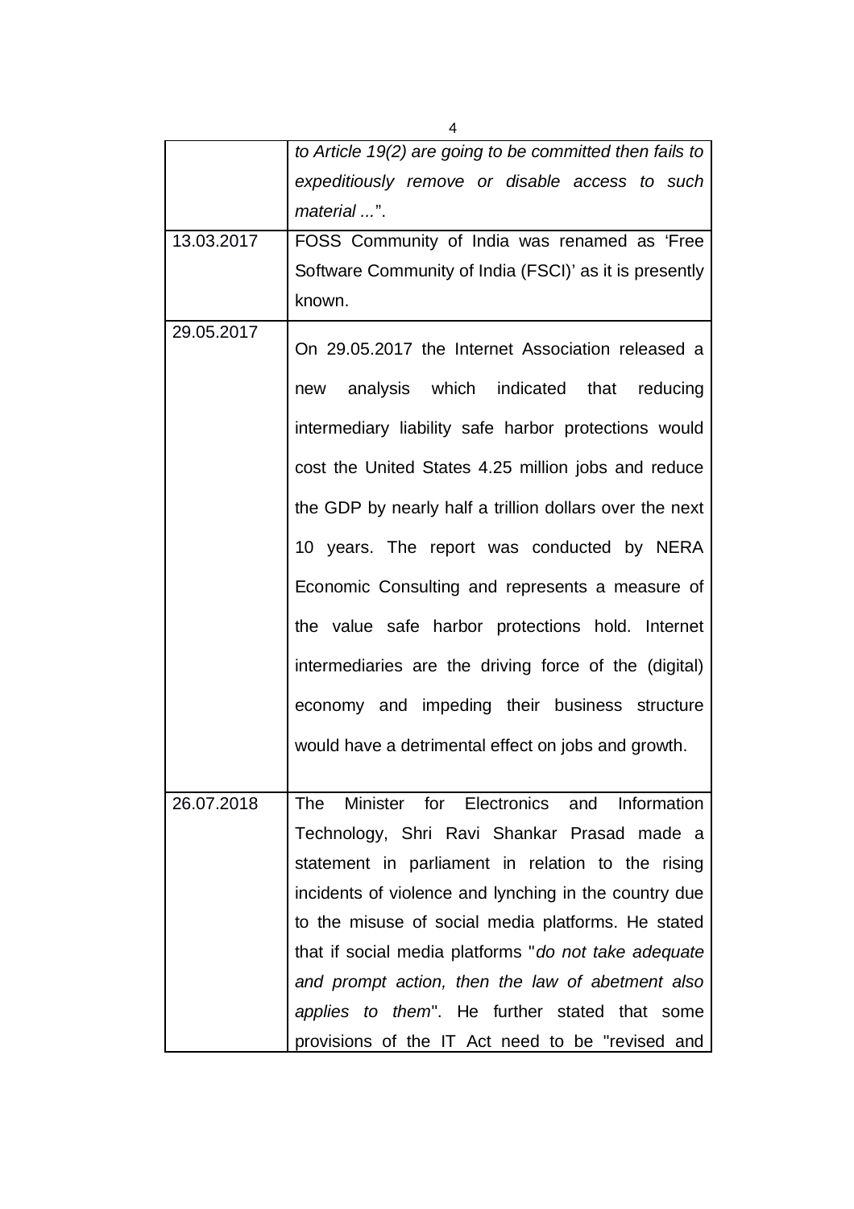| | |
|---|---|
| | *to Article 19(2) are going to be committed then fails to expeditiously remove or disable access to such material ...*". |
| 13.03.2017 | FOSS Community of India was renamed as 'Free Software Community of India (FSCI)' as it is presently known. |
| 29.05.2017 | On 29.05.2017 the Internet Association released a new analysis which indicated that reducing intermediary liability safe harbor protections would cost the United States 4.25 million jobs and reduce the GDP by nearly half a trillion dollars over the next 10 years. The report was conducted by NERA Economic Consulting and represents a measure of the value safe harbor protections hold. Internet intermediaries are the driving force of the (digital) economy and impeding their business structure would have a detrimental effect on jobs and growth. |
| 26.07.2018 | The Minister for Electronics and Information Technology, Shri Ravi Shankar Prasad made a statement in parliament in relation to the rising incidents of violence and lynching in the country due to the misuse of social media platforms. He stated that if social media platforms "*do not take adequate and prompt action, then the law of abetment also applies to them*". He further stated that some provisions of the IT Act need to be "revised and |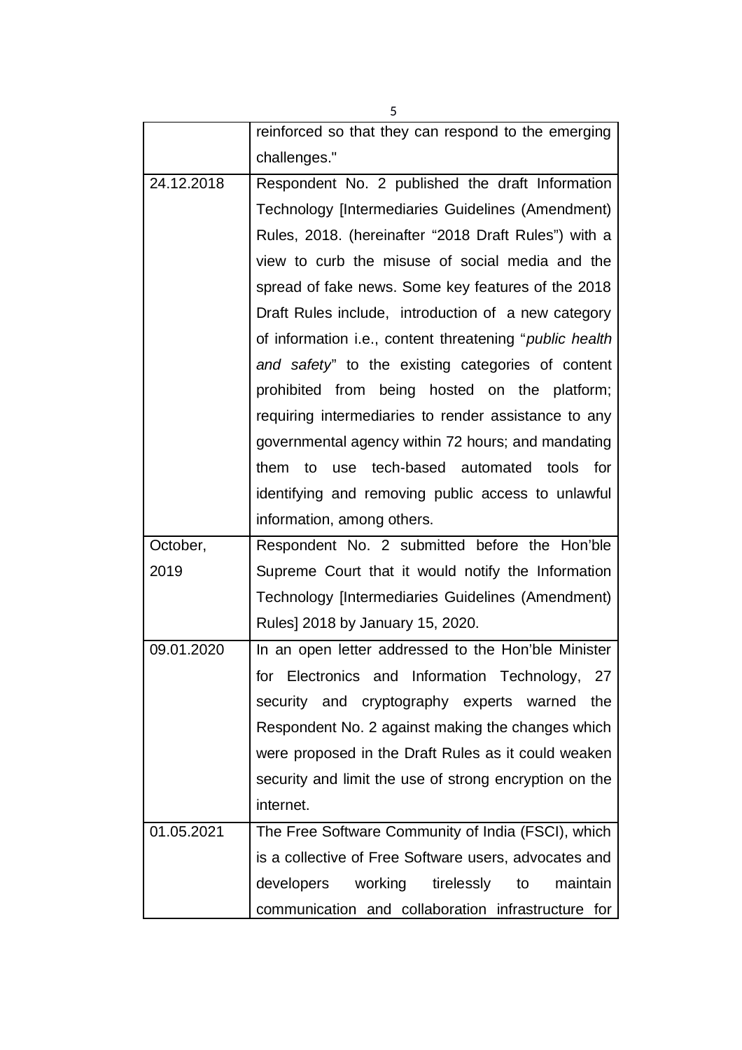| | |
|---|---|
| | reinforced so that they can respond to the emerging challenges." |
| 24.12.2018 | Respondent No. 2 published the draft Information Technology [Intermediaries Guidelines (Amendment) Rules, 2018. (hereinafter "2018 Draft Rules") with a view to curb the misuse of social media and the spread of fake news. Some key features of the 2018 Draft Rules include, introduction of a new category of information i.e., content threatening "*public health and safety*" to the existing categories of content prohibited from being hosted on the platform; requiring intermediaries to render assistance to any governmental agency within 72 hours; and mandating them to use tech-based automated tools for identifying and removing public access to unlawful information, among others. |
| October, 2019 | Respondent No. 2 submitted before the Hon'ble Supreme Court that it would notify the Information Technology [Intermediaries Guidelines (Amendment) Rules] 2018 by January 15, 2020. |
| 09.01.2020 | In an open letter addressed to the Hon'ble Minister for Electronics and Information Technology, 27 security and cryptography experts warned the Respondent No. 2 against making the changes which were proposed in the Draft Rules as it could weaken security and limit the use of strong encryption on the internet. |
| 01.05.2021 | The Free Software Community of India (FSCI), which is a collective of Free Software users, advocates and developers working tirelessly to maintain communication and collaboration infrastructure for |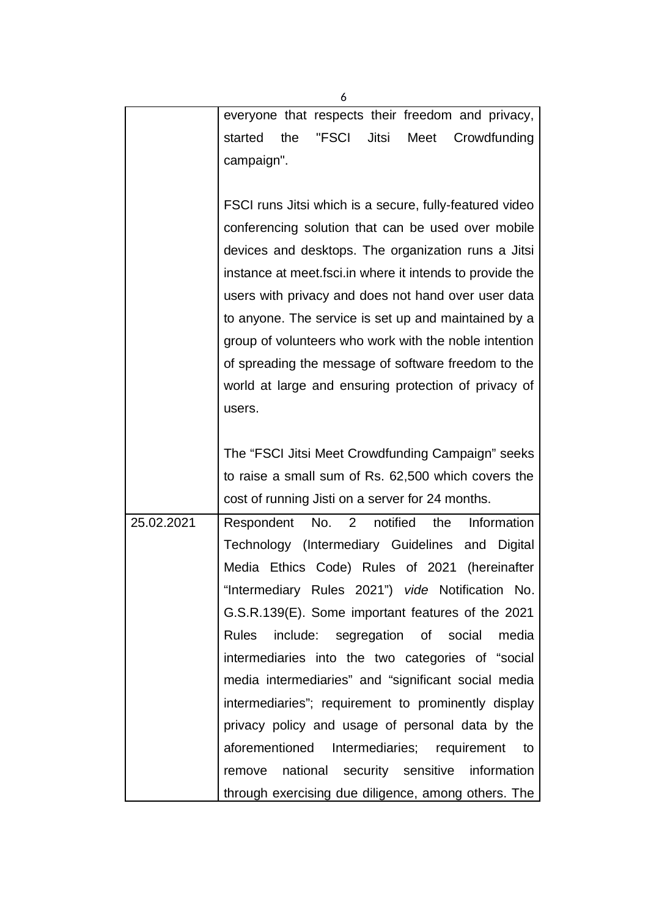| | |
|---|---|
| | everyone that respects their freedom and privacy, started the "FSCI Jitsi Meet Crowdfunding campaign".<br><br>FSCI runs Jitsi which is a secure, fully-featured video conferencing solution that can be used over mobile devices and desktops. The organization runs a Jitsi instance at meet.fsci.in where it intends to provide the users with privacy and does not hand over user data to anyone. The service is set up and maintained by a group of volunteers who work with the noble intention of spreading the message of software freedom to the world at large and ensuring protection of privacy of users.<br><br>The "FSCI Jitsi Meet Crowdfunding Campaign" seeks to raise a small sum of Rs. 62,500 which covers the cost of running Jisti on a server for 24 months. |
| 25.02.2021 | Respondent No. 2 notified the Information Technology (Intermediary Guidelines and Digital Media Ethics Code) Rules of 2021 (hereinafter "Intermediary Rules 2021") *vide* Notification No. G.S.R.139(E). Some important features of the 2021 Rules include: segregation of social media intermediaries into the two categories of "social media intermediaries" and "significant social media intermediaries"; requirement to prominently display privacy policy and usage of personal data by the aforementioned Intermediaries; requirement to remove national security sensitive information through exercising due diligence, among others. The |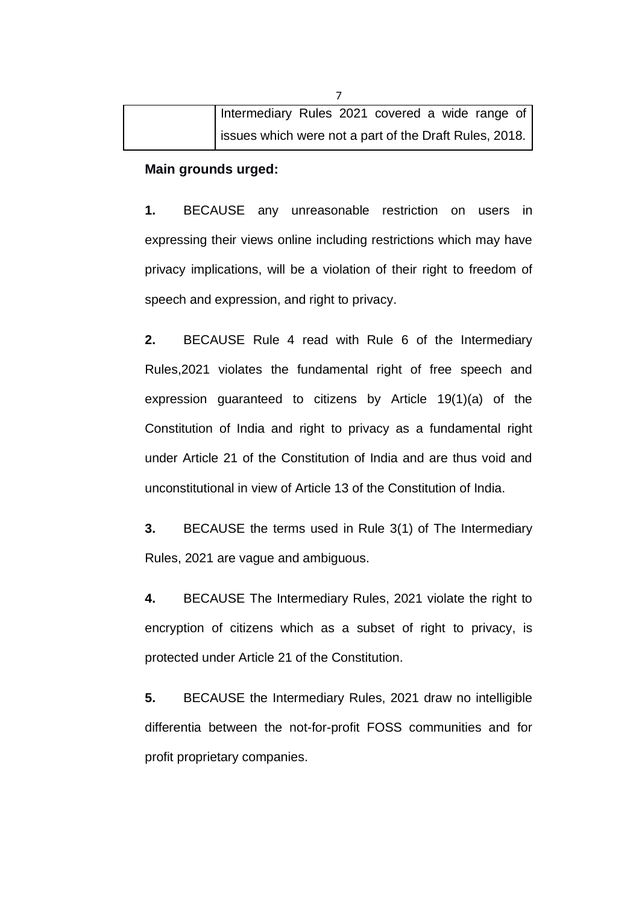| | Intermediary Rules 2021 covered a wide range of issues which were not a part of the Draft Rules, 2018. |
|---|---|

**Main grounds urged:**

**1.** BECAUSE any unreasonable restriction on users in expressing their views online including restrictions which may have privacy implications, will be a violation of their right to freedom of speech and expression, and right to privacy.

**2.** BECAUSE Rule 4 read with Rule 6 of the Intermediary Rules,2021 violates the fundamental right of free speech and expression guaranteed to citizens by Article 19(1)(a) of the Constitution of India and right to privacy as a fundamental right under Article 21 of the Constitution of India and are thus void and unconstitutional in view of Article 13 of the Constitution of India.

**3.** BECAUSE the terms used in Rule 3(1) of The Intermediary Rules, 2021 are vague and ambiguous.

**4.** BECAUSE The Intermediary Rules, 2021 violate the right to encryption of citizens which as a subset of right to privacy, is protected under Article 21 of the Constitution.

**5.** BECAUSE the Intermediary Rules, 2021 draw no intelligible differentia between the not-for-profit FOSS communities and for profit proprietary companies.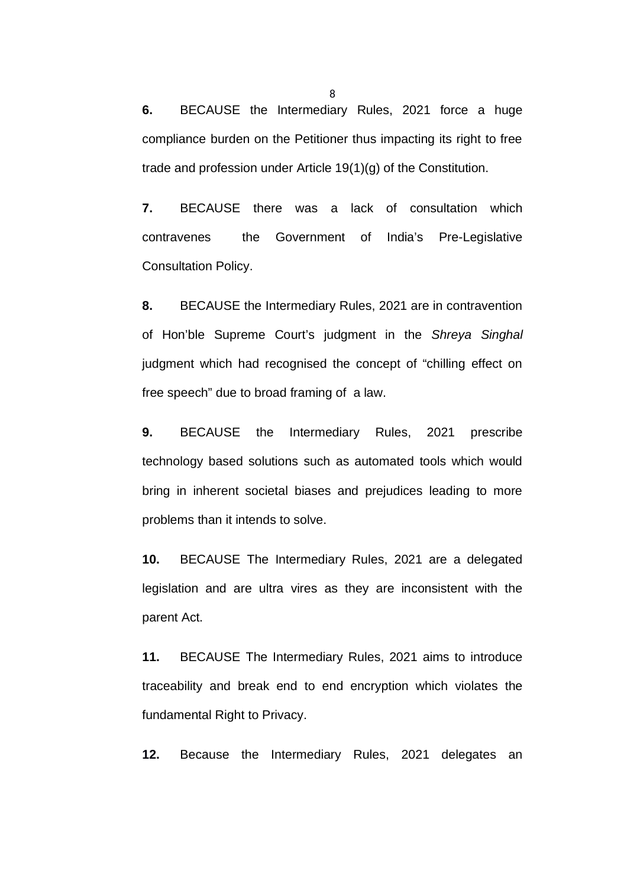**6.** BECAUSE the Intermediary Rules, 2021 force a huge compliance burden on the Petitioner thus impacting its right to free trade and profession under Article 19(1)(g) of the Constitution.

**7.** BECAUSE there was a lack of consultation which contravenes the Government of India's Pre-Legislative Consultation Policy.

**8.** BECAUSE the Intermediary Rules, 2021 are in contravention of Hon'ble Supreme Court's judgment in the *Shreya Singhal* judgment which had recognised the concept of "chilling effect on free speech" due to broad framing of a law.

**9.** BECAUSE the Intermediary Rules, 2021 prescribe technology based solutions such as automated tools which would bring in inherent societal biases and prejudices leading to more problems than it intends to solve.

**10.** BECAUSE The Intermediary Rules, 2021 are a delegated legislation and are ultra vires as they are inconsistent with the parent Act.

**11.** BECAUSE The Intermediary Rules, 2021 aims to introduce traceability and break end to end encryption which violates the fundamental Right to Privacy.

**12.** Because the Intermediary Rules, 2021 delegates an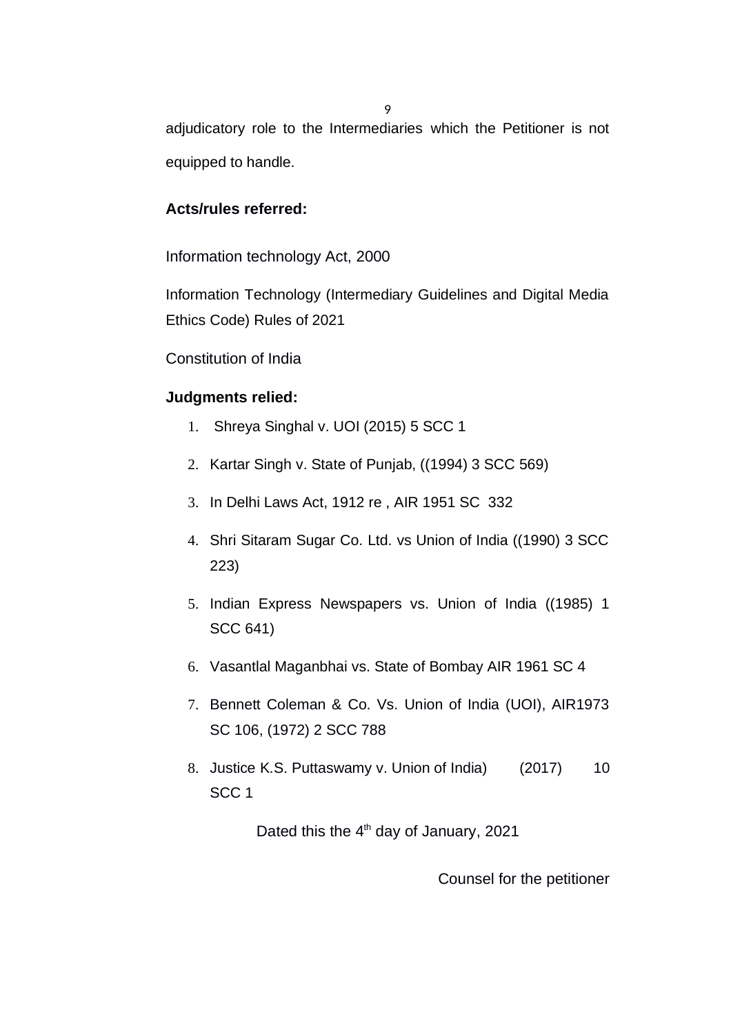adjudicatory role to the Intermediaries which the Petitioner is not equipped to handle.

**Acts/rules referred:**

Information technology Act, 2000

Information Technology (Intermediary Guidelines and Digital Media Ethics Code) Rules of 2021

Constitution of India

**Judgments relied:**

1. Shreya Singhal v. UOI (2015) 5 SCC 1
2. Kartar Singh v. State of Punjab, ((1994) 3 SCC 569)
3. In Delhi Laws Act, 1912 re , AIR 1951 SC 332
4. Shri Sitaram Sugar Co. Ltd. vs Union of India ((1990) 3 SCC 223)
5. Indian Express Newspapers vs. Union of India ((1985) 1 SCC 641)
6. Vasantlal Maganbhai vs. State of Bombay AIR 1961 SC 4
7. Bennett Coleman & Co. Vs. Union of India (UOI), AIR1973 SC 106, (1972) 2 SCC 788
8. Justice K.S. Puttaswamy v. Union of India) (2017) 10 SCC 1

Dated this the 4th day of January, 2021

Counsel for the petitioner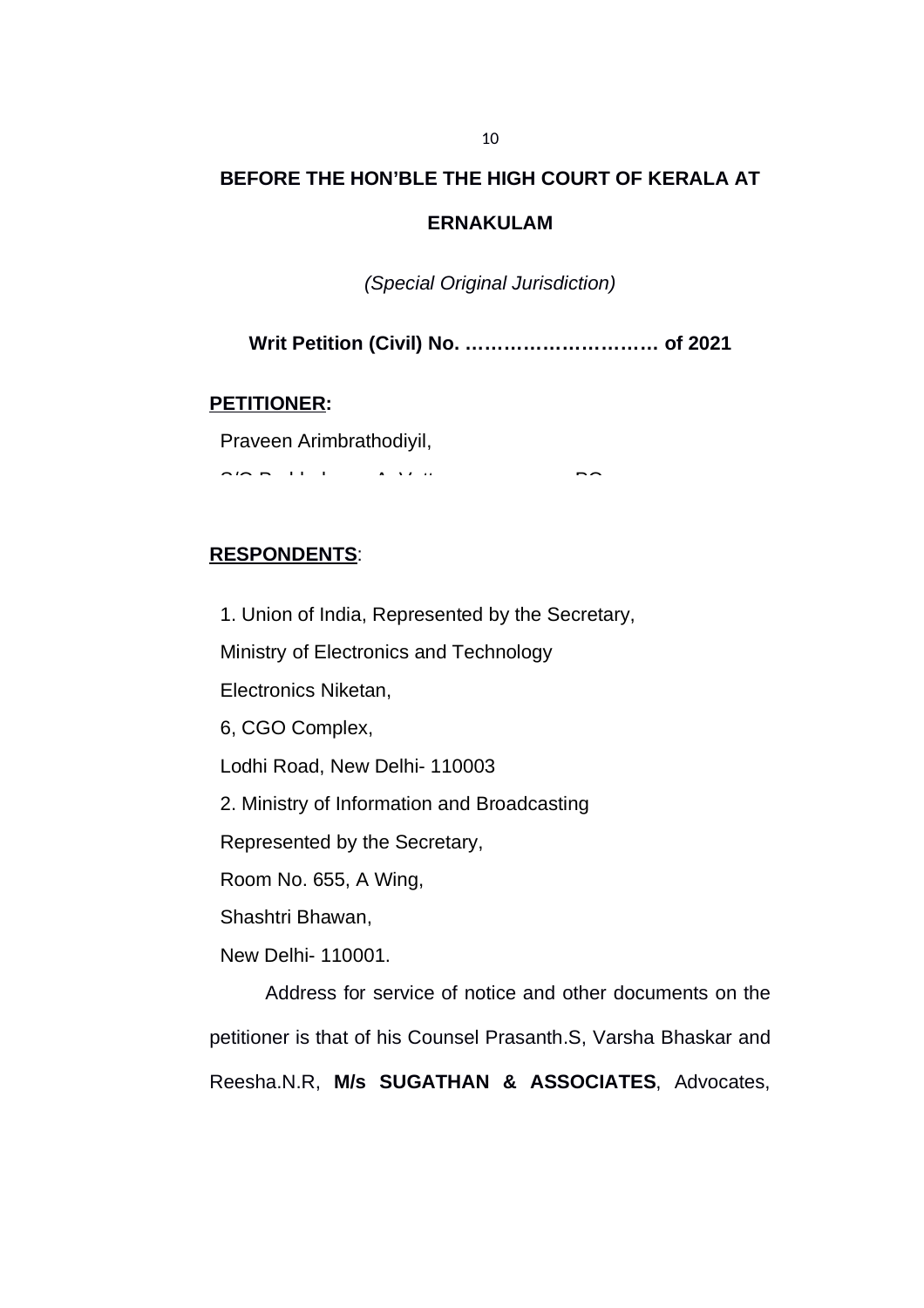**BEFORE THE HON'BLE THE HIGH COURT OF KERALA AT ERNAKULAM**

*(Special Original Jurisdiction)*

**Writ Petition (Civil) No. ………………………… of 2021**

**PETITIONER:**

Praveen Arimbrathodiyil,

**RESPONDENTS**:

1. Union of India, Represented by the Secretary,

Ministry of Electronics and Technology

Electronics Niketan,

6, CGO Complex,

Lodhi Road, New Delhi- 110003

2. Ministry of Information and Broadcasting

Represented by the Secretary,

Room No. 655, A Wing,

Shashtri Bhawan,

New Delhi- 110001.

Address for service of notice and other documents on the petitioner is that of his Counsel Prasanth.S, Varsha Bhaskar and Reesha.N.R, **M/s SUGATHAN & ASSOCIATES**, Advocates,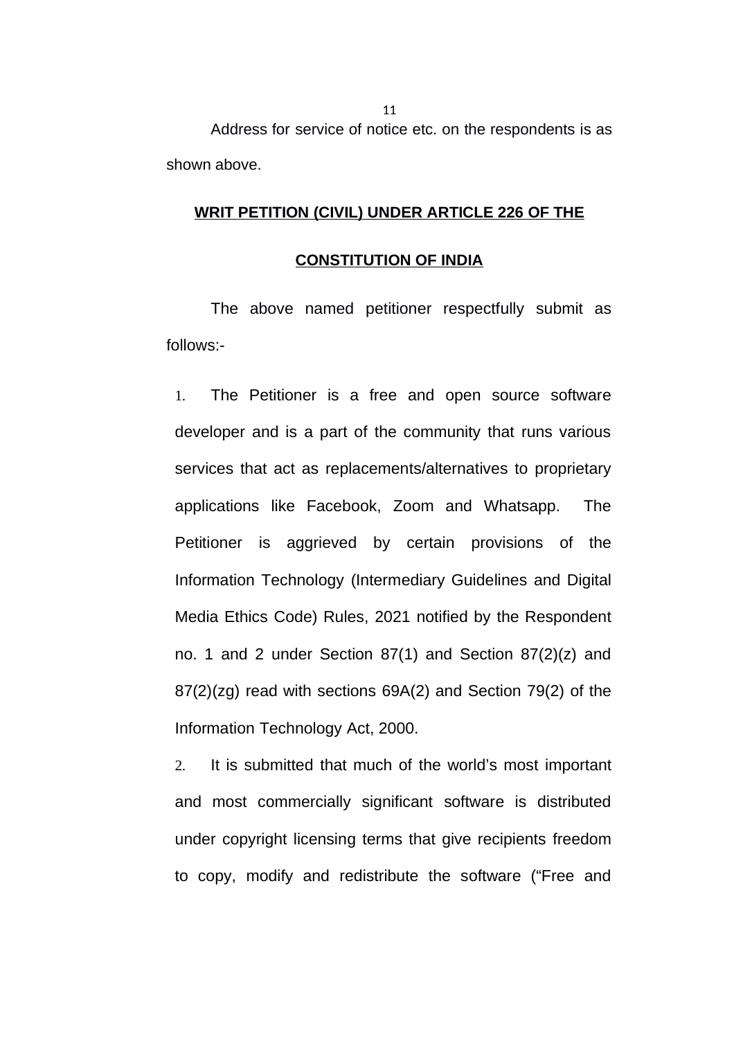Address for service of notice etc. on the respondents is as shown above.

## WRIT PETITION (CIVIL) UNDER ARTICLE 226 OF THE CONSTITUTION OF INDIA

The above named petitioner respectfully submit as follows:-

1. The Petitioner is a free and open source software developer and is a part of the community that runs various services that act as replacements/alternatives to proprietary applications like Facebook, Zoom and Whatsapp. The Petitioner is aggrieved by certain provisions of the Information Technology (Intermediary Guidelines and Digital Media Ethics Code) Rules, 2021 notified by the Respondent no. 1 and 2 under Section 87(1) and Section 87(2)(z) and 87(2)(zg) read with sections 69A(2) and Section 79(2) of the Information Technology Act, 2000.

2. It is submitted that much of the world's most important and most commercially significant software is distributed under copyright licensing terms that give recipients freedom to copy, modify and redistribute the software ("Free and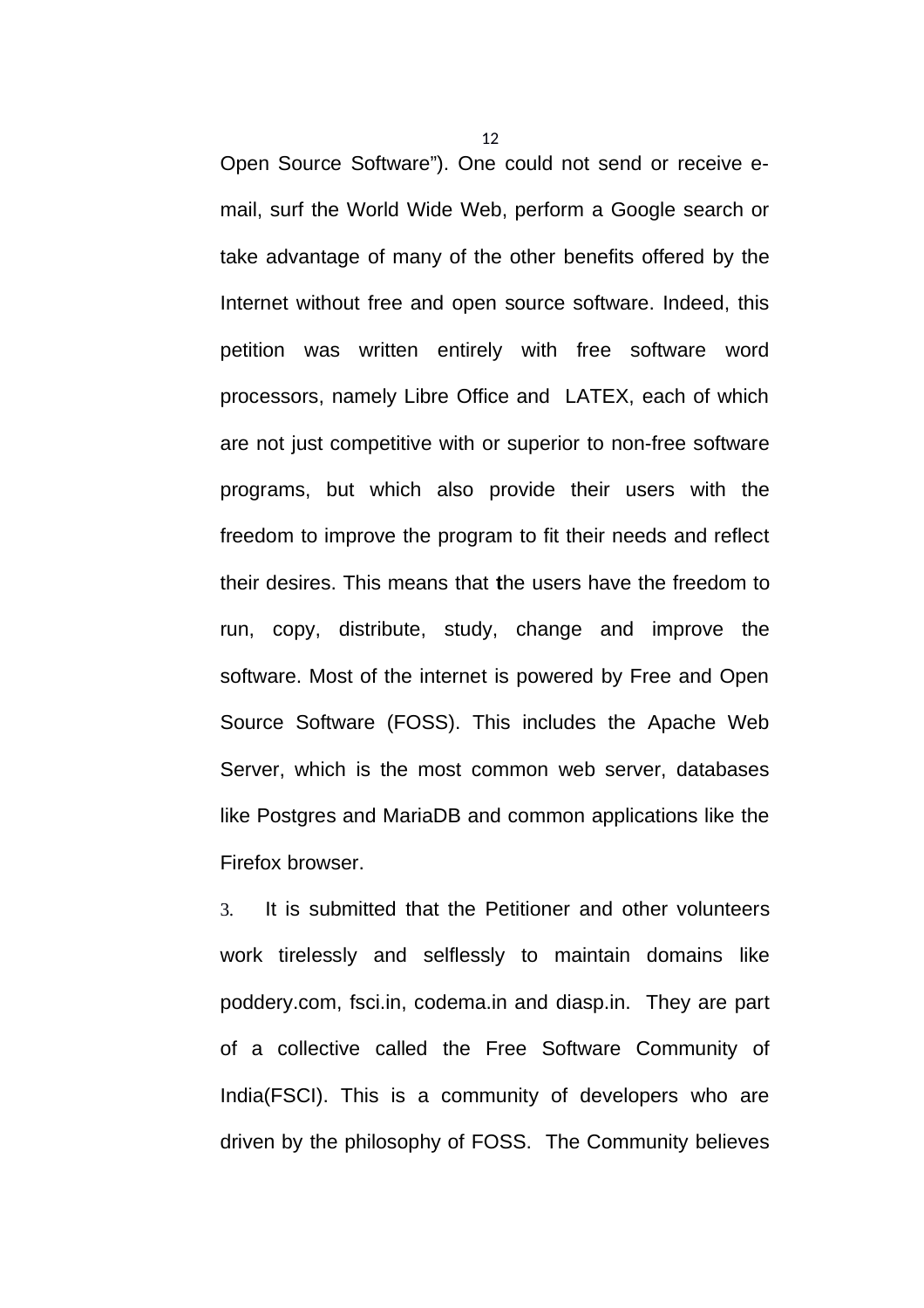Open Source Software"). One could not send or receive e-mail, surf the World Wide Web, perform a Google search or take advantage of many of the other benefits offered by the Internet without free and open source software. Indeed, this petition was written entirely with free software word processors, namely Libre Office and LATEX, each of which are not just competitive with or superior to non-free software programs, but which also provide their users with the freedom to improve the program to fit their needs and reflect their desires. This means that the users have the freedom to run, copy, distribute, study, change and improve the software. Most of the internet is powered by Free and Open Source Software (FOSS). This includes the Apache Web Server, which is the most common web server, databases like Postgres and MariaDB and common applications like the Firefox browser.

3. It is submitted that the Petitioner and other volunteers work tirelessly and selflessly to maintain domains like poddery.com, fsci.in, codema.in and diasp.in. They are part of a collective called the Free Software Community of India(FSCI). This is a community of developers who are driven by the philosophy of FOSS. The Community believes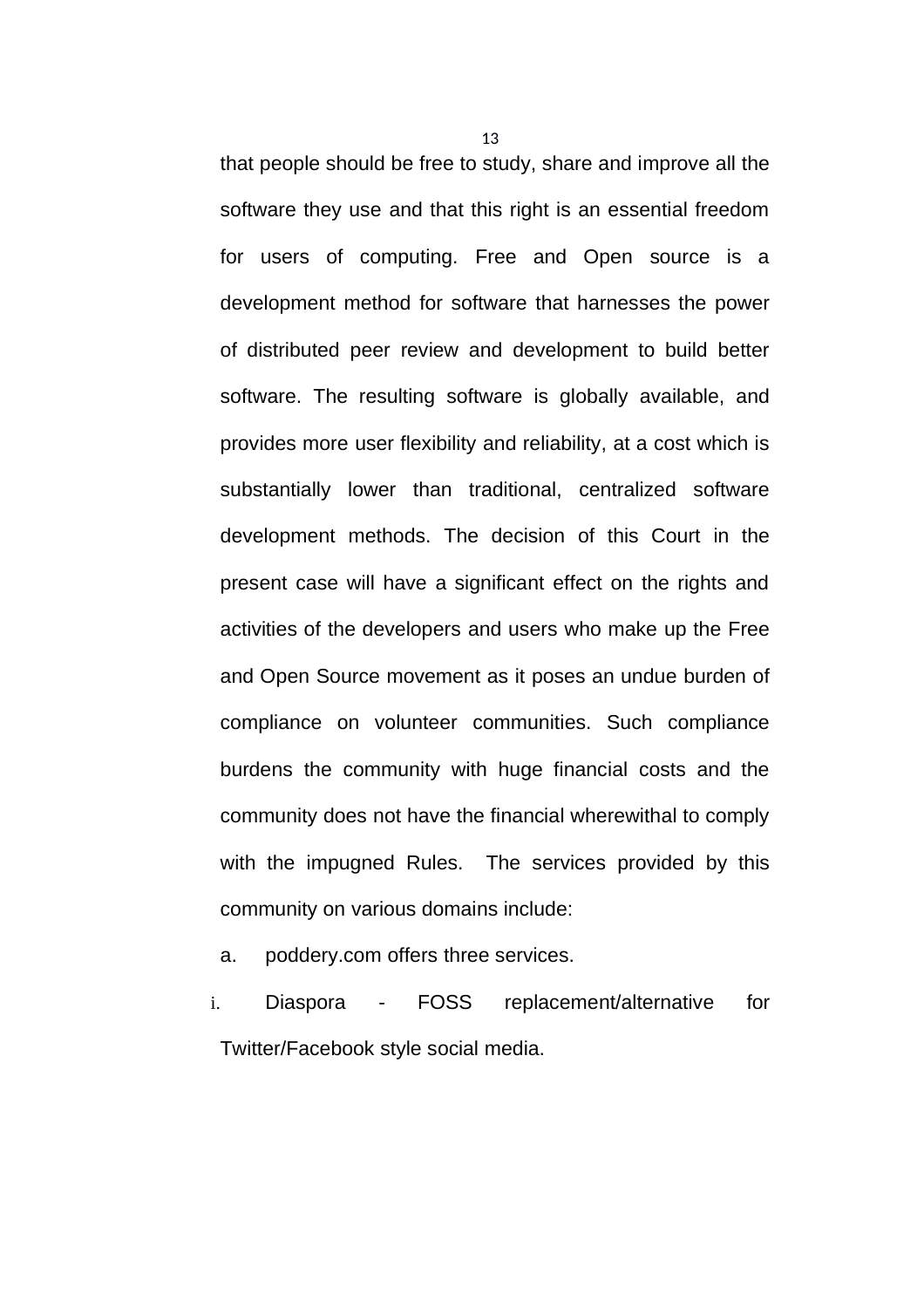that people should be free to study, share and improve all the software they use and that this right is an essential freedom for users of computing. Free and Open source is a development method for software that harnesses the power of distributed peer review and development to build better software. The resulting software is globally available, and provides more user flexibility and reliability, at a cost which is substantially lower than traditional, centralized software development methods. The decision of this Court in the present case will have a significant effect on the rights and activities of the developers and users who make up the Free and Open Source movement as it poses an undue burden of compliance on volunteer communities. Such compliance burdens the community with huge financial costs and the community does not have the financial wherewithal to comply with the impugned Rules. The services provided by this community on various domains include:

a. poddery.com offers three services.

i. Diaspora - FOSS replacement/alternative for Twitter/Facebook style social media.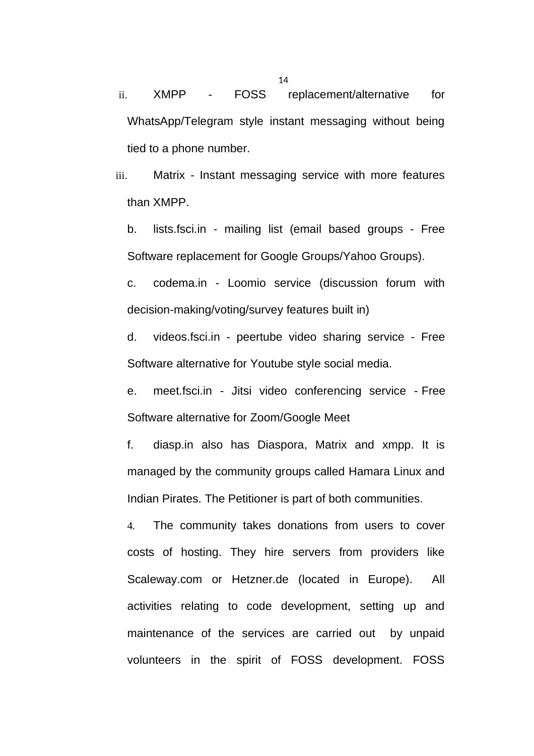ii. XMPP - FOSS replacement/alternative for WhatsApp/Telegram style instant messaging without being tied to a phone number.

iii. Matrix - Instant messaging service with more features than XMPP.

b. lists.fsci.in - mailing list (email based groups - Free Software replacement for Google Groups/Yahoo Groups).

c. codema.in - Loomio service (discussion forum with decision-making/voting/survey features built in)

d. videos.fsci.in - peertube video sharing service - Free Software alternative for Youtube style social media.

e. meet.fsci.in - Jitsi video conferencing service - Free Software alternative for Zoom/Google Meet

f. diasp.in also has Diaspora, Matrix and xmpp. It is managed by the community groups called Hamara Linux and Indian Pirates. The Petitioner is part of both communities.

4. The community takes donations from users to cover costs of hosting. They hire servers from providers like Scaleway.com or Hetzner.de (located in Europe). All activities relating to code development, setting up and maintenance of the services are carried out by unpaid volunteers in the spirit of FOSS development. FOSS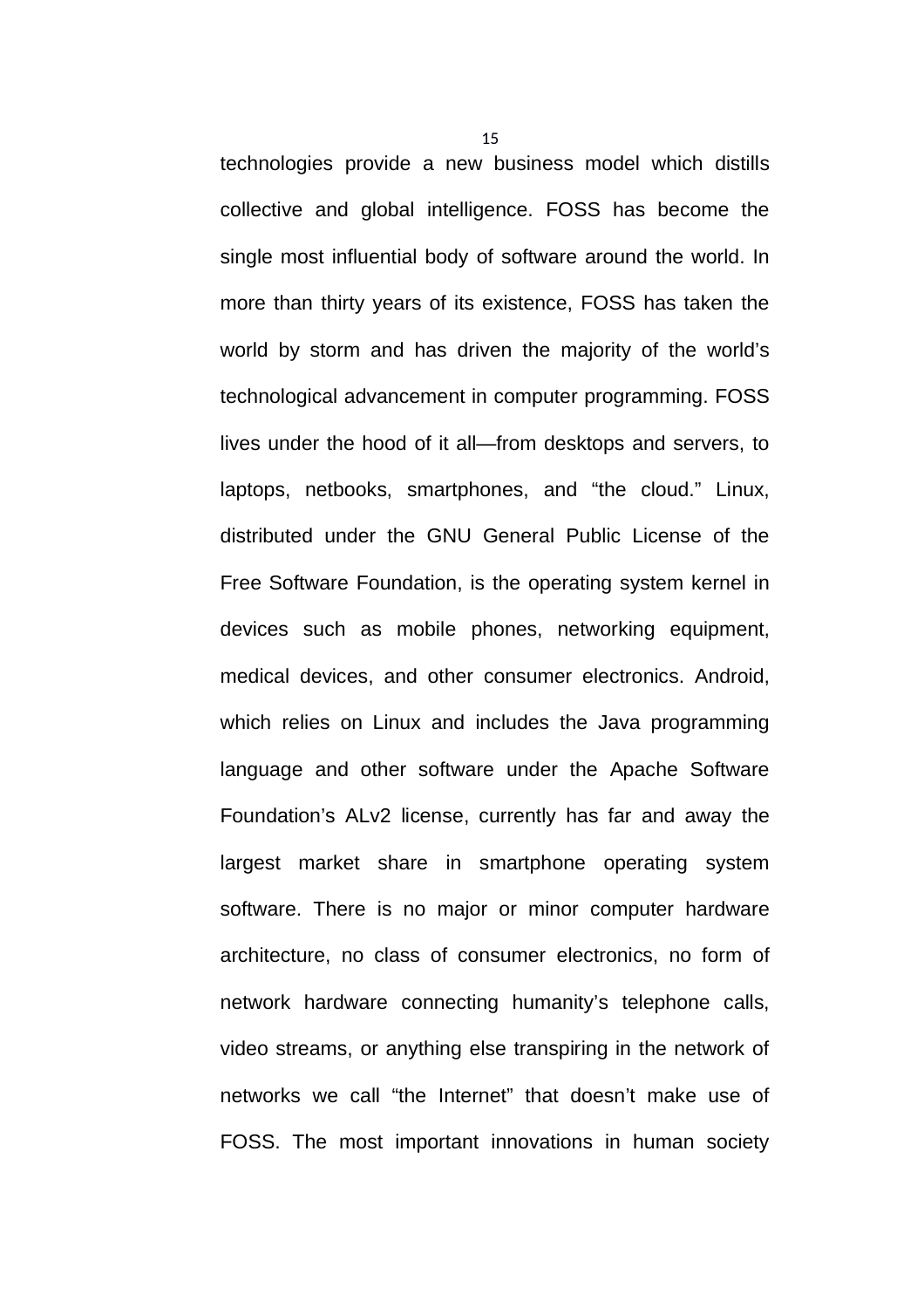technologies provide a new business model which distills collective and global intelligence. FOSS has become the single most influential body of software around the world. In more than thirty years of its existence, FOSS has taken the world by storm and has driven the majority of the world's technological advancement in computer programming. FOSS lives under the hood of it all—from desktops and servers, to laptops, netbooks, smartphones, and "the cloud." Linux, distributed under the GNU General Public License of the Free Software Foundation, is the operating system kernel in devices such as mobile phones, networking equipment, medical devices, and other consumer electronics. Android, which relies on Linux and includes the Java programming language and other software under the Apache Software Foundation's ALv2 license, currently has far and away the largest market share in smartphone operating system software. There is no major or minor computer hardware architecture, no class of consumer electronics, no form of network hardware connecting humanity's telephone calls, video streams, or anything else transpiring in the network of networks we call "the Internet" that doesn't make use of FOSS. The most important innovations in human society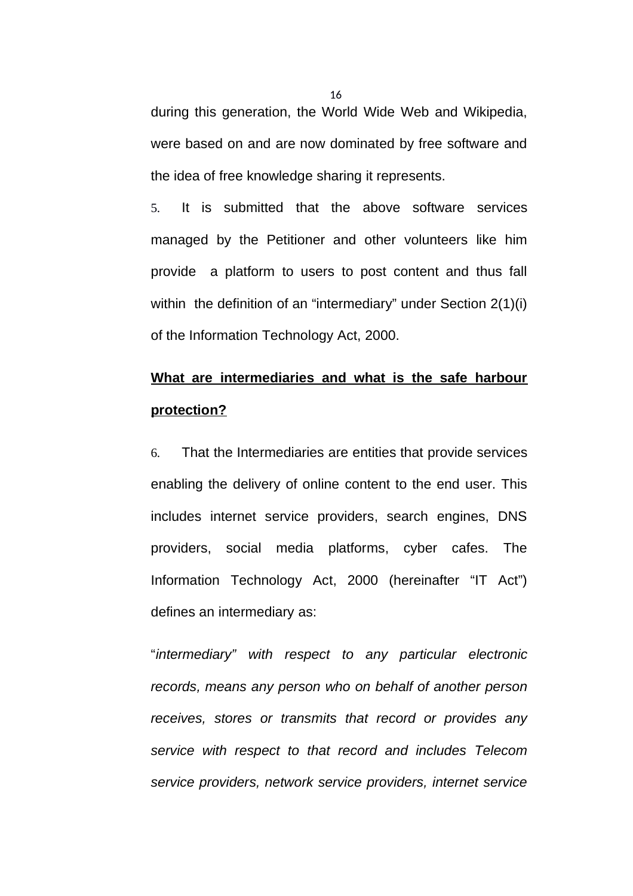during this generation, the World Wide Web and Wikipedia, were based on and are now dominated by free software and the idea of free knowledge sharing it represents.

5. It is submitted that the above software services managed by the Petitioner and other volunteers like him provide a platform to users to post content and thus fall within the definition of an "intermediary" under Section 2(1)(i) of the Information Technology Act, 2000.

**<u>What are intermediaries and what is the safe harbour protection?</u>**

6. That the Intermediaries are entities that provide services enabling the delivery of online content to the end user. This includes internet service providers, search engines, DNS providers, social media platforms, cyber cafes. The Information Technology Act, 2000 (hereinafter "IT Act") defines an intermediary as:

"*intermediary" with respect to any particular electronic records, means any person who on behalf of another person receives, stores or transmits that record or provides any service with respect to that record and includes Telecom service providers, network service providers, internet service*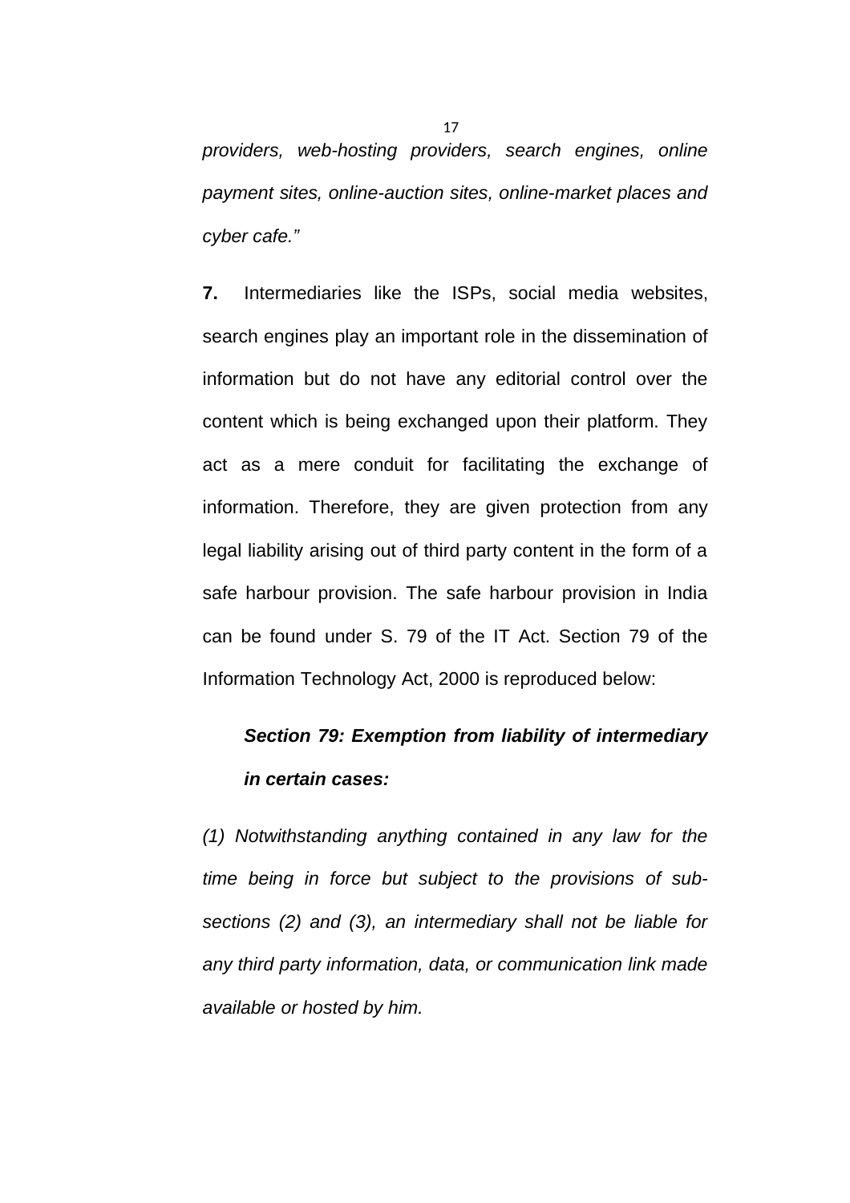*providers, web-hosting providers, search engines, online payment sites, online-auction sites, online-market places and cyber cafe."*

**7.** Intermediaries like the ISPs, social media websites, search engines play an important role in the dissemination of information but do not have any editorial control over the content which is being exchanged upon their platform. They act as a mere conduit for facilitating the exchange of information. Therefore, they are given protection from any legal liability arising out of third party content in the form of a safe harbour provision. The safe harbour provision in India can be found under S. 79 of the IT Act. Section 79 of the Information Technology Act, 2000 is reproduced below:

***Section 79: Exemption from liability of intermediary in certain cases:***

*(1) Notwithstanding anything contained in any law for the time being in force but subject to the provisions of sub-sections (2) and (3), an intermediary shall not be liable for any third party information, data, or communication link made available or hosted by him.*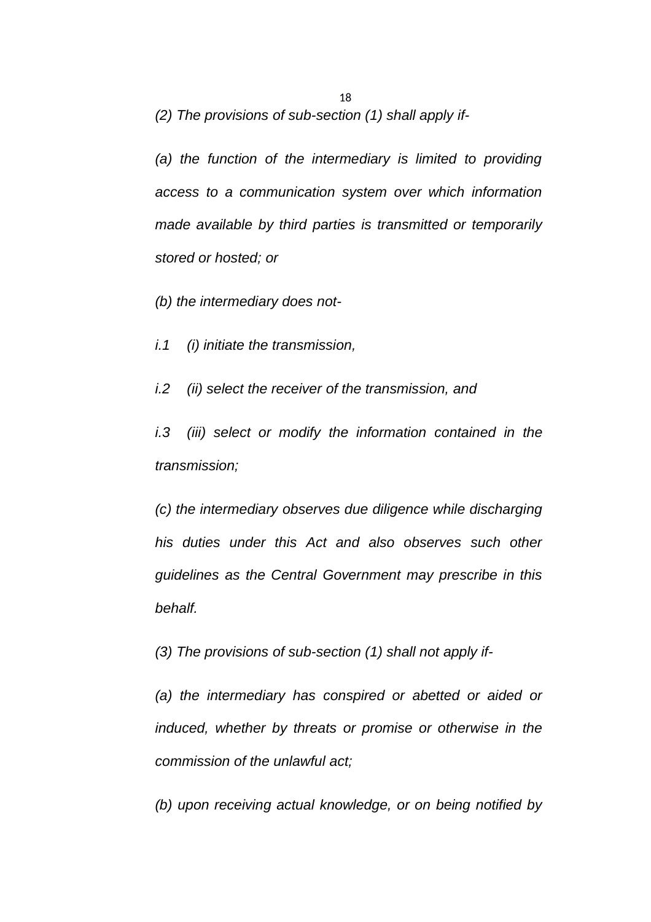*(2) The provisions of sub-section (1) shall apply if-*

*(a) the function of the intermediary is limited to providing access to a communication system over which information made available by third parties is transmitted or temporarily stored or hosted; or*

*(b) the intermediary does not-*

*i.1 (i) initiate the transmission,*

*i.2 (ii) select the receiver of the transmission, and*

*i.3 (iii) select or modify the information contained in the transmission;*

*(c) the intermediary observes due diligence while discharging his duties under this Act and also observes such other guidelines as the Central Government may prescribe in this behalf.*

*(3) The provisions of sub-section (1) shall not apply if-*

*(a) the intermediary has conspired or abetted or aided or induced, whether by threats or promise or otherwise in the commission of the unlawful act;*

*(b) upon receiving actual knowledge, or on being notified by*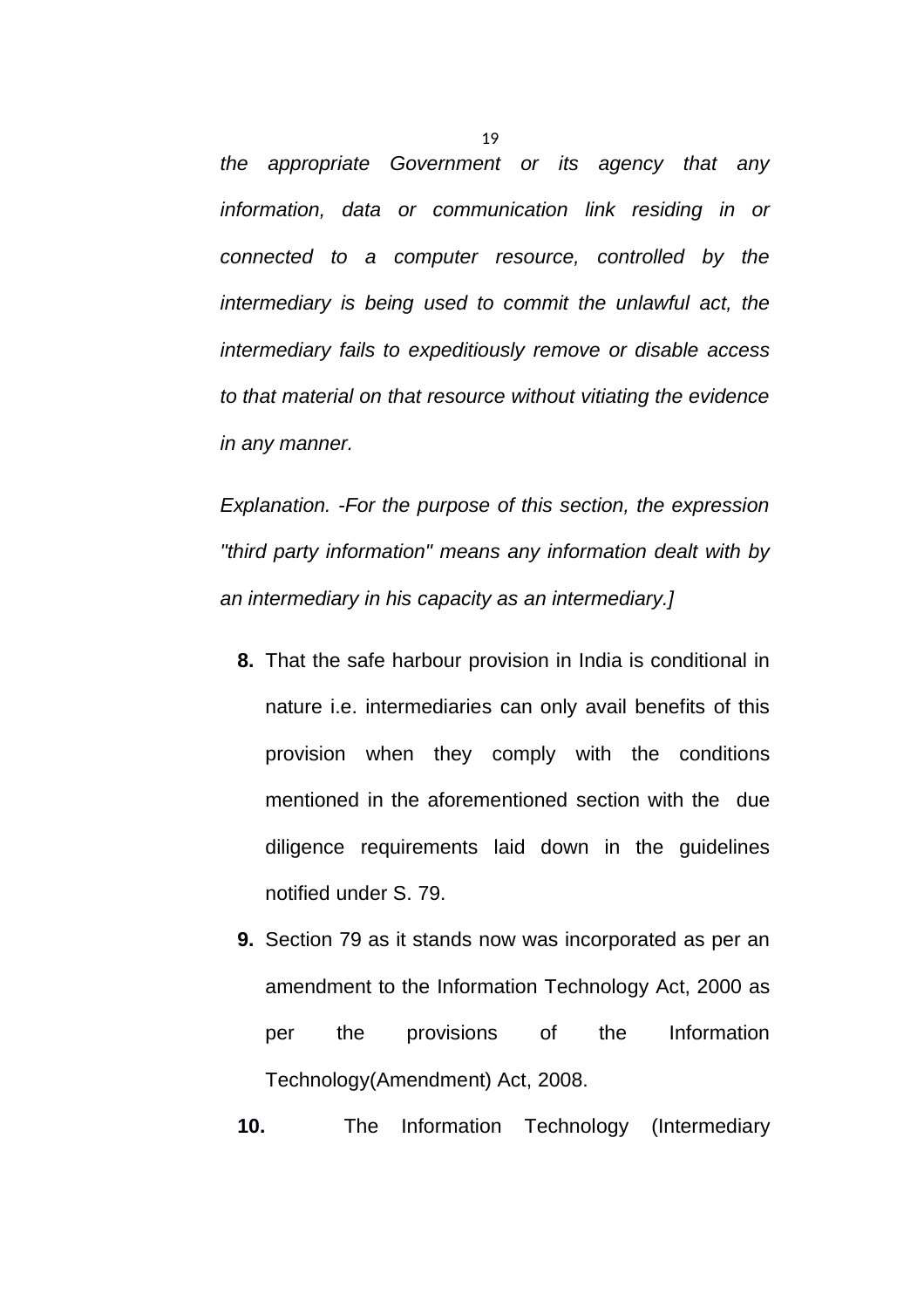*the appropriate Government or its agency that any information, data or communication link residing in or connected to a computer resource, controlled by the intermediary is being used to commit the unlawful act, the intermediary fails to expeditiously remove or disable access to that material on that resource without vitiating the evidence in any manner.*

*Explanation. -For the purpose of this section, the expression "third party information" means any information dealt with by an intermediary in his capacity as an intermediary.]*

**8.** That the safe harbour provision in India is conditional in nature i.e. intermediaries can only avail benefits of this provision when they comply with the conditions mentioned in the aforementioned section with the due diligence requirements laid down in the guidelines notified under S. 79.

**9.** Section 79 as it stands now was incorporated as per an amendment to the Information Technology Act, 2000 as per the provisions of the Information Technology(Amendment) Act, 2008.

**10.** The Information Technology (Intermediary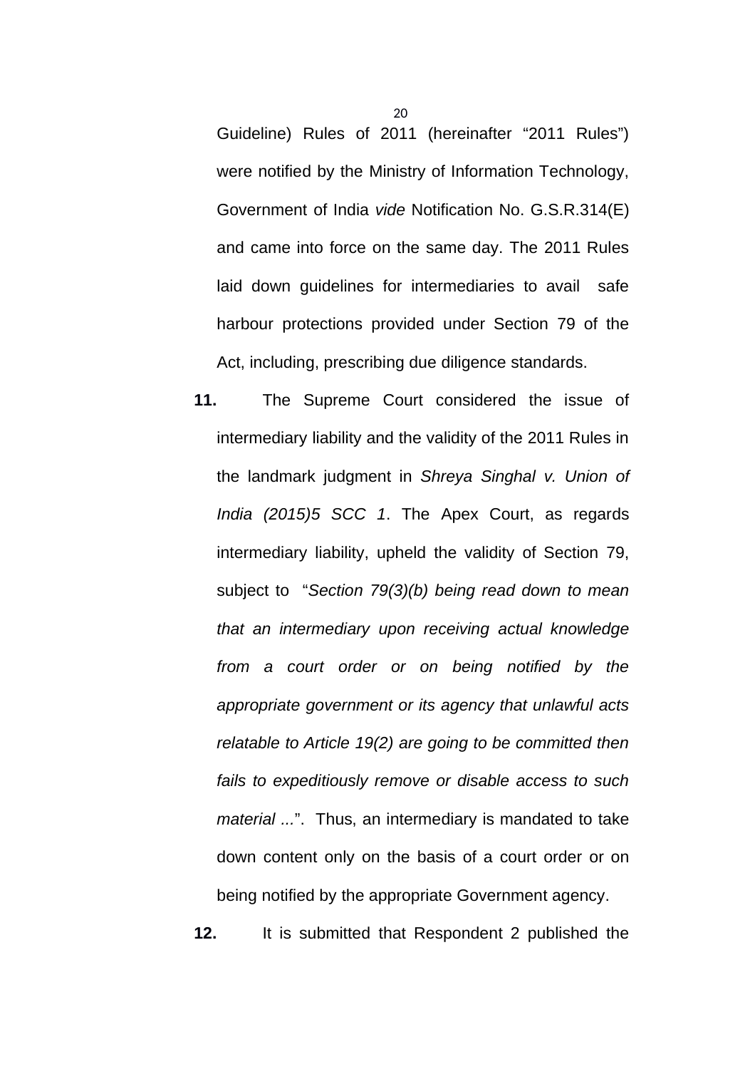Guideline) Rules of 2011 (hereinafter "2011 Rules") were notified by the Ministry of Information Technology, Government of India *vide* Notification No. G.S.R.314(E) and came into force on the same day. The 2011 Rules laid down guidelines for intermediaries to avail safe harbour protections provided under Section 79 of the Act, including, prescribing due diligence standards.

**11.** The Supreme Court considered the issue of intermediary liability and the validity of the 2011 Rules in the landmark judgment in *Shreya Singhal v. Union of India (2015)5 SCC 1*. The Apex Court, as regards intermediary liability, upheld the validity of Section 79, subject to "*Section 79(3)(b) being read down to mean that an intermediary upon receiving actual knowledge from a court order or on being notified by the appropriate government or its agency that unlawful acts relatable to Article 19(2) are going to be committed then fails to expeditiously remove or disable access to such material ...*". Thus, an intermediary is mandated to take down content only on the basis of a court order or on being notified by the appropriate Government agency.

**12.** It is submitted that Respondent 2 published the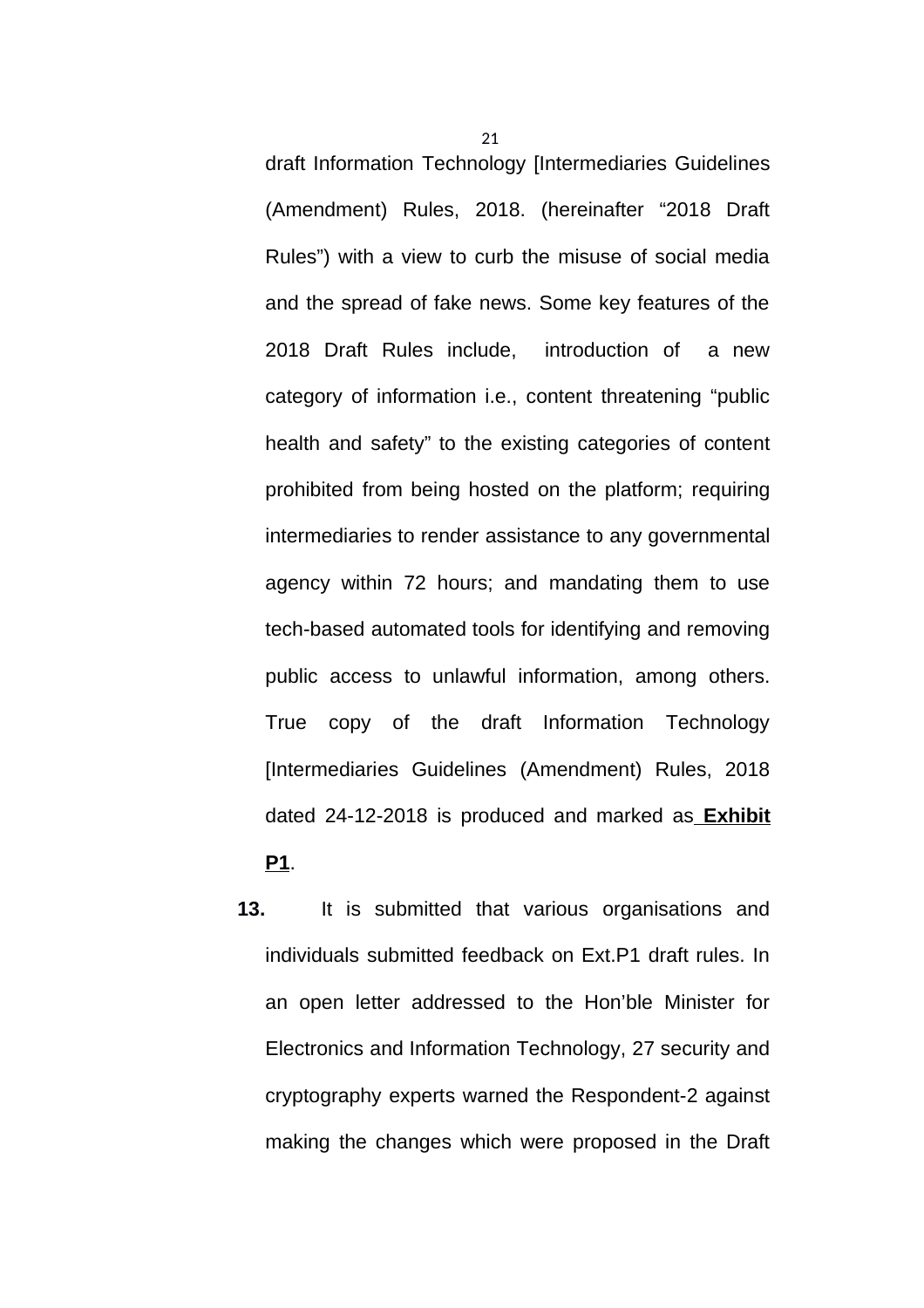draft Information Technology [Intermediaries Guidelines (Amendment) Rules, 2018. (hereinafter "2018 Draft Rules") with a view to curb the misuse of social media and the spread of fake news. Some key features of the 2018 Draft Rules include, introduction of a new category of information i.e., content threatening "public health and safety" to the existing categories of content prohibited from being hosted on the platform; requiring intermediaries to render assistance to any governmental agency within 72 hours; and mandating them to use tech-based automated tools for identifying and removing public access to unlawful information, among others. True copy of the draft Information Technology [Intermediaries Guidelines (Amendment) Rules, 2018 dated 24-12-2018 is produced and marked as **Exhibit P1**.

**13.** It is submitted that various organisations and individuals submitted feedback on Ext.P1 draft rules. In an open letter addressed to the Hon'ble Minister for Electronics and Information Technology, 27 security and cryptography experts warned the Respondent-2 against making the changes which were proposed in the Draft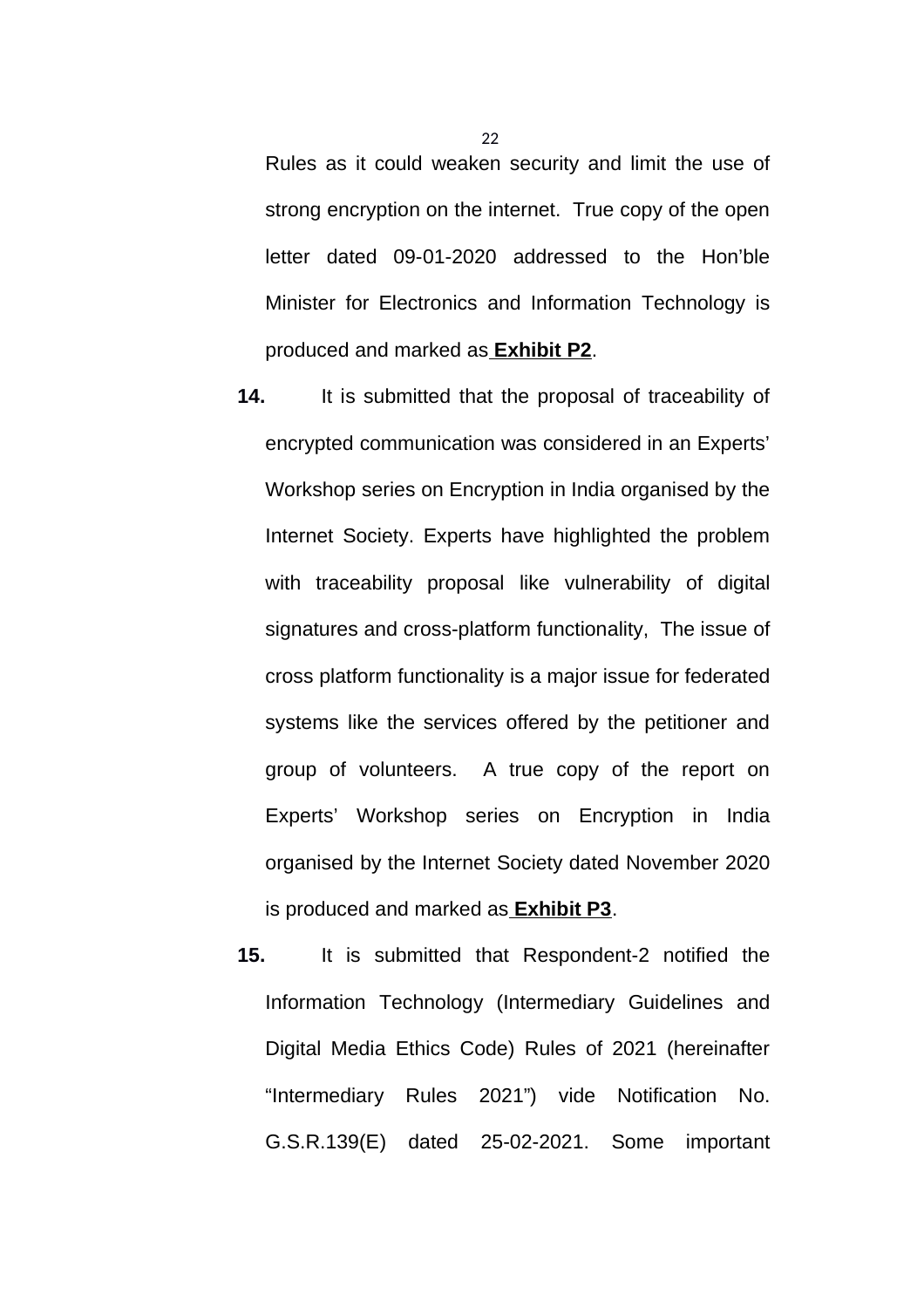Rules as it could weaken security and limit the use of strong encryption on the internet. True copy of the open letter dated 09-01-2020 addressed to the Hon'ble Minister for Electronics and Information Technology is produced and marked as **Exhibit P2**.

**14.** It is submitted that the proposal of traceability of encrypted communication was considered in an Experts' Workshop series on Encryption in India organised by the Internet Society. Experts have highlighted the problem with traceability proposal like vulnerability of digital signatures and cross-platform functionality, The issue of cross platform functionality is a major issue for federated systems like the services offered by the petitioner and group of volunteers. A true copy of the report on Experts' Workshop series on Encryption in India organised by the Internet Society dated November 2020 is produced and marked as **Exhibit P3**.

**15.** It is submitted that Respondent-2 notified the Information Technology (Intermediary Guidelines and Digital Media Ethics Code) Rules of 2021 (hereinafter "Intermediary Rules 2021") vide Notification No. G.S.R.139(E) dated 25-02-2021. Some important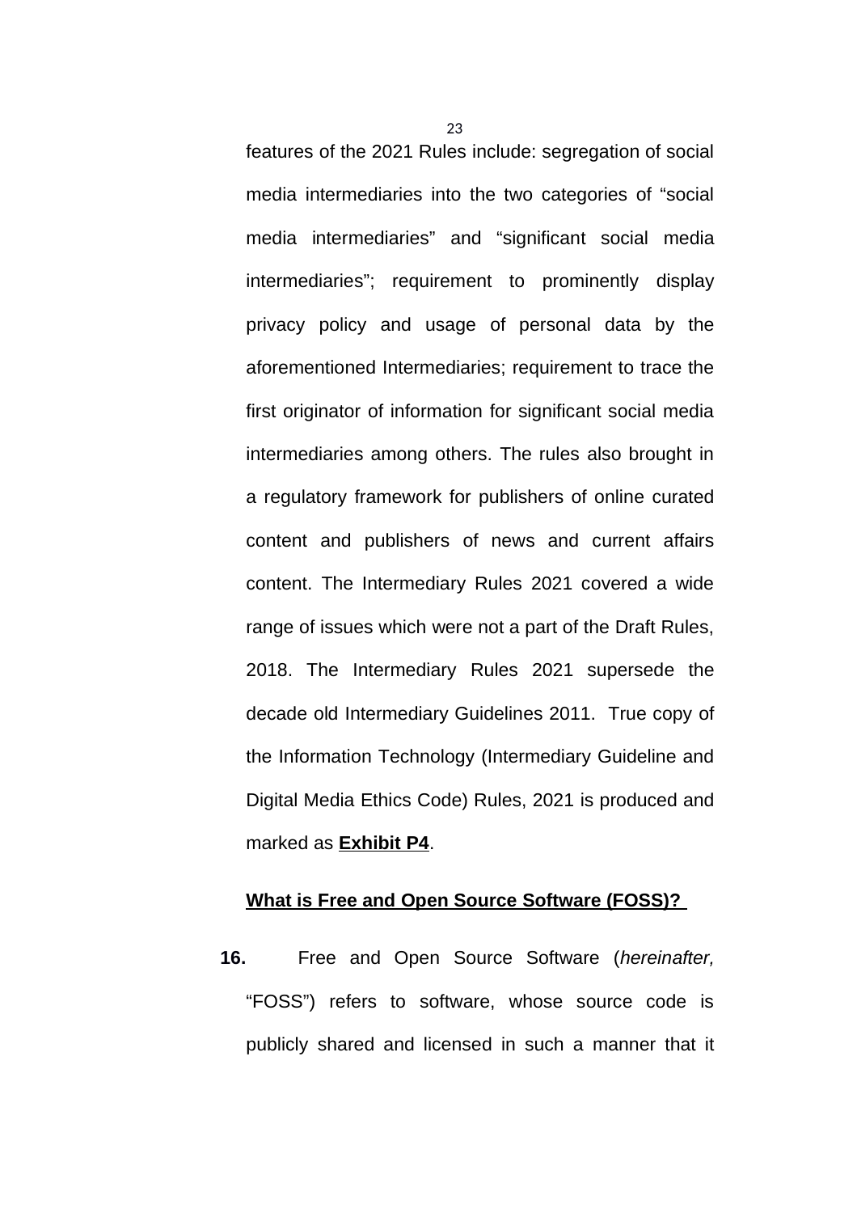features of the 2021 Rules include: segregation of social media intermediaries into the two categories of "social media intermediaries" and "significant social media intermediaries"; requirement to prominently display privacy policy and usage of personal data by the aforementioned Intermediaries; requirement to trace the first originator of information for significant social media intermediaries among others. The rules also brought in a regulatory framework for publishers of online curated content and publishers of news and current affairs content. The Intermediary Rules 2021 covered a wide range of issues which were not a part of the Draft Rules, 2018. The Intermediary Rules 2021 supersede the decade old Intermediary Guidelines 2011. True copy of the Information Technology (Intermediary Guideline and Digital Media Ethics Code) Rules, 2021 is produced and marked as **Exhibit P4**.

**What is Free and Open Source Software (FOSS)?**

**16.** Free and Open Source Software (*hereinafter,* "FOSS") refers to software, whose source code is publicly shared and licensed in such a manner that it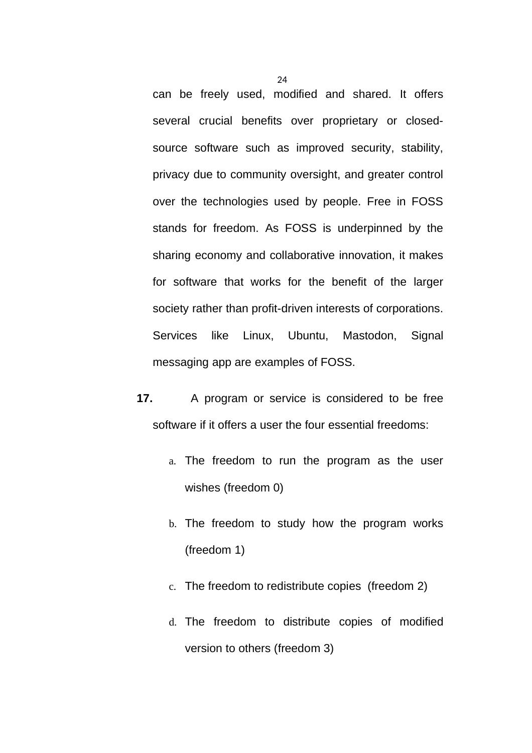can be freely used, modified and shared. It offers several crucial benefits over proprietary or closed-source software such as improved security, stability, privacy due to community oversight, and greater control over the technologies used by people. Free in FOSS stands for freedom. As FOSS is underpinned by the sharing economy and collaborative innovation, it makes for software that works for the benefit of the larger society rather than profit-driven interests of corporations. Services like Linux, Ubuntu, Mastodon, Signal messaging app are examples of FOSS.

**17.** A program or service is considered to be free software if it offers a user the four essential freedoms:

a. The freedom to run the program as the user wishes (freedom 0)

b. The freedom to study how the program works (freedom 1)

c. The freedom to redistribute copies (freedom 2)

d. The freedom to distribute copies of modified version to others (freedom 3)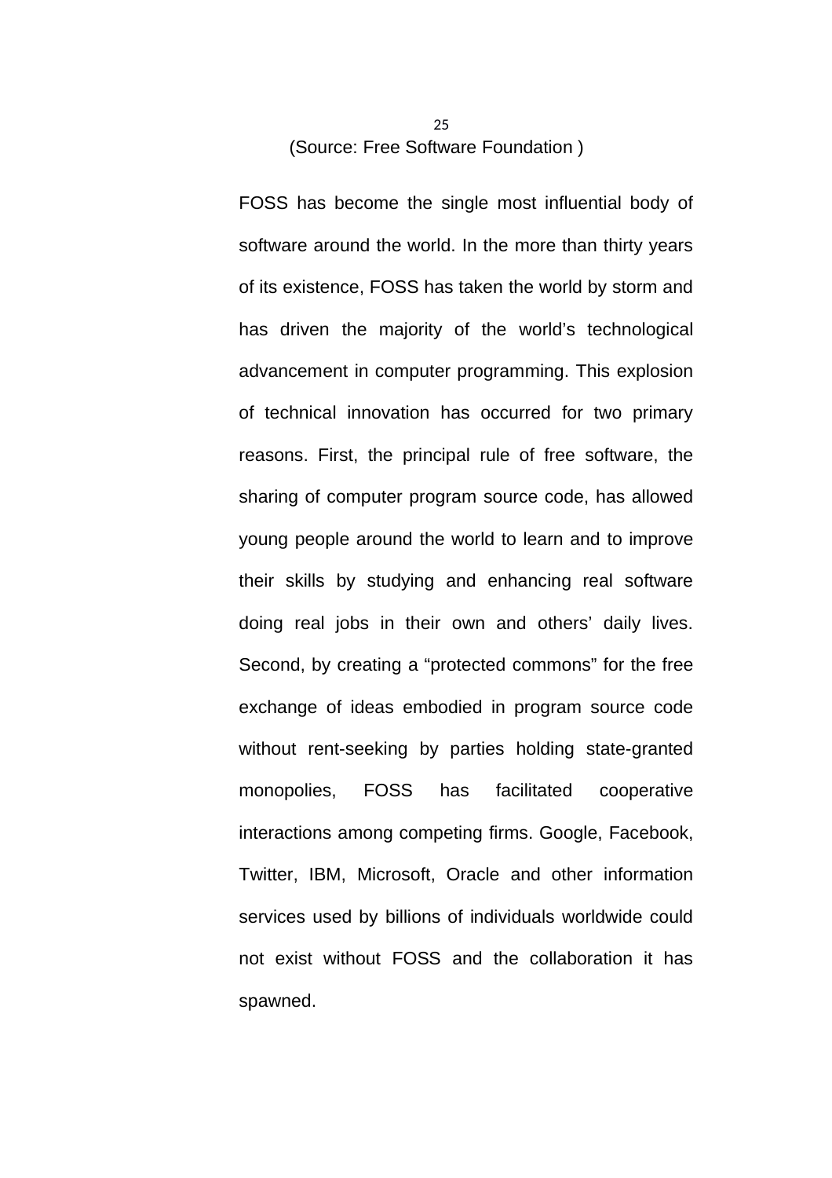(Source: Free Software Foundation )

FOSS has become the single most influential body of software around the world. In the more than thirty years of its existence, FOSS has taken the world by storm and has driven the majority of the world's technological advancement in computer programming. This explosion of technical innovation has occurred for two primary reasons. First, the principal rule of free software, the sharing of computer program source code, has allowed young people around the world to learn and to improve their skills by studying and enhancing real software doing real jobs in their own and others' daily lives. Second, by creating a "protected commons" for the free exchange of ideas embodied in program source code without rent-seeking by parties holding state-granted monopolies, FOSS has facilitated cooperative interactions among competing firms. Google, Facebook, Twitter, IBM, Microsoft, Oracle and other information services used by billions of individuals worldwide could not exist without FOSS and the collaboration it has spawned.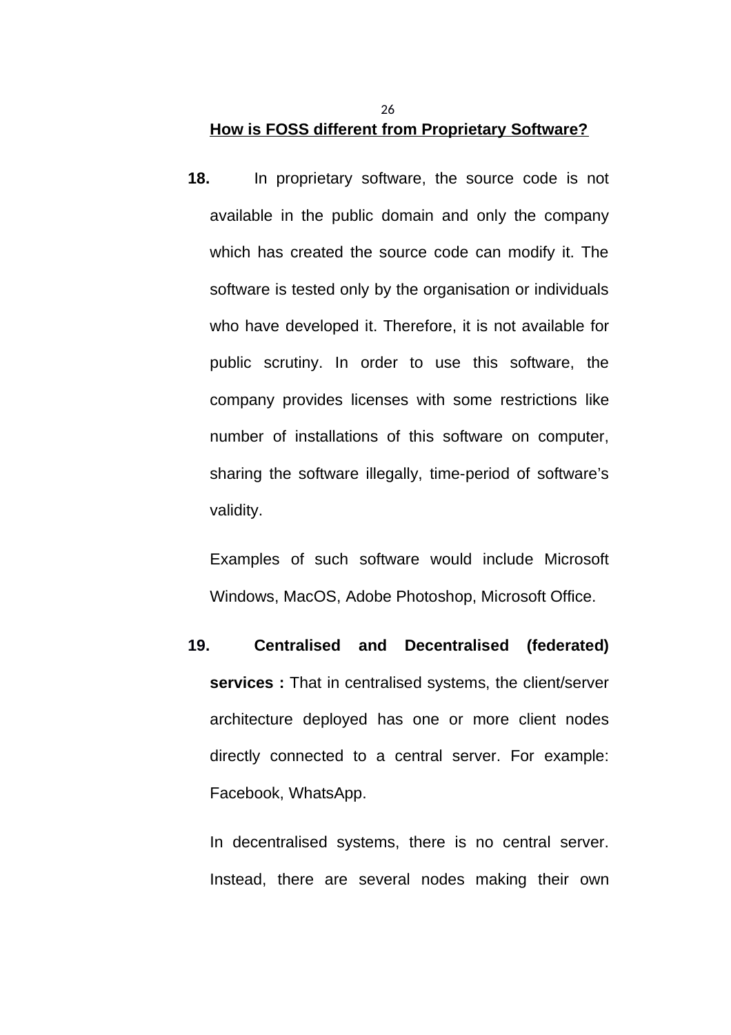## How is FOSS different from Proprietary Software?

**18.** In proprietary software, the source code is not available in the public domain and only the company which has created the source code can modify it. The software is tested only by the organisation or individuals who have developed it. Therefore, it is not available for public scrutiny. In order to use this software, the company provides licenses with some restrictions like number of installations of this software on computer, sharing the software illegally, time-period of software's validity.

Examples of such software would include Microsoft Windows, MacOS, Adobe Photoshop, Microsoft Office.

**19.** **Centralised and Decentralised (federated) services :** That in centralised systems, the client/server architecture deployed has one or more client nodes directly connected to a central server. For example: Facebook, WhatsApp.

In decentralised systems, there is no central server. Instead, there are several nodes making their own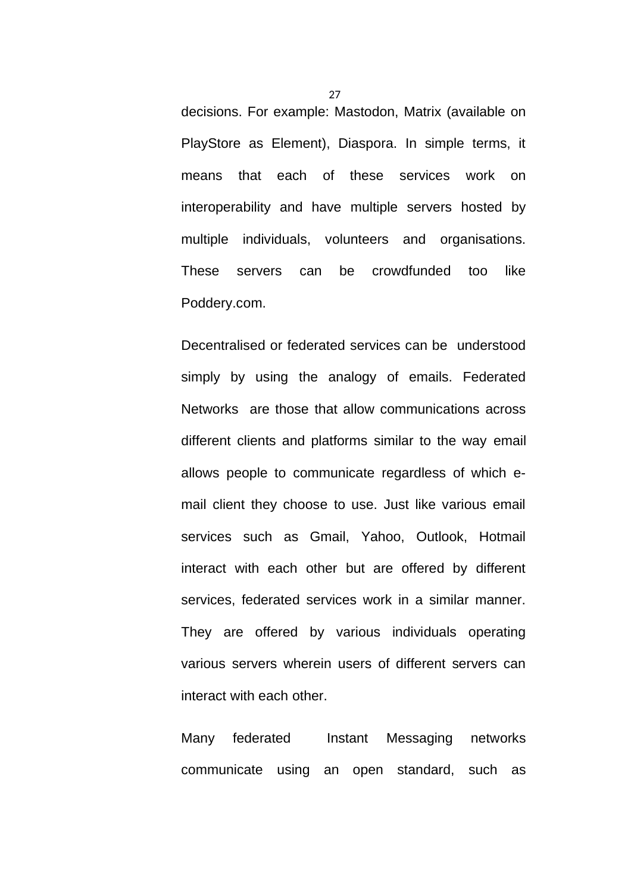decisions. For example: Mastodon, Matrix (available on PlayStore as Element), Diaspora. In simple terms, it means that each of these services work on interoperability and have multiple servers hosted by multiple individuals, volunteers and organisations. These servers can be crowdfunded too like Poddery.com.

Decentralised or federated services can be understood simply by using the analogy of emails. Federated Networks are those that allow communications across different clients and platforms similar to the way email allows people to communicate regardless of which e-mail client they choose to use. Just like various email services such as Gmail, Yahoo, Outlook, Hotmail interact with each other but are offered by different services, federated services work in a similar manner. They are offered by various individuals operating various servers wherein users of different servers can interact with each other.

Many federated Instant Messaging networks communicate using an open standard, such as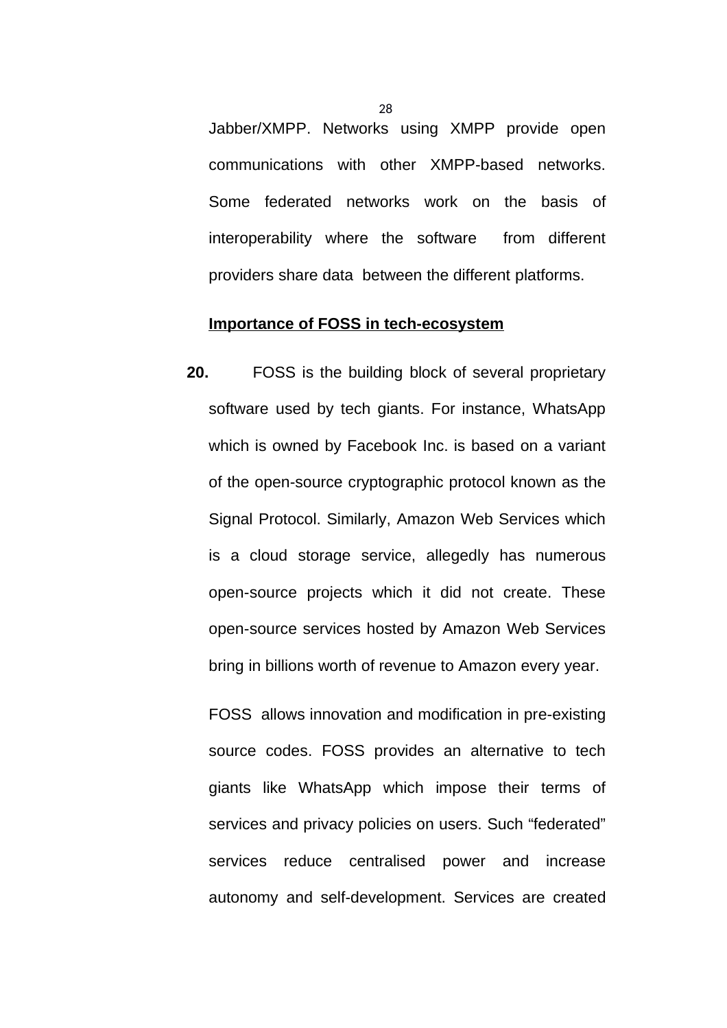Jabber/XMPP. Networks using XMPP provide open communications with other XMPP-based networks. Some federated networks work on the basis of interoperability where the software from different providers share data between the different platforms.

**Importance of FOSS in tech-ecosystem**

**20.** FOSS is the building block of several proprietary software used by tech giants. For instance, WhatsApp which is owned by Facebook Inc. is based on a variant of the open-source cryptographic protocol known as the Signal Protocol. Similarly, Amazon Web Services which is a cloud storage service, allegedly has numerous open-source projects which it did not create. These open-source services hosted by Amazon Web Services bring in billions worth of revenue to Amazon every year.

FOSS allows innovation and modification in pre-existing source codes. FOSS provides an alternative to tech giants like WhatsApp which impose their terms of services and privacy policies on users. Such "federated" services reduce centralised power and increase autonomy and self-development. Services are created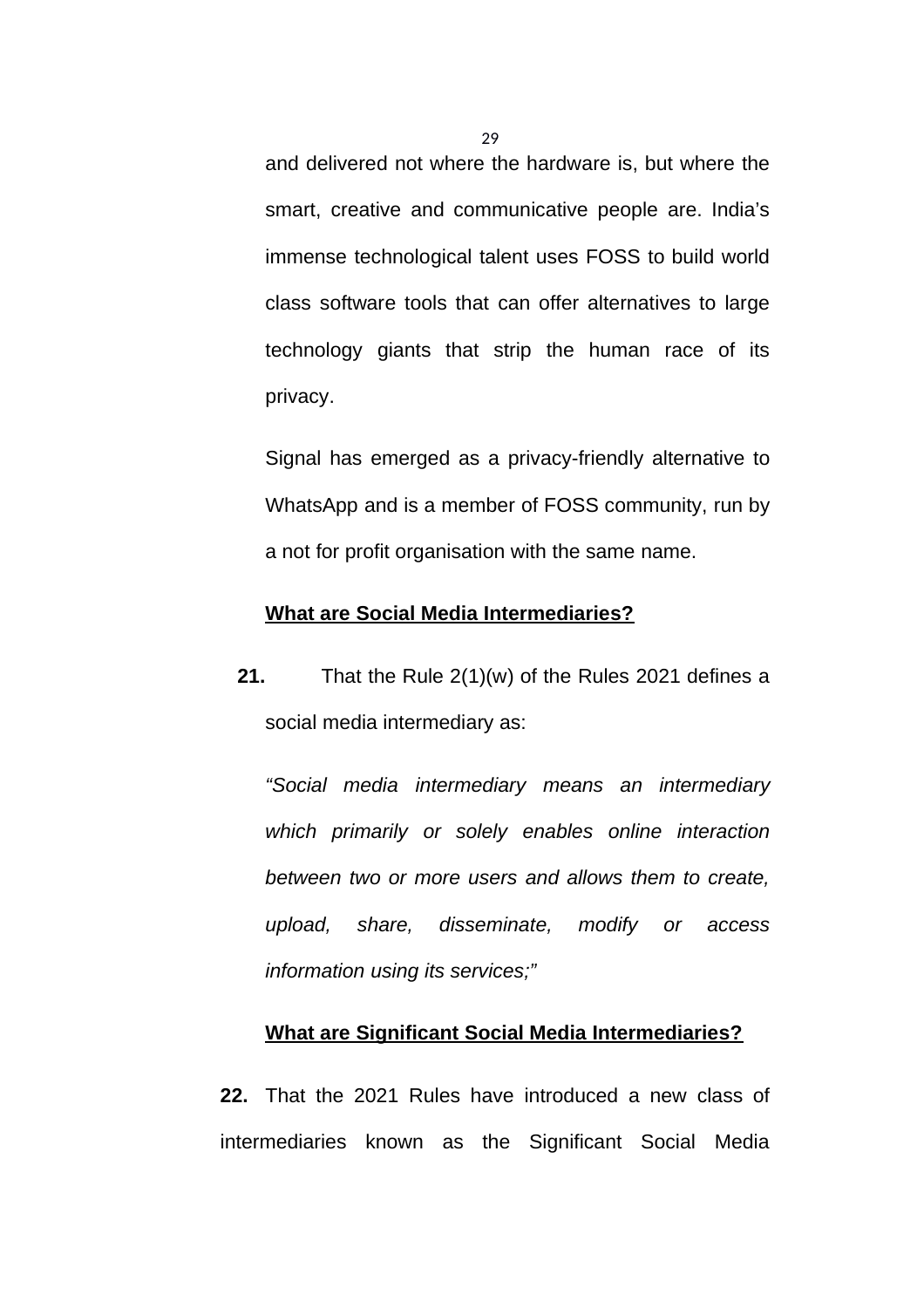and delivered not where the hardware is, but where the smart, creative and communicative people are. India's immense technological talent uses FOSS to build world class software tools that can offer alternatives to large technology giants that strip the human race of its privacy.

Signal has emerged as a privacy-friendly alternative to WhatsApp and is a member of FOSS community, run by a not for profit organisation with the same name.

**<u>What are Social Media Intermediaries?</u>**

**21.** That the Rule 2(1)(w) of the Rules 2021 defines a social media intermediary as:

*"Social media intermediary means an intermediary which primarily or solely enables online interaction between two or more users and allows them to create, upload, share, disseminate, modify or access information using its services;"*

**<u>What are Significant Social Media Intermediaries?</u>**

**22.** That the 2021 Rules have introduced a new class of intermediaries known as the Significant Social Media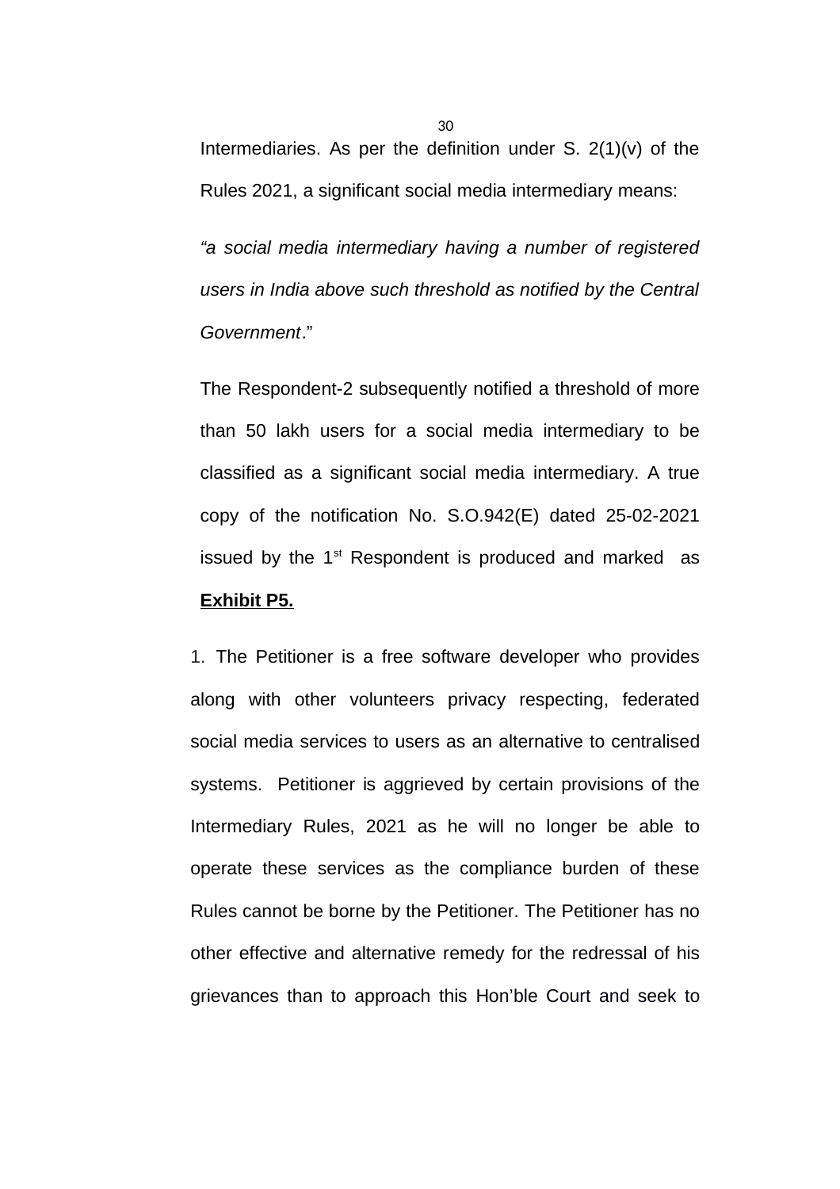Intermediaries. As per the definition under S. 2(1)(v) of the Rules 2021, a significant social media intermediary means:

*"a social media intermediary having a number of registered users in India above such threshold as notified by the Central Government*."

The Respondent-2 subsequently notified a threshold of more than 50 lakh users for a social media intermediary to be classified as a significant social media intermediary. A true copy of the notification No. S.O.942(E) dated 25-02-2021 issued by the 1st Respondent is produced and marked as **Exhibit P5.**

1. The Petitioner is a free software developer who provides along with other volunteers privacy respecting, federated social media services to users as an alternative to centralised systems. Petitioner is aggrieved by certain provisions of the Intermediary Rules, 2021 as he will no longer be able to operate these services as the compliance burden of these Rules cannot be borne by the Petitioner. The Petitioner has no other effective and alternative remedy for the redressal of his grievances than to approach this Hon'ble Court and seek to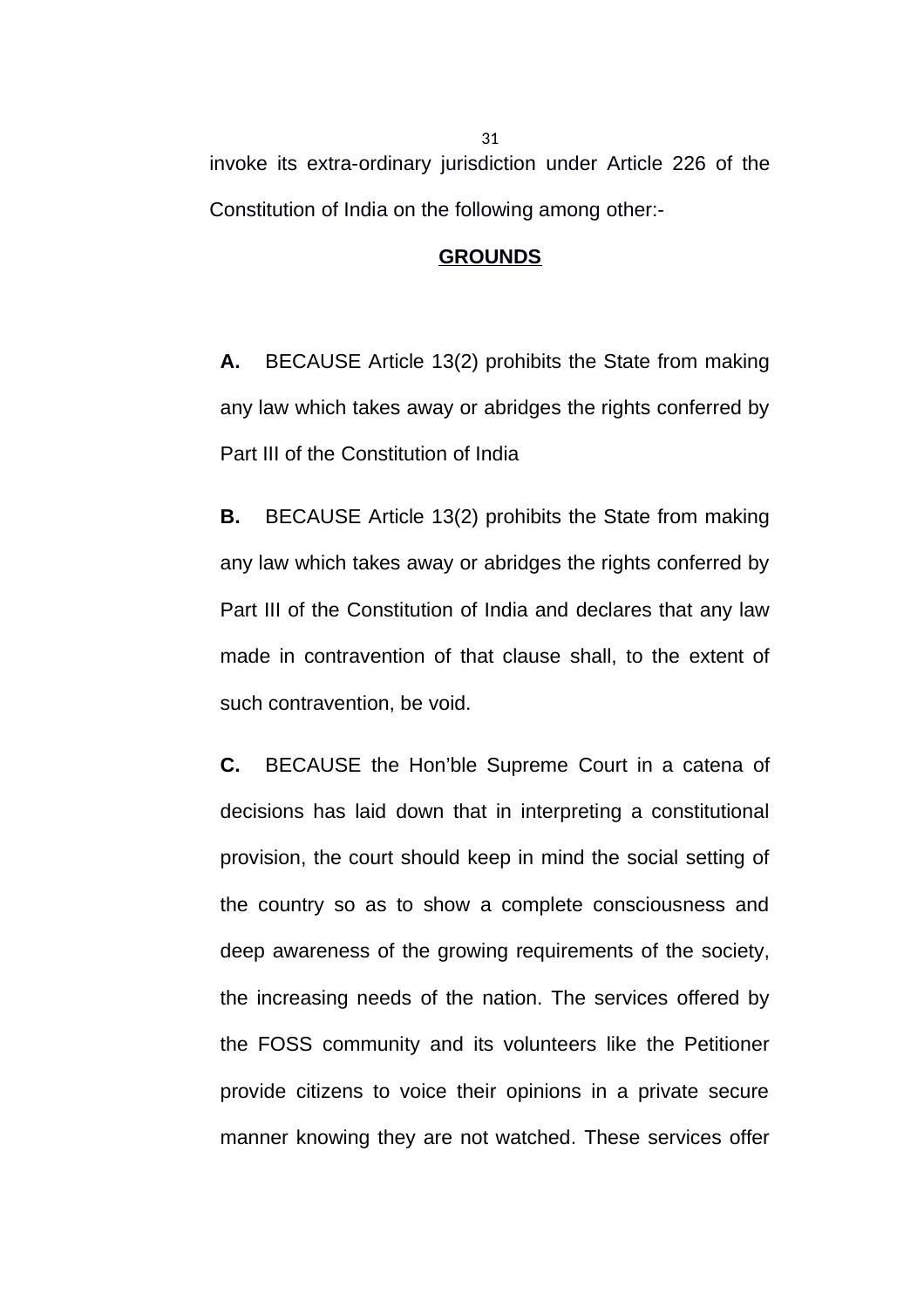invoke its extra-ordinary jurisdiction under Article 226 of the Constitution of India on the following among other:-

**GROUNDS**

**A.** BECAUSE Article 13(2) prohibits the State from making any law which takes away or abridges the rights conferred by Part III of the Constitution of India

**B.** BECAUSE Article 13(2) prohibits the State from making any law which takes away or abridges the rights conferred by Part III of the Constitution of India and declares that any law made in contravention of that clause shall, to the extent of such contravention, be void.

**C.** BECAUSE the Hon'ble Supreme Court in a catena of decisions has laid down that in interpreting a constitutional provision, the court should keep in mind the social setting of the country so as to show a complete consciousness and deep awareness of the growing requirements of the society, the increasing needs of the nation. The services offered by the FOSS community and its volunteers like the Petitioner provide citizens to voice their opinions in a private secure manner knowing they are not watched. These services offer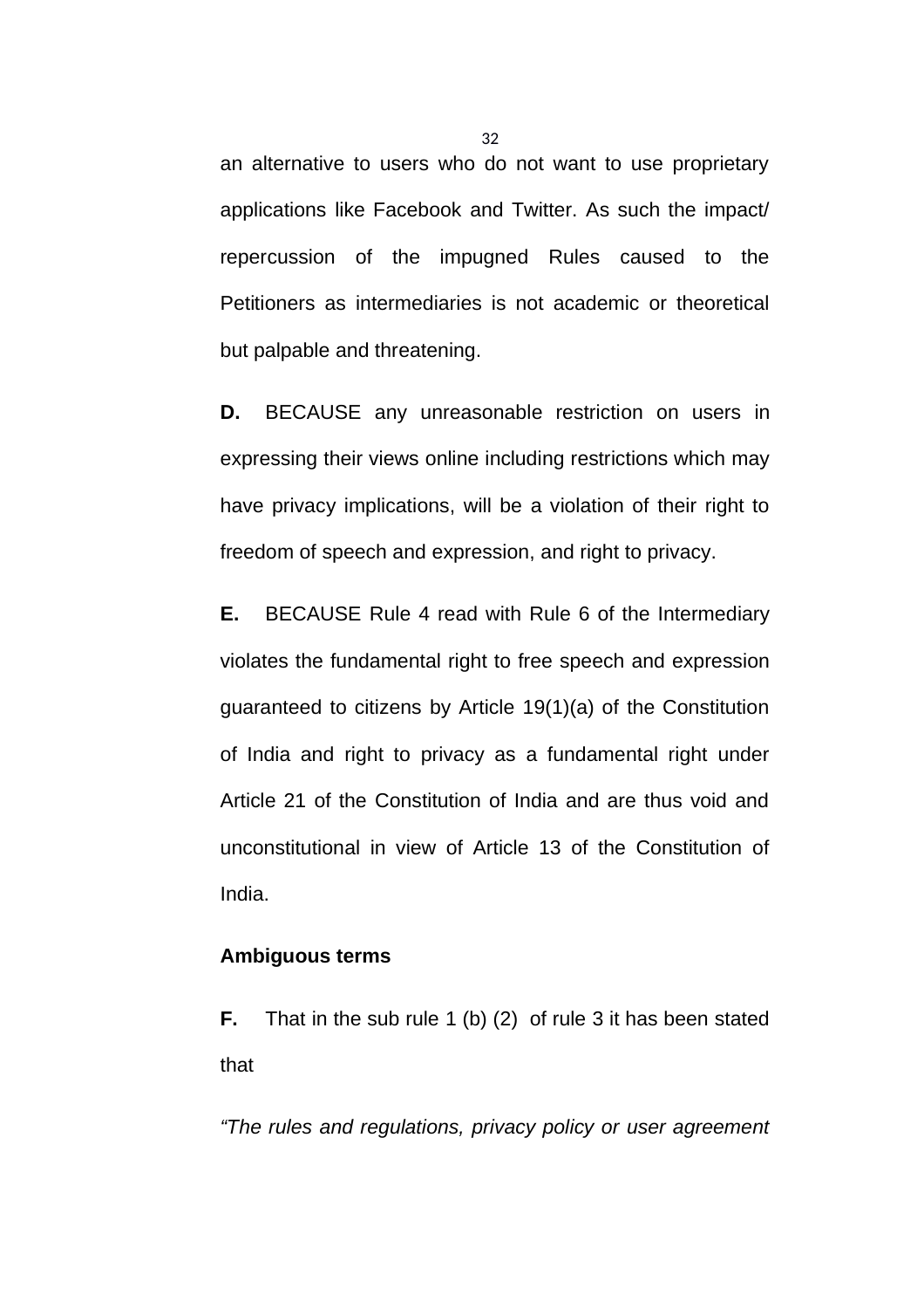an alternative to users who do not want to use proprietary applications like Facebook and Twitter. As such the impact/ repercussion of the impugned Rules caused to the Petitioners as intermediaries is not academic or theoretical but palpable and threatening.

**D.** BECAUSE any unreasonable restriction on users in expressing their views online including restrictions which may have privacy implications, will be a violation of their right to freedom of speech and expression, and right to privacy.

**E.** BECAUSE Rule 4 read with Rule 6 of the Intermediary violates the fundamental right to free speech and expression guaranteed to citizens by Article 19(1)(a) of the Constitution of India and right to privacy as a fundamental right under Article 21 of the Constitution of India and are thus void and unconstitutional in view of Article 13 of the Constitution of India.

**Ambiguous terms**

**F.** That in the sub rule 1 (b) (2) of rule 3 it has been stated that

*"The rules and regulations, privacy policy or user agreement*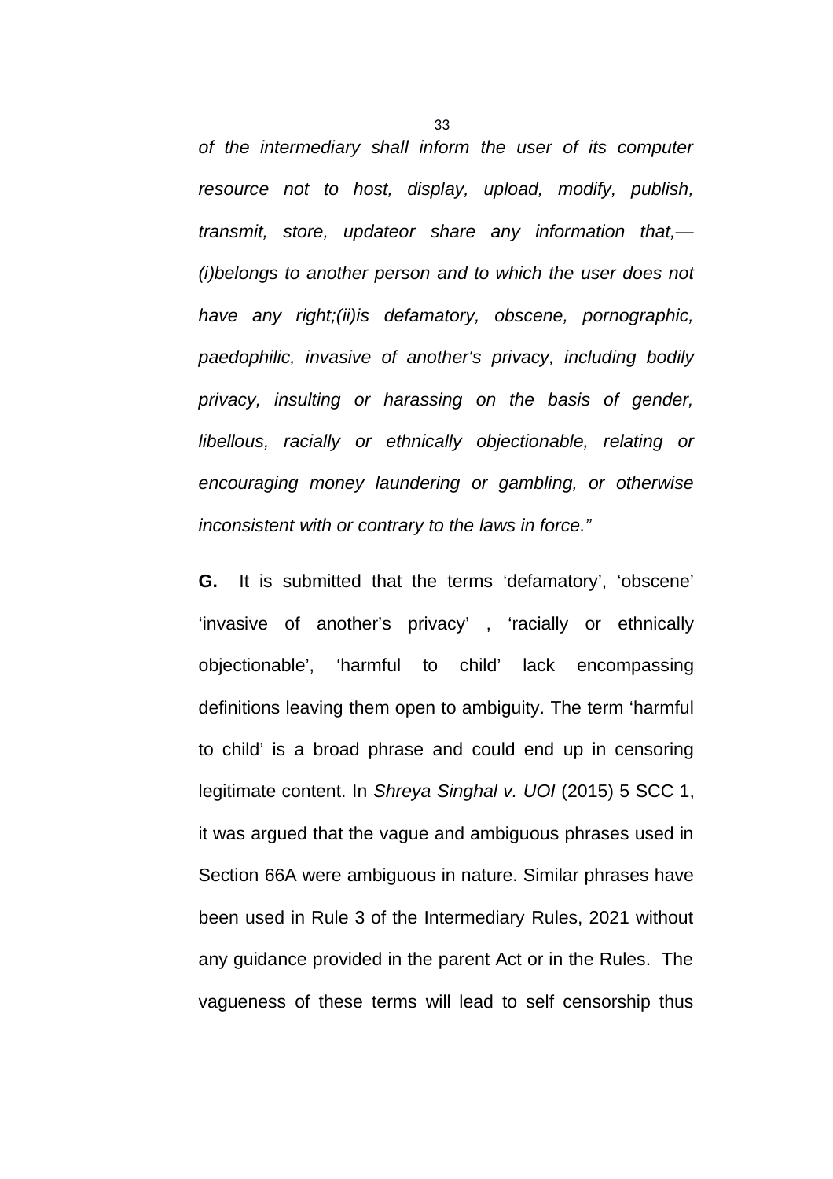*of the intermediary shall inform the user of its computer resource not to host, display, upload, modify, publish, transmit, store, updateor share any information that,— (i)belongs to another person and to which the user does not have any right;(ii)is defamatory, obscene, pornographic, paedophilic, invasive of another's privacy, including bodily privacy, insulting or harassing on the basis of gender, libellous, racially or ethnically objectionable, relating or encouraging money laundering or gambling, or otherwise inconsistent with or contrary to the laws in force."*

**G.** It is submitted that the terms 'defamatory', 'obscene' 'invasive of another's privacy' , 'racially or ethnically objectionable', 'harmful to child' lack encompassing definitions leaving them open to ambiguity. The term 'harmful to child' is a broad phrase and could end up in censoring legitimate content. In *Shreya Singhal v. UOI* (2015) 5 SCC 1, it was argued that the vague and ambiguous phrases used in Section 66A were ambiguous in nature. Similar phrases have been used in Rule 3 of the Intermediary Rules, 2021 without any guidance provided in the parent Act or in the Rules. The vagueness of these terms will lead to self censorship thus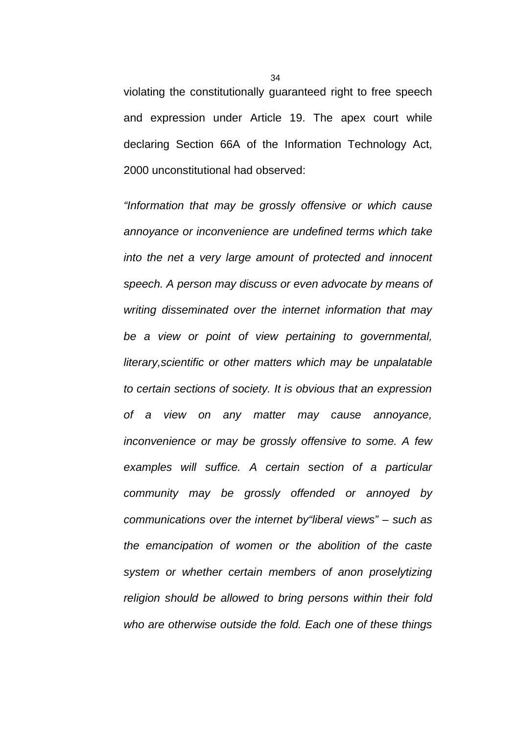violating the constitutionally guaranteed right to free speech and expression under Article 19. The apex court while declaring Section 66A of the Information Technology Act, 2000 unconstitutional had observed:

*“Information that may be grossly offensive or which cause annoyance or inconvenience are undefined terms which take into the net a very large amount of protected and innocent speech. A person may discuss or even advocate by means of writing disseminated over the internet information that may be a view or point of view pertaining to governmental, literary,scientific or other matters which may be unpalatable to certain sections of society. It is obvious that an expression of a view on any matter may cause annoyance, inconvenience or may be grossly offensive to some. A few examples will suffice. A certain section of a particular community may be grossly offended or annoyed by communications over the internet by“liberal views” – such as the emancipation of women or the abolition of the caste system or whether certain members of anon proselytizing religion should be allowed to bring persons within their fold who are otherwise outside the fold. Each one of these things*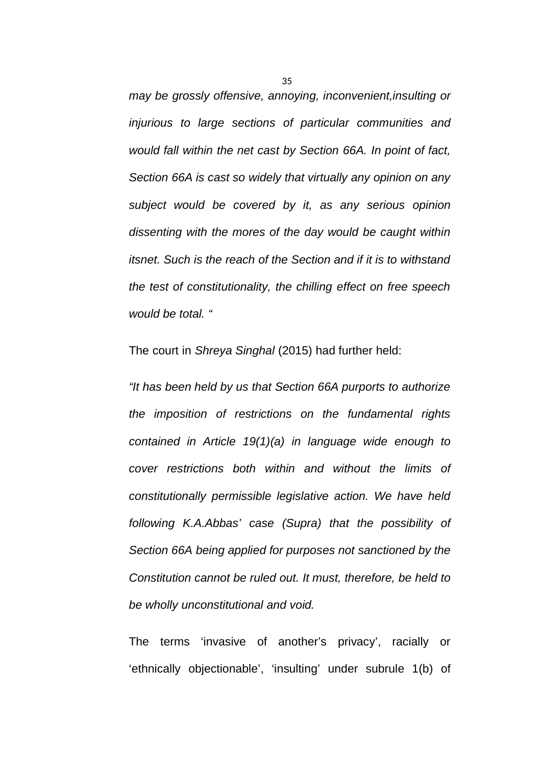*may be grossly offensive, annoying, inconvenient,insulting or injurious to large sections of particular communities and would fall within the net cast by Section 66A. In point of fact, Section 66A is cast so widely that virtually any opinion on any subject would be covered by it, as any serious opinion dissenting with the mores of the day would be caught within itsnet. Such is the reach of the Section and if it is to withstand the test of constitutionality, the chilling effect on free speech would be total. "*

The court in *Shreya Singhal* (2015) had further held:

*"It has been held by us that Section 66A purports to authorize the imposition of restrictions on the fundamental rights contained in Article 19(1)(a) in language wide enough to cover restrictions both within and without the limits of constitutionally permissible legislative action. We have held following K.A.Abbas' case (Supra) that the possibility of Section 66A being applied for purposes not sanctioned by the Constitution cannot be ruled out. It must, therefore, be held to be wholly unconstitutional and void.*

The terms 'invasive of another's privacy', racially or 'ethnically objectionable', 'insulting' under subrule 1(b) of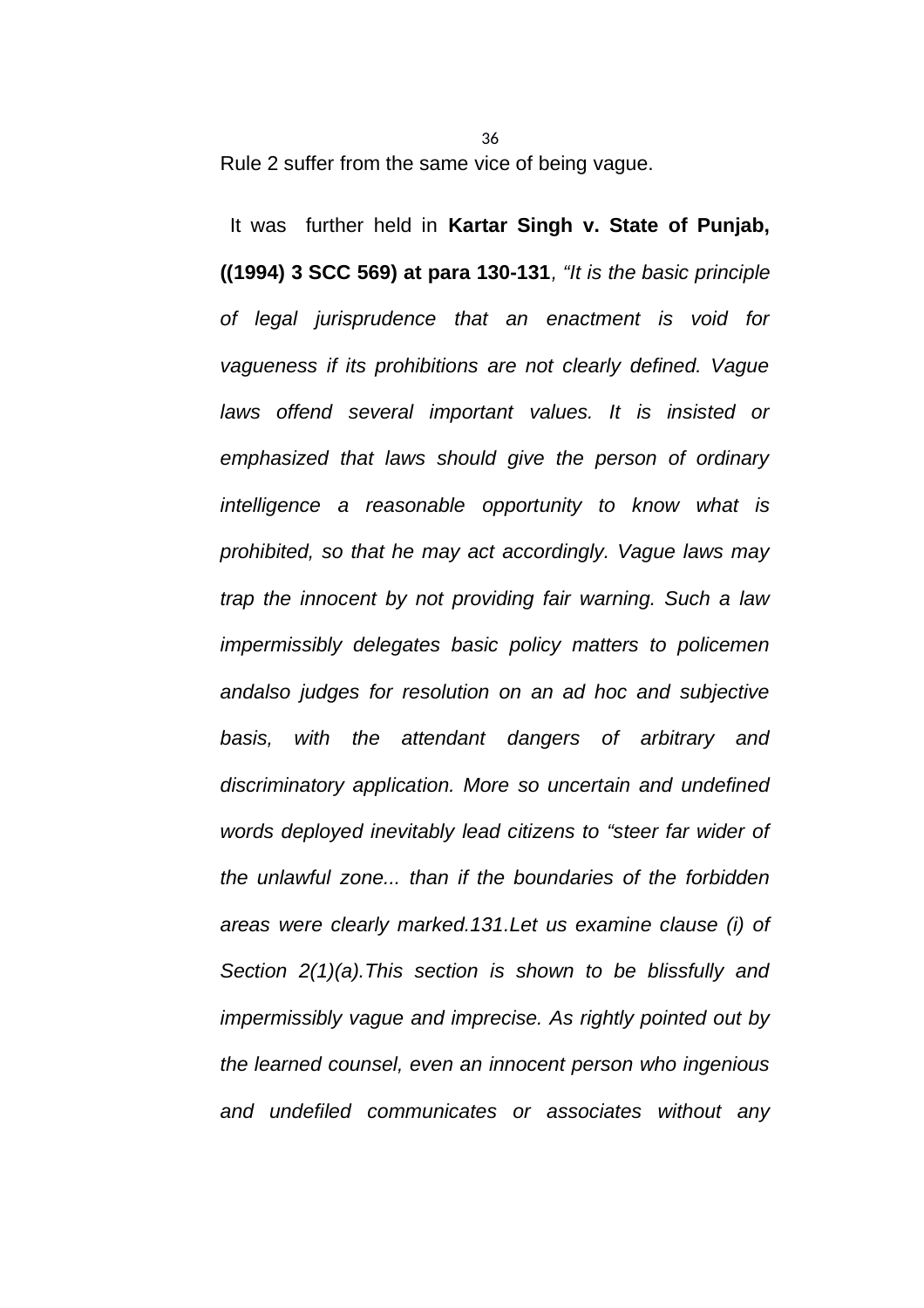Rule 2 suffer from the same vice of being vague.

It was further held in **Kartar Singh v. State of Punjab, ((1994) 3 SCC 569) at para 130-131**, *"It is the basic principle of legal jurisprudence that an enactment is void for vagueness if its prohibitions are not clearly defined. Vague laws offend several important values. It is insisted or emphasized that laws should give the person of ordinary intelligence a reasonable opportunity to know what is prohibited, so that he may act accordingly. Vague laws may trap the innocent by not providing fair warning. Such a law impermissibly delegates basic policy matters to policemen andalso judges for resolution on an ad hoc and subjective basis, with the attendant dangers of arbitrary and discriminatory application. More so uncertain and undefined words deployed inevitably lead citizens to "steer far wider of the unlawful zone... than if the boundaries of the forbidden areas were clearly marked.131.Let us examine clause (i) of Section 2(1)(a).This section is shown to be blissfully and impermissibly vague and imprecise. As rightly pointed out by the learned counsel, even an innocent person who ingenious and undefiled communicates or associates without any*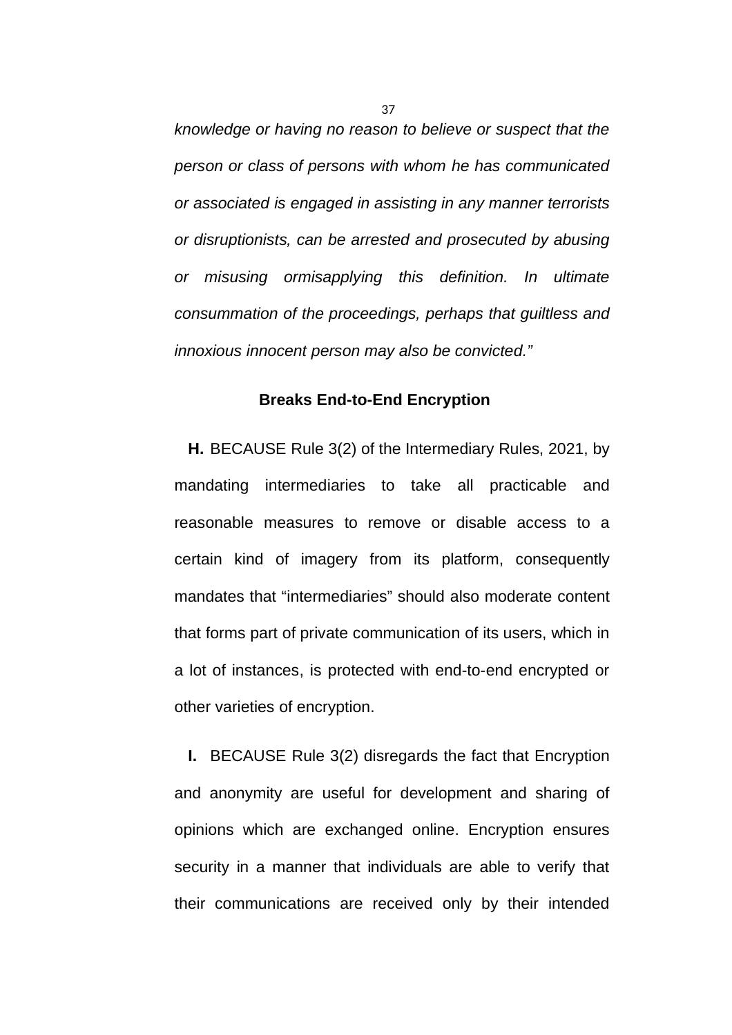*knowledge or having no reason to believe or suspect that the person or class of persons with whom he has communicated or associated is engaged in assisting in any manner terrorists or disruptionists, can be arrested and prosecuted by abusing or misusing ormisapplying this definition. In ultimate consummation of the proceedings, perhaps that guiltless and innoxious innocent person may also be convicted."*

**Breaks End-to-End Encryption**

**H.** BECAUSE Rule 3(2) of the Intermediary Rules, 2021, by mandating intermediaries to take all practicable and reasonable measures to remove or disable access to a certain kind of imagery from its platform, consequently mandates that "intermediaries" should also moderate content that forms part of private communication of its users, which in a lot of instances, is protected with end-to-end encrypted or other varieties of encryption.

**I.** BECAUSE Rule 3(2) disregards the fact that Encryption and anonymity are useful for development and sharing of opinions which are exchanged online. Encryption ensures security in a manner that individuals are able to verify that their communications are received only by their intended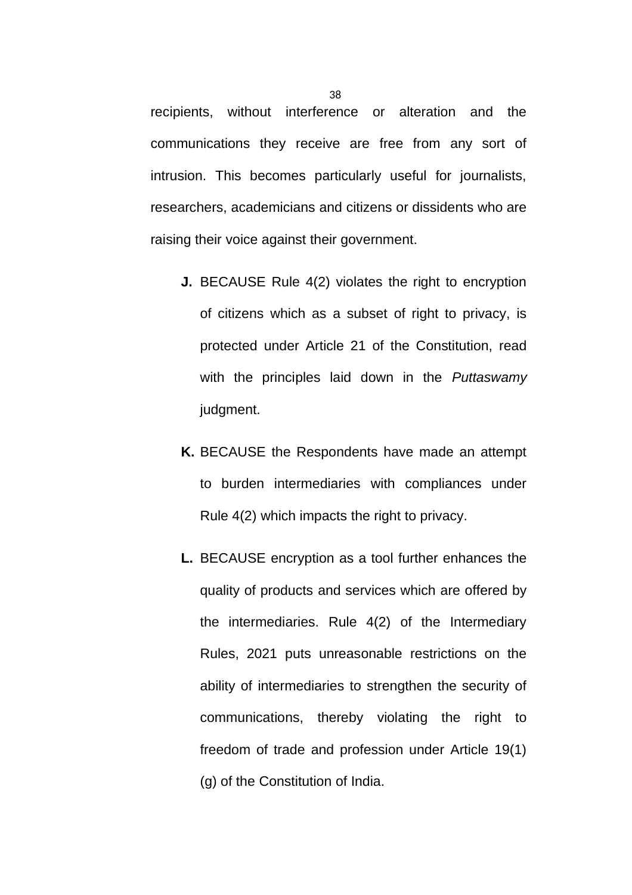recipients, without interference or alteration and the communications they receive are free from any sort of intrusion. This becomes particularly useful for journalists, researchers, academicians and citizens or dissidents who are raising their voice against their government.

**J.** BECAUSE Rule 4(2) violates the right to encryption of citizens which as a subset of right to privacy, is protected under Article 21 of the Constitution, read with the principles laid down in the *Puttaswamy* judgment.

**K.** BECAUSE the Respondents have made an attempt to burden intermediaries with compliances under Rule 4(2) which impacts the right to privacy.

**L.** BECAUSE encryption as a tool further enhances the quality of products and services which are offered by the intermediaries. Rule 4(2) of the Intermediary Rules, 2021 puts unreasonable restrictions on the ability of intermediaries to strengthen the security of communications, thereby violating the right to freedom of trade and profession under Article 19(1)(g) of the Constitution of India.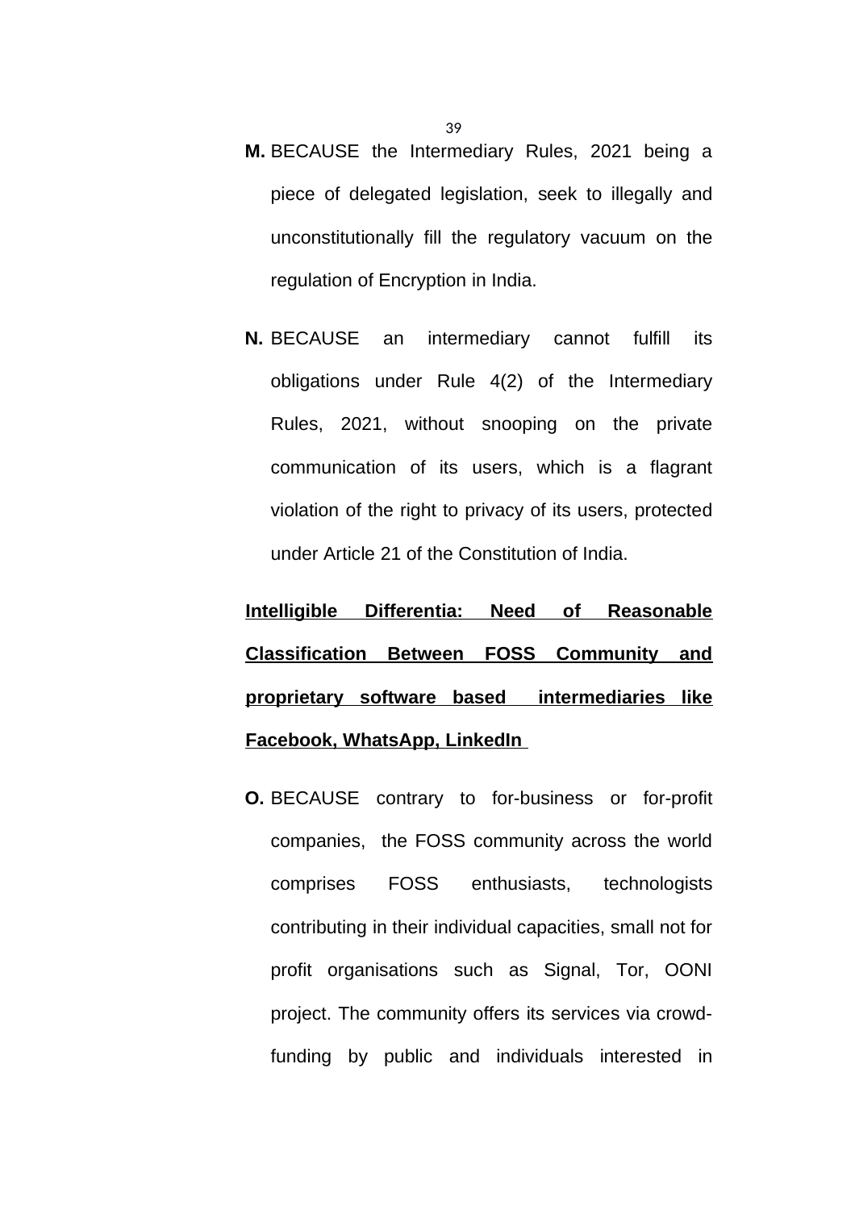**M.** BECAUSE the Intermediary Rules, 2021 being a piece of delegated legislation, seek to illegally and unconstitutionally fill the regulatory vacuum on the regulation of Encryption in India.

**N.** BECAUSE an intermediary cannot fulfill its obligations under Rule 4(2) of the Intermediary Rules, 2021, without snooping on the private communication of its users, which is a flagrant violation of the right to privacy of its users, protected under Article 21 of the Constitution of India.

**<u>Intelligible Differentia: Need of Reasonable Classification Between FOSS Community and proprietary software based intermediaries like Facebook, WhatsApp, LinkedIn</u>**

**O.** BECAUSE contrary to for-business or for-profit companies, the FOSS community across the world comprises FOSS enthusiasts, technologists contributing in their individual capacities, small not for profit organisations such as Signal, Tor, OONI project. The community offers its services via crowd-funding by public and individuals interested in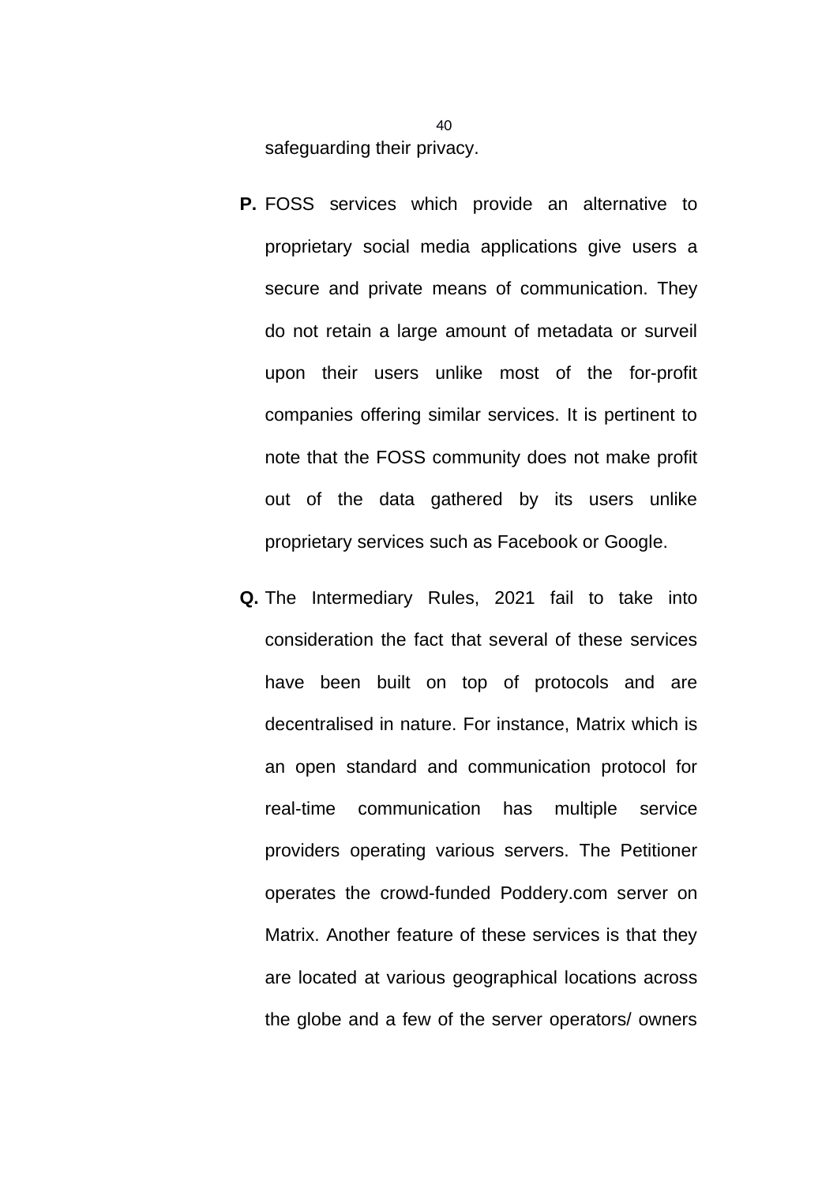safeguarding their privacy.

**P.** FOSS services which provide an alternative to proprietary social media applications give users a secure and private means of communication. They do not retain a large amount of metadata or surveil upon their users unlike most of the for-profit companies offering similar services. It is pertinent to note that the FOSS community does not make profit out of the data gathered by its users unlike proprietary services such as Facebook or Google.

**Q.** The Intermediary Rules, 2021 fail to take into consideration the fact that several of these services have been built on top of protocols and are decentralised in nature. For instance, Matrix which is an open standard and communication protocol for real-time communication has multiple service providers operating various servers. The Petitioner operates the crowd-funded Poddery.com server on Matrix. Another feature of these services is that they are located at various geographical locations across the globe and a few of the server operators/ owners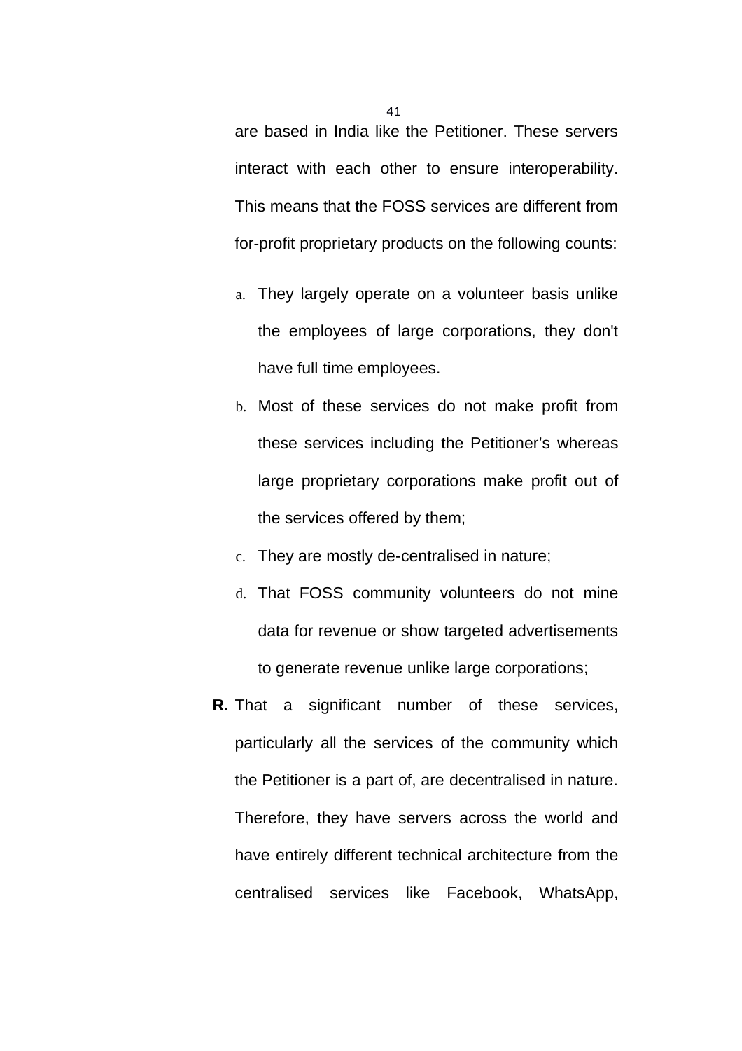are based in India like the Petitioner. These servers interact with each other to ensure interoperability. This means that the FOSS services are different from for-profit proprietary products on the following counts:

a. They largely operate on a volunteer basis unlike the employees of large corporations, they don't have full time employees.

b. Most of these services do not make profit from these services including the Petitioner's whereas large proprietary corporations make profit out of the services offered by them;

c. They are mostly de-centralised in nature;

d. That FOSS community volunteers do not mine data for revenue or show targeted advertisements to generate revenue unlike large corporations;

**R.** That a significant number of these services, particularly all the services of the community which the Petitioner is a part of, are decentralised in nature. Therefore, they have servers across the world and have entirely different technical architecture from the centralised services like Facebook, WhatsApp,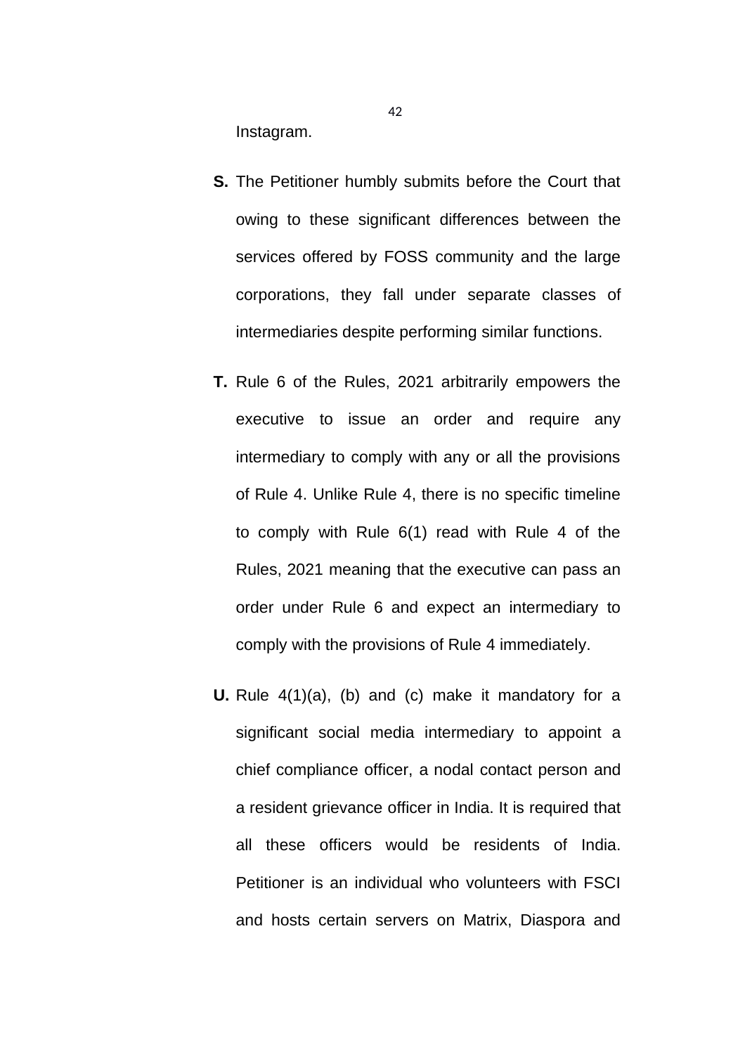Instagram.

**S.** The Petitioner humbly submits before the Court that owing to these significant differences between the services offered by FOSS community and the large corporations, they fall under separate classes of intermediaries despite performing similar functions.

**T.** Rule 6 of the Rules, 2021 arbitrarily empowers the executive to issue an order and require any intermediary to comply with any or all the provisions of Rule 4. Unlike Rule 4, there is no specific timeline to comply with Rule 6(1) read with Rule 4 of the Rules, 2021 meaning that the executive can pass an order under Rule 6 and expect an intermediary to comply with the provisions of Rule 4 immediately.

**U.** Rule 4(1)(a), (b) and (c) make it mandatory for a significant social media intermediary to appoint a chief compliance officer, a nodal contact person and a resident grievance officer in India. It is required that all these officers would be residents of India. Petitioner is an individual who volunteers with FSCI and hosts certain servers on Matrix, Diaspora and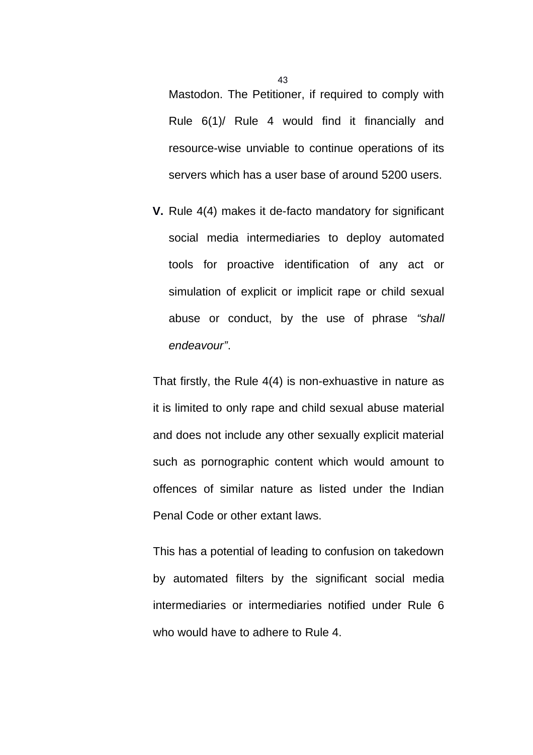Mastodon. The Petitioner, if required to comply with Rule 6(1)/ Rule 4 would find it financially and resource-wise unviable to continue operations of its servers which has a user base of around 5200 users.

**V.** Rule 4(4) makes it de-facto mandatory for significant social media intermediaries to deploy automated tools for proactive identification of any act or simulation of explicit or implicit rape or child sexual abuse or conduct, by the use of phrase *"shall endeavour"*.

That firstly, the Rule 4(4) is non-exhuastive in nature as it is limited to only rape and child sexual abuse material and does not include any other sexually explicit material such as pornographic content which would amount to offences of similar nature as listed under the Indian Penal Code or other extant laws.

This has a potential of leading to confusion on takedown by automated filters by the significant social media intermediaries or intermediaries notified under Rule 6 who would have to adhere to Rule 4.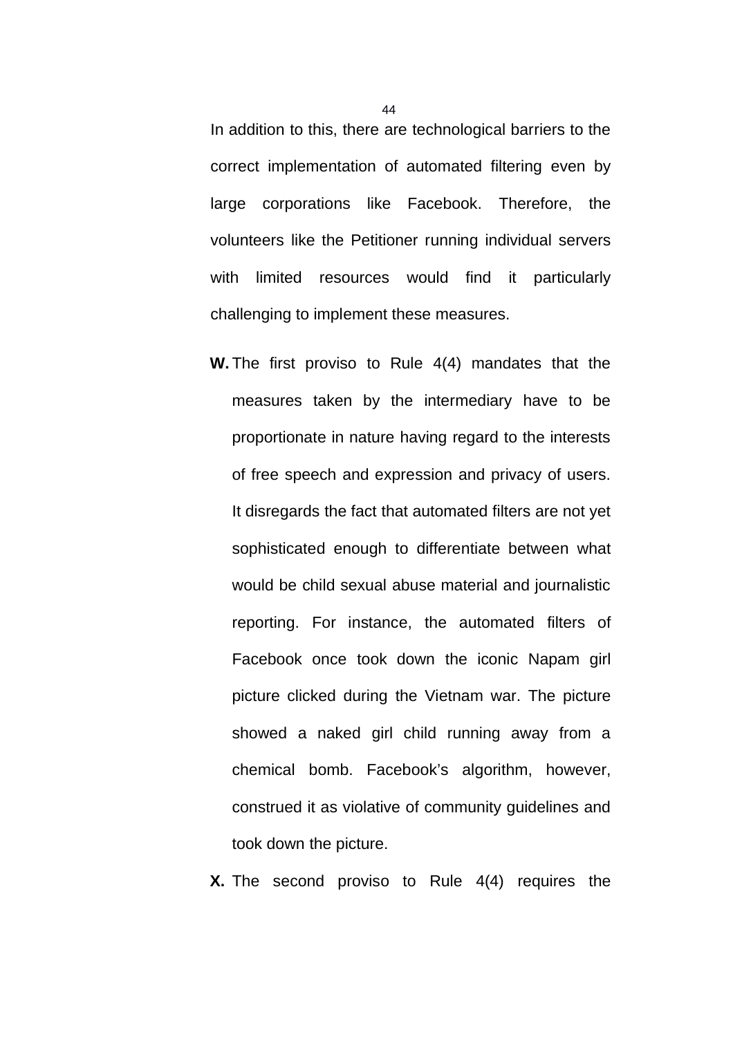In addition to this, there are technological barriers to the correct implementation of automated filtering even by large corporations like Facebook. Therefore, the volunteers like the Petitioner running individual servers with limited resources would find it particularly challenging to implement these measures.

**W.** The first proviso to Rule 4(4) mandates that the measures taken by the intermediary have to be proportionate in nature having regard to the interests of free speech and expression and privacy of users. It disregards the fact that automated filters are not yet sophisticated enough to differentiate between what would be child sexual abuse material and journalistic reporting. For instance, the automated filters of Facebook once took down the iconic Napam girl picture clicked during the Vietnam war. The picture showed a naked girl child running away from a chemical bomb. Facebook's algorithm, however, construed it as violative of community guidelines and took down the picture.

**X.** The second proviso to Rule 4(4) requires the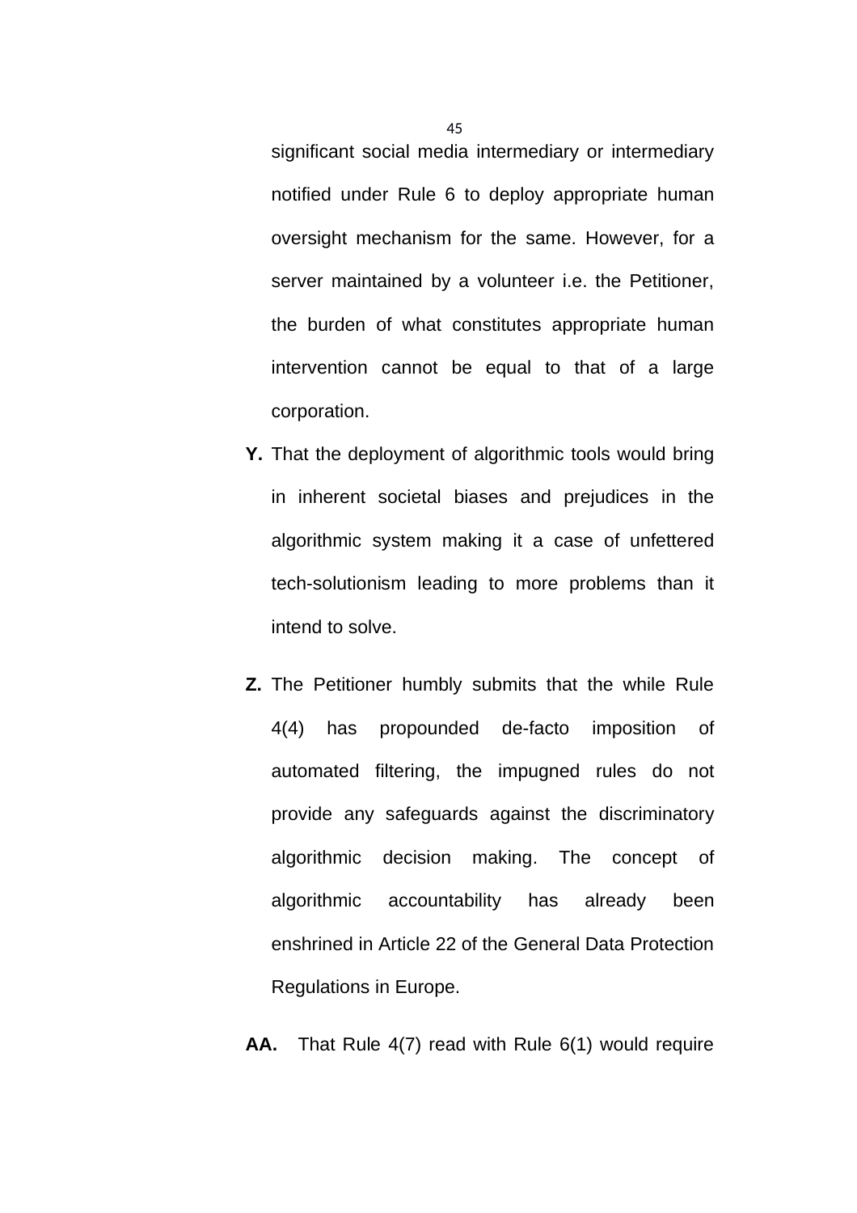significant social media intermediary or intermediary notified under Rule 6 to deploy appropriate human oversight mechanism for the same. However, for a server maintained by a volunteer i.e. the Petitioner, the burden of what constitutes appropriate human intervention cannot be equal to that of a large corporation.

**Y.** That the deployment of algorithmic tools would bring in inherent societal biases and prejudices in the algorithmic system making it a case of unfettered tech-solutionism leading to more problems than it intend to solve.

**Z.** The Petitioner humbly submits that the while Rule 4(4) has propounded de-facto imposition of automated filtering, the impugned rules do not provide any safeguards against the discriminatory algorithmic decision making. The concept of algorithmic accountability has already been enshrined in Article 22 of the General Data Protection Regulations in Europe.

**AA.** That Rule 4(7) read with Rule 6(1) would require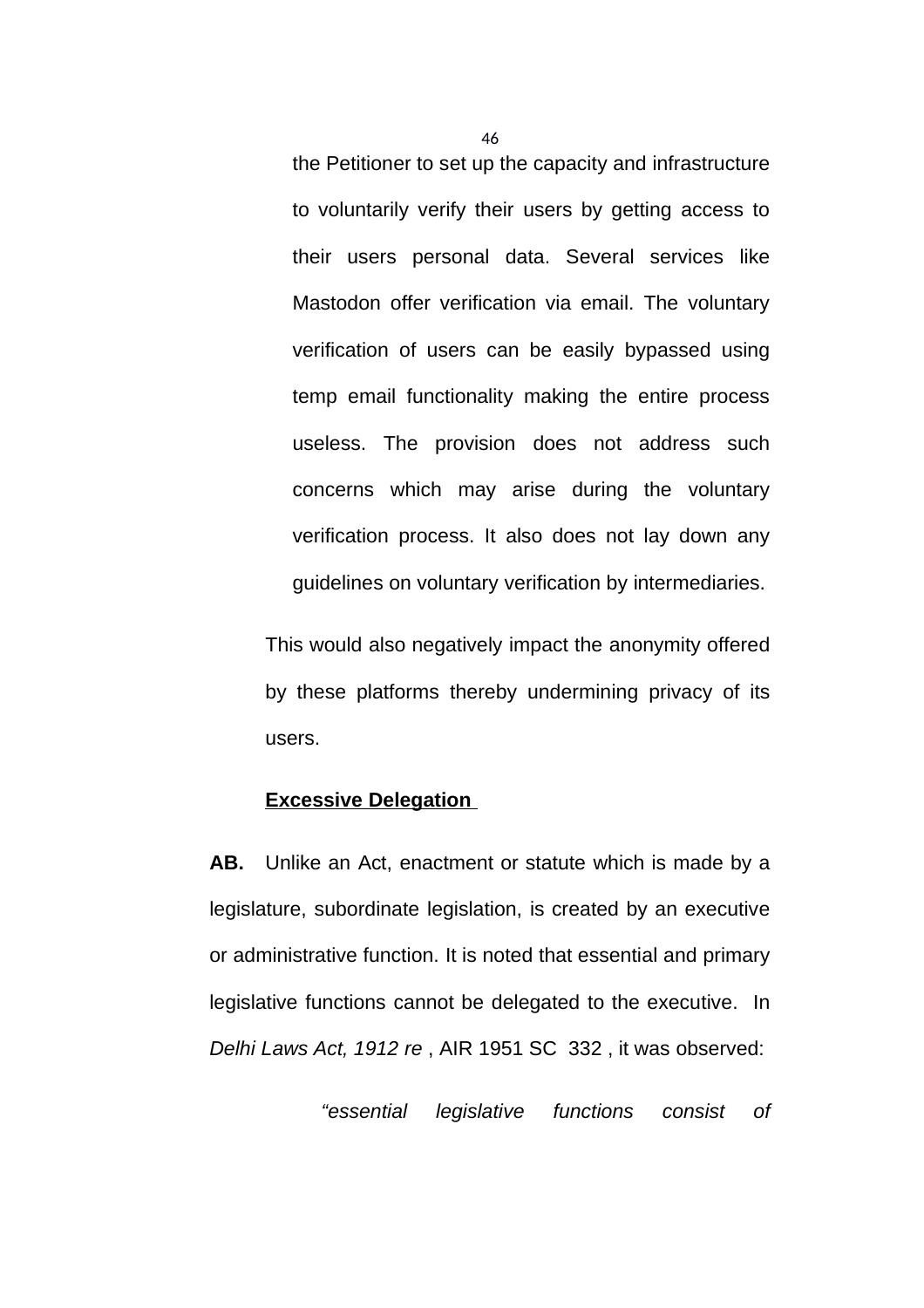the Petitioner to set up the capacity and infrastructure to voluntarily verify their users by getting access to their users personal data. Several services like Mastodon offer verification via email. The voluntary verification of users can be easily bypassed using temp email functionality making the entire process useless. The provision does not address such concerns which may arise during the voluntary verification process. It also does not lay down any guidelines on voluntary verification by intermediaries.

This would also negatively impact the anonymity offered by these platforms thereby undermining privacy of its users.

**Excessive Delegation**

**AB.** Unlike an Act, enactment or statute which is made by a legislature, subordinate legislation, is created by an executive or administrative function. It is noted that essential and primary legislative functions cannot be delegated to the executive. In *Delhi Laws Act, 1912 re* , AIR 1951 SC 332 , it was observed:

> *"essential legislative functions consist of*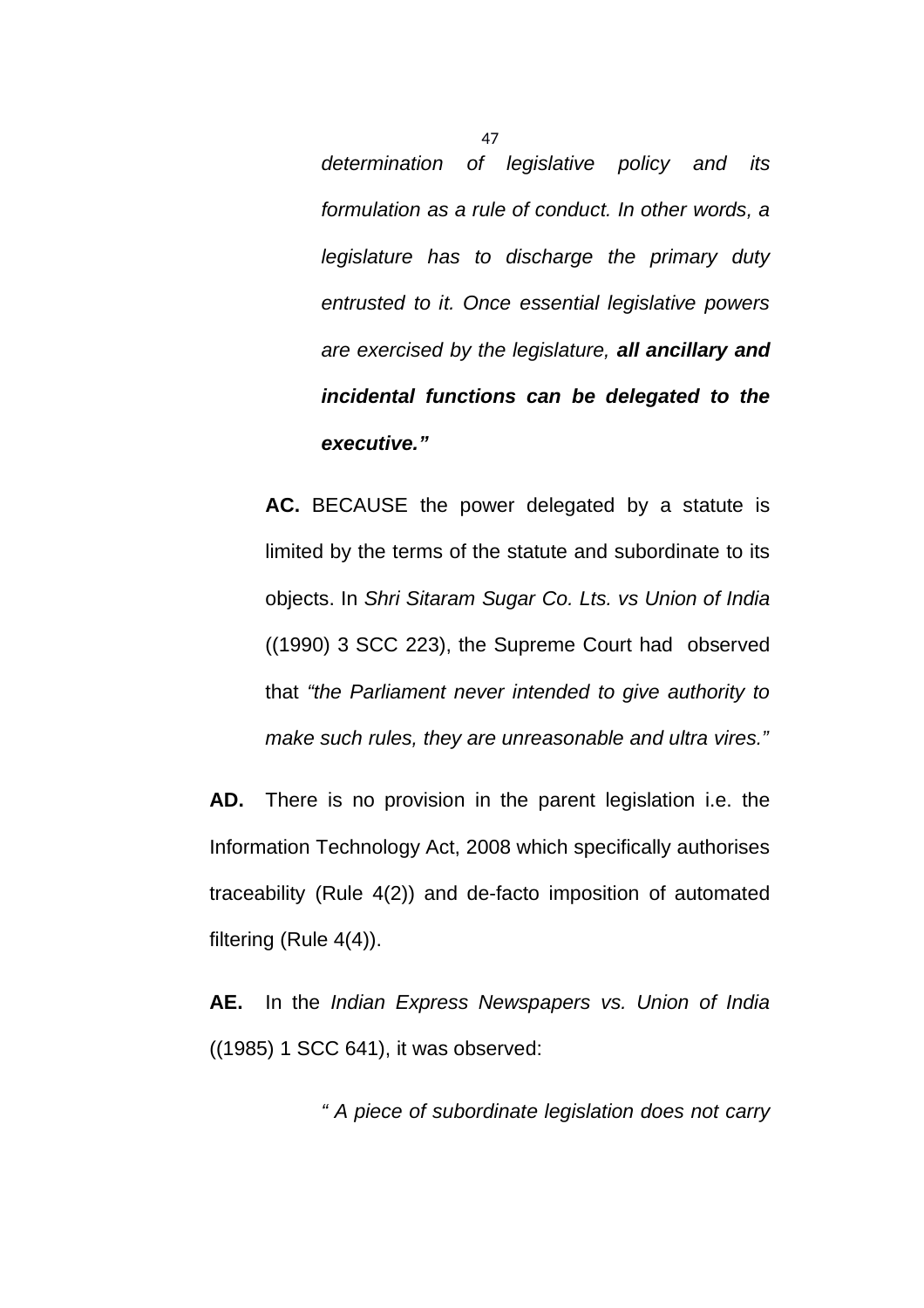> *determination of legislative policy and its formulation as a rule of conduct. In other words, a legislature has to discharge the primary duty entrusted to it. Once essential legislative powers are exercised by the legislature,* ***all ancillary and incidental functions can be delegated to the executive."***

**AC.** BECAUSE the power delegated by a statute is limited by the terms of the statute and subordinate to its objects. In *Shri Sitaram Sugar Co. Lts. vs Union of India* ((1990) 3 SCC 223), the Supreme Court had observed that *"the Parliament never intended to give authority to make such rules, they are unreasonable and ultra vires."*

**AD.** There is no provision in the parent legislation i.e. the Information Technology Act, 2008 which specifically authorises traceability (Rule 4(2)) and de-facto imposition of automated filtering (Rule 4(4)).

**AE.** In the *Indian Express Newspapers vs. Union of India* ((1985) 1 SCC 641), it was observed:

> *" A piece of subordinate legislation does not carry*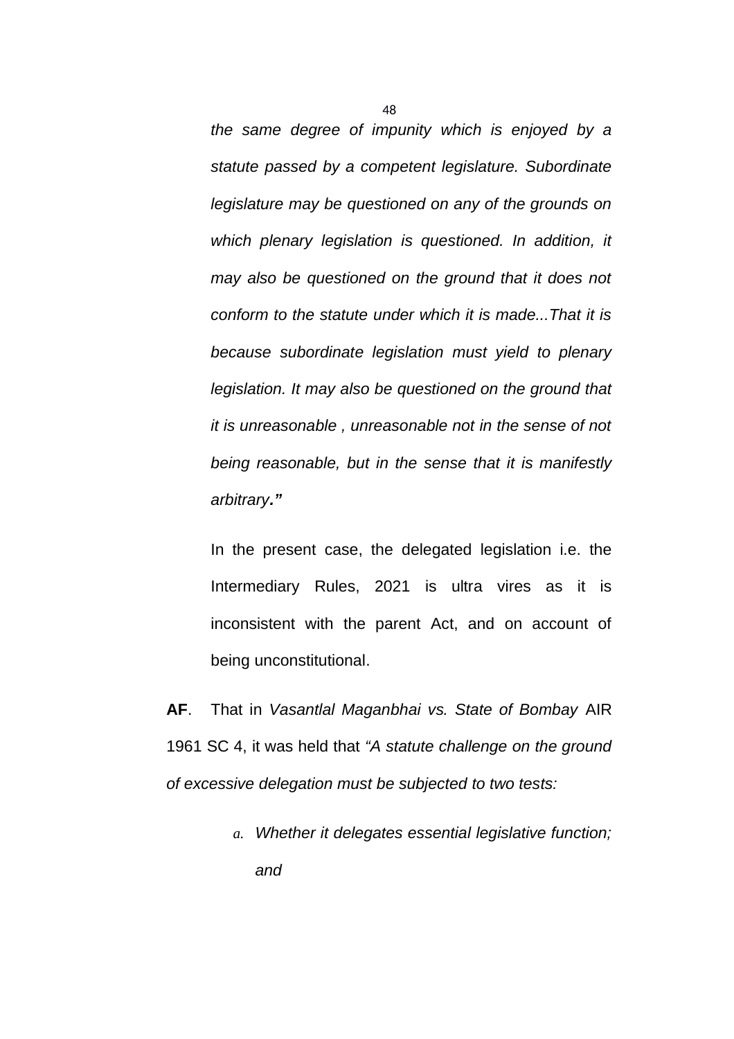*the same degree of impunity which is enjoyed by a statute passed by a competent legislature. Subordinate legislature may be questioned on any of the grounds on which plenary legislation is questioned. In addition, it may also be questioned on the ground that it does not conform to the statute under which it is made...That it is because subordinate legislation must yield to plenary legislation. It may also be questioned on the ground that it is unreasonable , unreasonable not in the sense of not being reasonable, but in the sense that it is manifestly arbitrary.*"

In the present case, the delegated legislation i.e. the Intermediary Rules, 2021 is ultra vires as it is inconsistent with the parent Act, and on account of being unconstitutional.

**AF**. That in *Vasantlal Maganbhai vs. State of Bombay* AIR 1961 SC 4, it was held that *"A statute challenge on the ground of excessive delegation must be subjected to two tests:*

a. *Whether it delegates essential legislative function; and*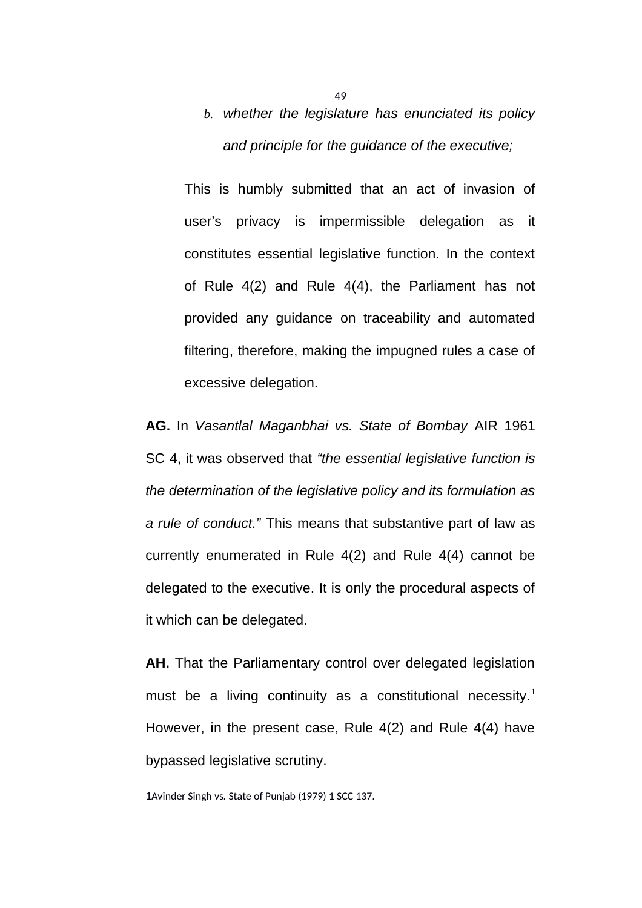b. *whether the legislature has enunciated its policy and principle for the guidance of the executive;*

This is humbly submitted that an act of invasion of user's privacy is impermissible delegation as it constitutes essential legislative function. In the context of Rule 4(2) and Rule 4(4), the Parliament has not provided any guidance on traceability and automated filtering, therefore, making the impugned rules a case of excessive delegation.

**AG.** In *Vasantlal Maganbhai vs. State of Bombay* AIR 1961 SC 4, it was observed that *"the essential legislative function is the determination of the legislative policy and its formulation as a rule of conduct."* This means that substantive part of law as currently enumerated in Rule 4(2) and Rule 4(4) cannot be delegated to the executive. It is only the procedural aspects of it which can be delegated.

**AH.** That the Parliamentary control over delegated legislation must be a living continuity as a constitutional necessity.[1] However, in the present case, Rule 4(2) and Rule 4(4) have bypassed legislative scrutiny.

1Avinder Singh vs. State of Punjab (1979) 1 SCC 137.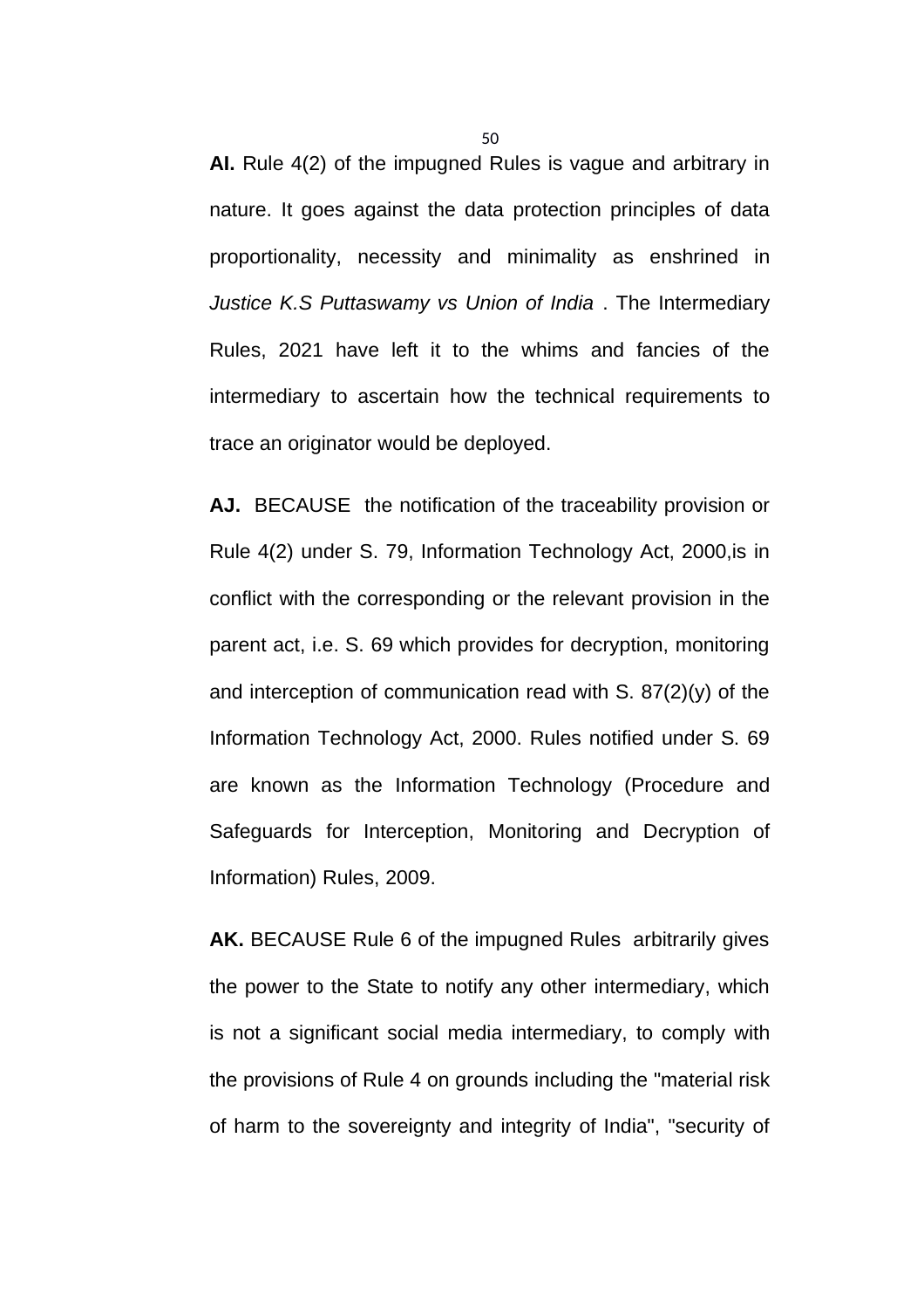**AI.** Rule 4(2) of the impugned Rules is vague and arbitrary in nature. It goes against the data protection principles of data proportionality, necessity and minimality as enshrined in *Justice K.S Puttaswamy vs Union of India* . The Intermediary Rules, 2021 have left it to the whims and fancies of the intermediary to ascertain how the technical requirements to trace an originator would be deployed.

**AJ.** BECAUSE the notification of the traceability provision or Rule 4(2) under S. 79, Information Technology Act, 2000,is in conflict with the corresponding or the relevant provision in the parent act, i.e. S. 69 which provides for decryption, monitoring and interception of communication read with S. 87(2)(y) of the Information Technology Act, 2000. Rules notified under S. 69 are known as the Information Technology (Procedure and Safeguards for Interception, Monitoring and Decryption of Information) Rules, 2009.

**AK.** BECAUSE Rule 6 of the impugned Rules arbitrarily gives the power to the State to notify any other intermediary, which is not a significant social media intermediary, to comply with the provisions of Rule 4 on grounds including the "material risk of harm to the sovereignty and integrity of India", "security of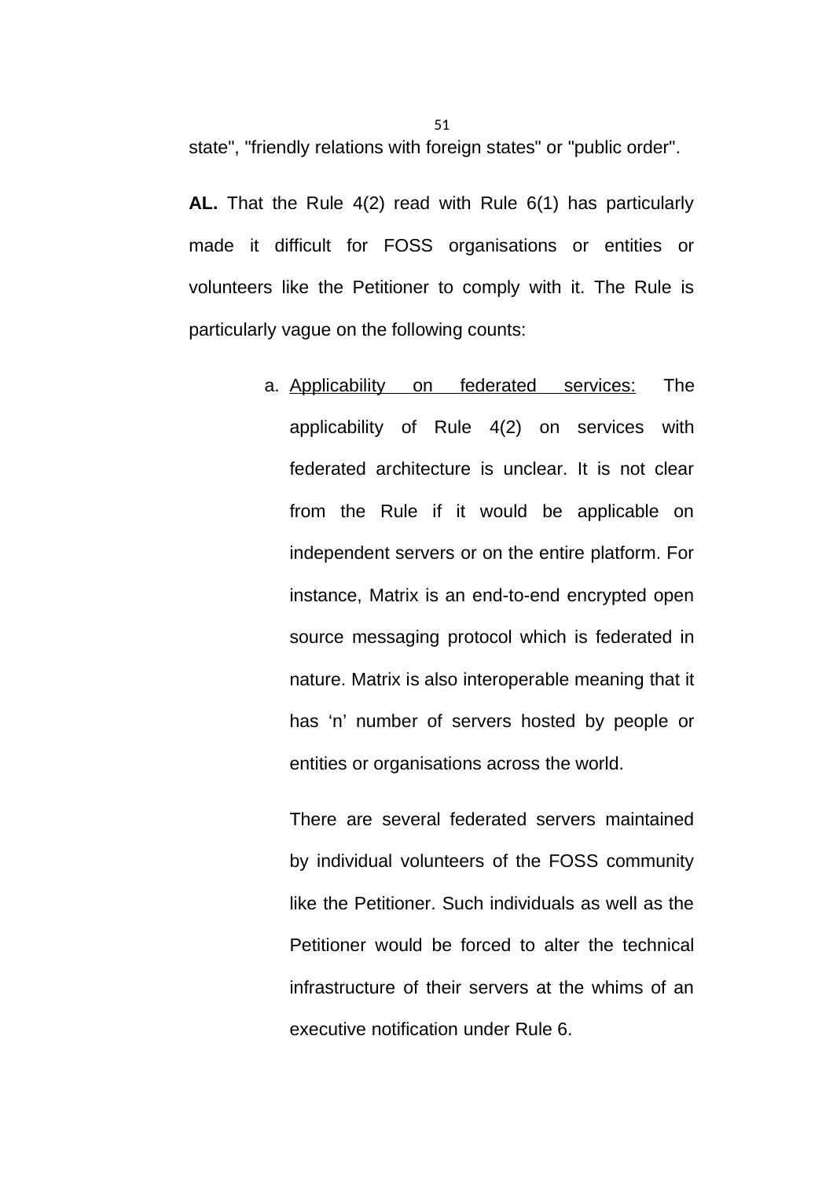state", "friendly relations with foreign states" or "public order".

**AL.** That the Rule 4(2) read with Rule 6(1) has particularly made it difficult for FOSS organisations or entities or volunteers like the Petitioner to comply with it. The Rule is particularly vague on the following counts:

a. Applicability on federated services: The applicability of Rule 4(2) on services with federated architecture is unclear. It is not clear from the Rule if it would be applicable on independent servers or on the entire platform. For instance, Matrix is an end-to-end encrypted open source messaging protocol which is federated in nature. Matrix is also interoperable meaning that it has 'n' number of servers hosted by people or entities or organisations across the world.

   There are several federated servers maintained by individual volunteers of the FOSS community like the Petitioner. Such individuals as well as the Petitioner would be forced to alter the technical infrastructure of their servers at the whims of an executive notification under Rule 6.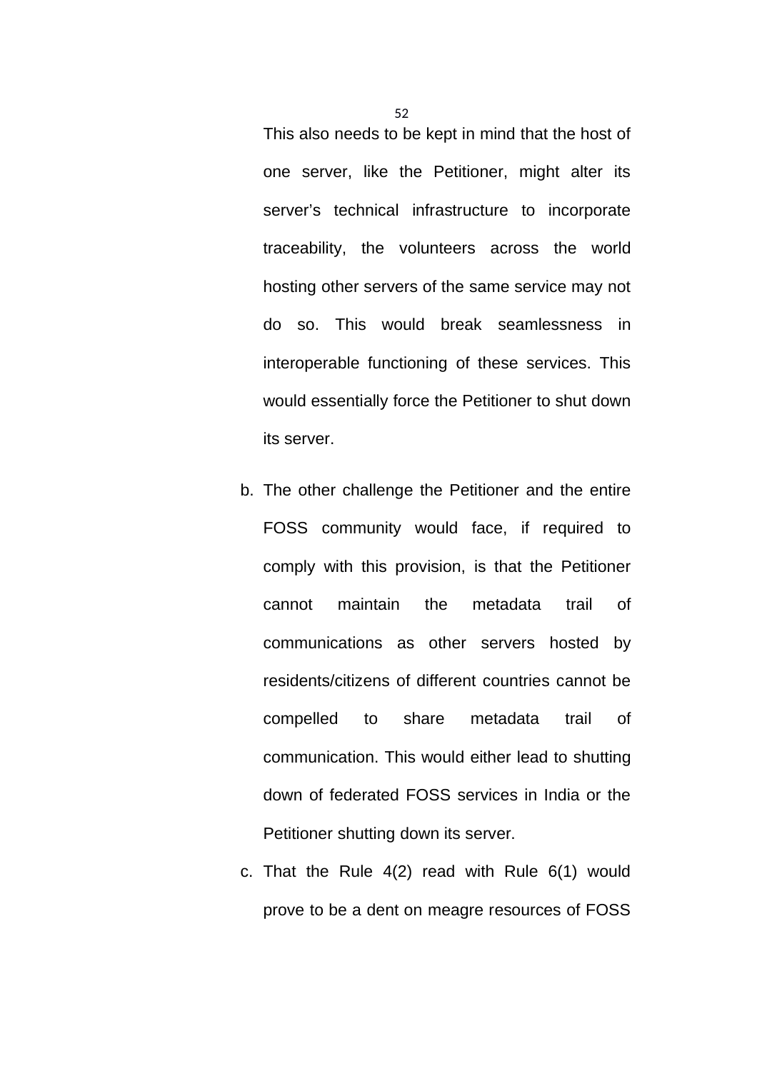This also needs to be kept in mind that the host of one server, like the Petitioner, might alter its server's technical infrastructure to incorporate traceability, the volunteers across the world hosting other servers of the same service may not do so. This would break seamlessness in interoperable functioning of these services. This would essentially force the Petitioner to shut down its server.

b. The other challenge the Petitioner and the entire FOSS community would face, if required to comply with this provision, is that the Petitioner cannot maintain the metadata trail of communications as other servers hosted by residents/citizens of different countries cannot be compelled to share metadata trail of communication. This would either lead to shutting down of federated FOSS services in India or the Petitioner shutting down its server.

c. That the Rule 4(2) read with Rule 6(1) would prove to be a dent on meagre resources of FOSS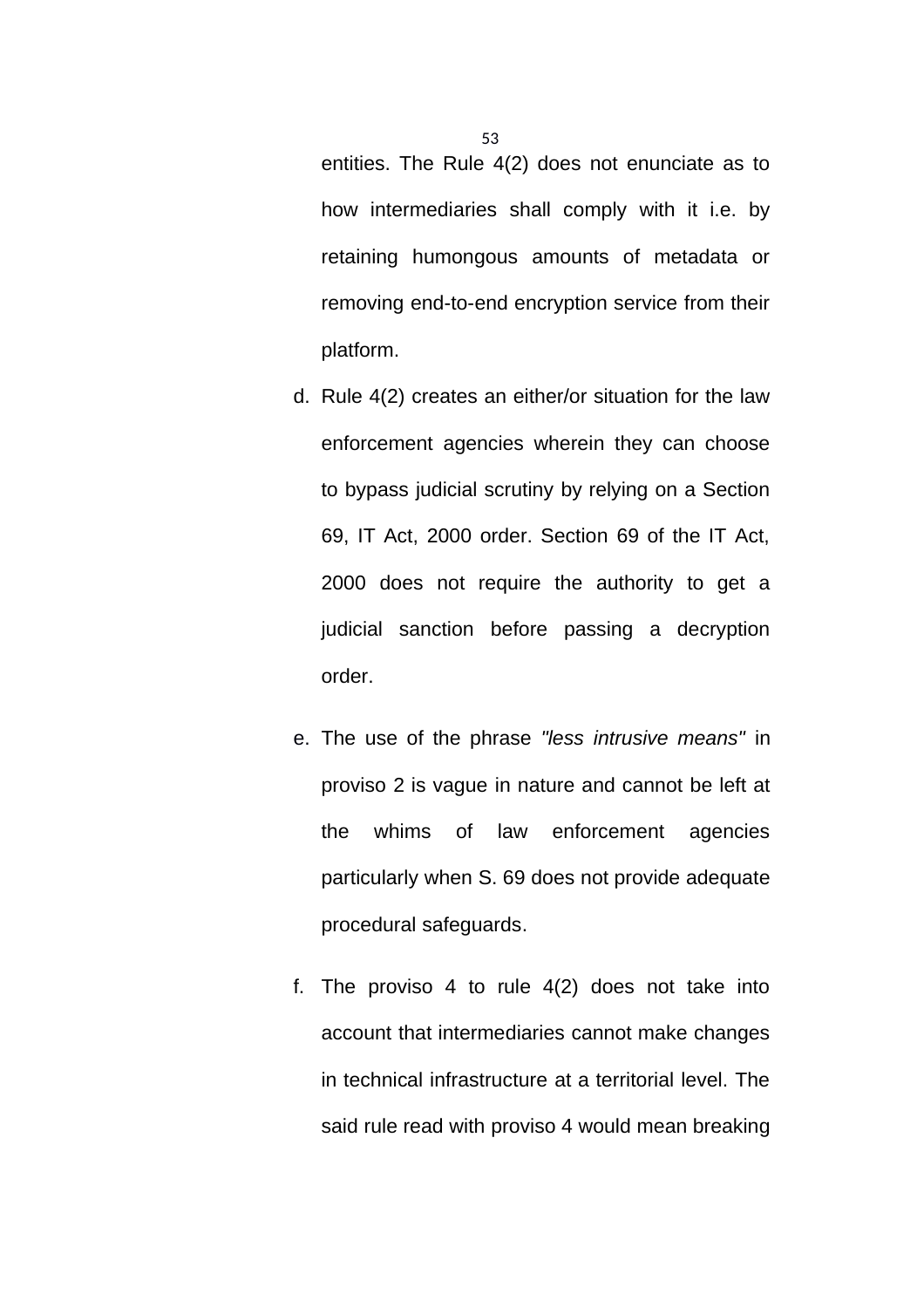entities. The Rule 4(2) does not enunciate as to how intermediaries shall comply with it i.e. by retaining humongous amounts of metadata or removing end-to-end encryption service from their platform.

d. Rule 4(2) creates an either/or situation for the law enforcement agencies wherein they can choose to bypass judicial scrutiny by relying on a Section 69, IT Act, 2000 order. Section 69 of the IT Act, 2000 does not require the authority to get a judicial sanction before passing a decryption order.

e. The use of the phrase *"less intrusive means"* in proviso 2 is vague in nature and cannot be left at the whims of law enforcement agencies particularly when S. 69 does not provide adequate procedural safeguards.

f. The proviso 4 to rule 4(2) does not take into account that intermediaries cannot make changes in technical infrastructure at a territorial level. The said rule read with proviso 4 would mean breaking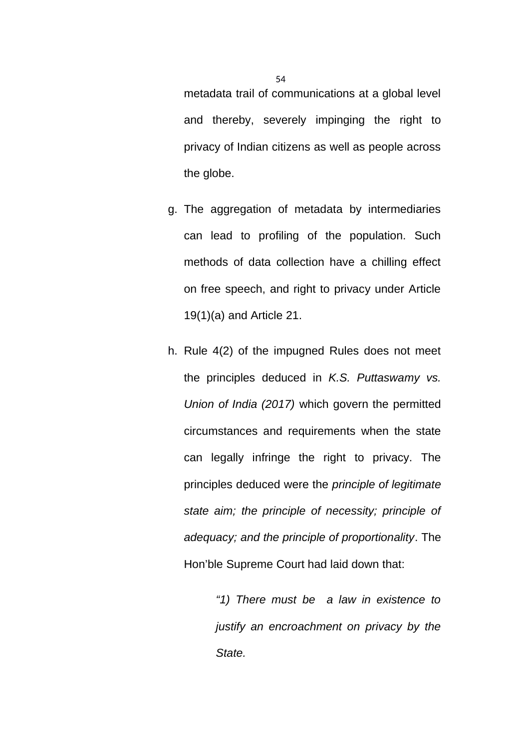metadata trail of communications at a global level and thereby, severely impinging the right to privacy of Indian citizens as well as people across the globe.

g. The aggregation of metadata by intermediaries can lead to profiling of the population. Such methods of data collection have a chilling effect on free speech, and right to privacy under Article 19(1)(a) and Article 21.

h. Rule 4(2) of the impugned Rules does not meet the principles deduced in *K.S. Puttaswamy vs. Union of India (2017)* which govern the permitted circumstances and requirements when the state can legally infringe the right to privacy. The principles deduced were the *principle of legitimate state aim; the principle of necessity; principle of adequacy; and the principle of proportionality*. The Hon'ble Supreme Court had laid down that:

> *"1) There must be a law in existence to justify an encroachment on privacy by the State.*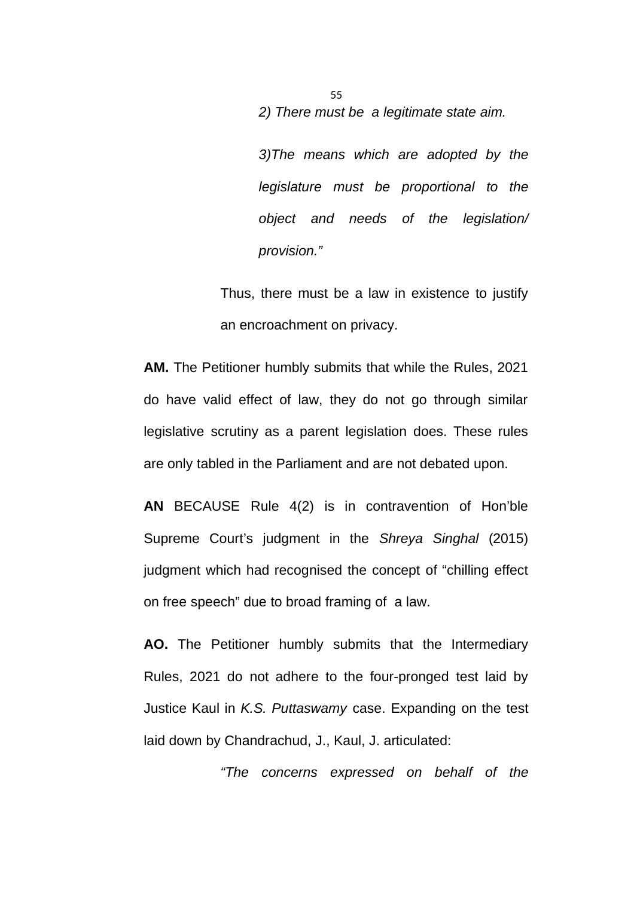> *2) There must be a legitimate state aim.*
>
> *3)The means which are adopted by the legislature must be proportional to the object and needs of the legislation/ provision."*

Thus, there must be a law in existence to justify an encroachment on privacy.

**AM.** The Petitioner humbly submits that while the Rules, 2021 do have valid effect of law, they do not go through similar legislative scrutiny as a parent legislation does. These rules are only tabled in the Parliament and are not debated upon.

**AN** BECAUSE Rule 4(2) is in contravention of Hon'ble Supreme Court's judgment in the *Shreya Singhal* (2015) judgment which had recognised the concept of "chilling effect on free speech" due to broad framing of a law.

**AO.** The Petitioner humbly submits that the Intermediary Rules, 2021 do not adhere to the four-pronged test laid by Justice Kaul in *K.S. Puttaswamy* case. Expanding on the test laid down by Chandrachud, J., Kaul, J. articulated:

> *"The concerns expressed on behalf of the*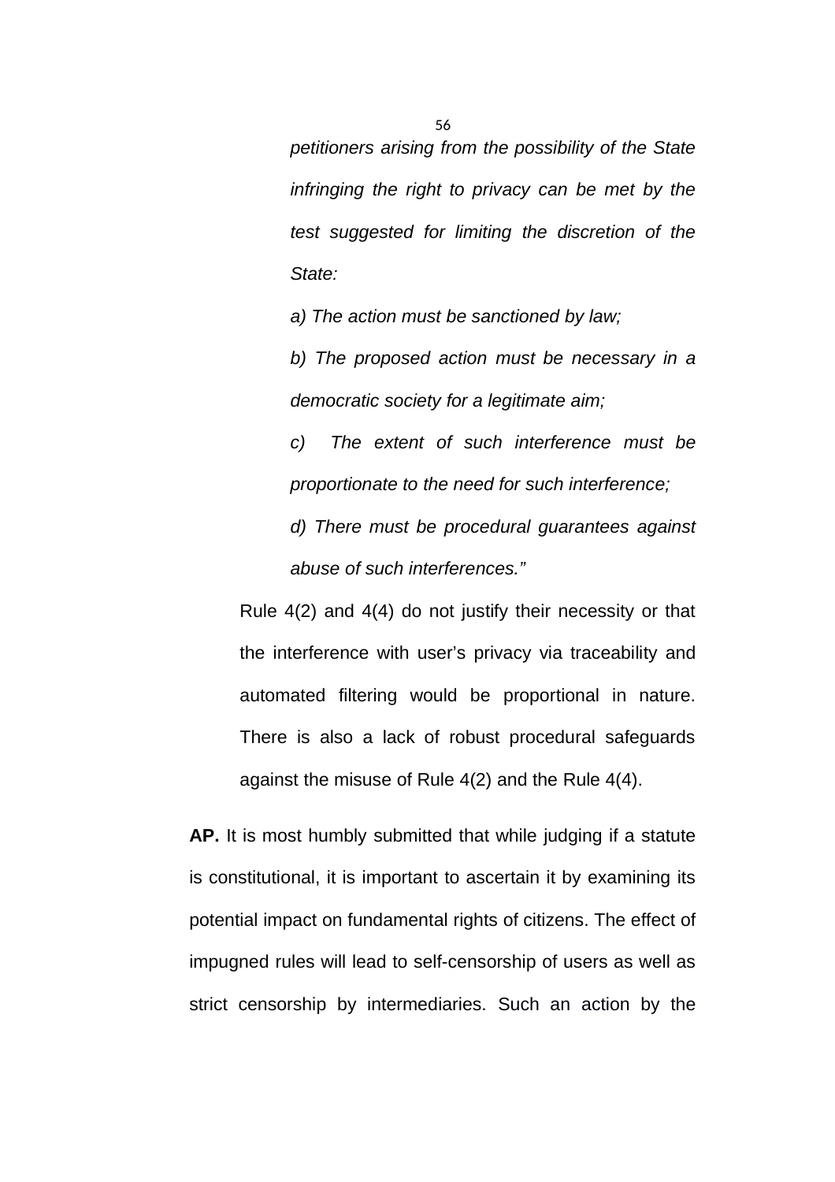> *petitioners arising from the possibility of the State infringing the right to privacy can be met by the test suggested for limiting the discretion of the State:*
>
> *a) The action must be sanctioned by law;*
>
> *b) The proposed action must be necessary in a democratic society for a legitimate aim;*
>
> *c) The extent of such interference must be proportionate to the need for such interference;*
>
> *d) There must be procedural guarantees against abuse of such interferences."*

Rule 4(2) and 4(4) do not justify their necessity or that the interference with user's privacy via traceability and automated filtering would be proportional in nature. There is also a lack of robust procedural safeguards against the misuse of Rule 4(2) and the Rule 4(4).

**AP.** It is most humbly submitted that while judging if a statute is constitutional, it is important to ascertain it by examining its potential impact on fundamental rights of citizens. The effect of impugned rules will lead to self-censorship of users as well as strict censorship by intermediaries. Such an action by the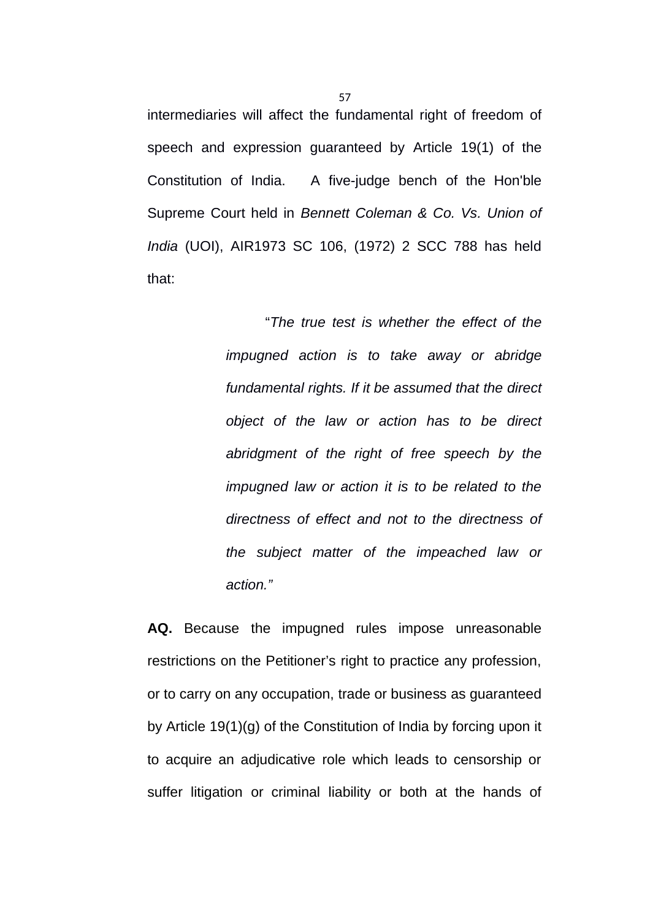intermediaries will affect the fundamental right of freedom of speech and expression guaranteed by Article 19(1) of the Constitution of India. A five-judge bench of the Hon'ble Supreme Court held in *Bennett Coleman & Co. Vs. Union of India* (UOI), AIR1973 SC 106, (1972) 2 SCC 788 has held that:

> "*The true test is whether the effect of the impugned action is to take away or abridge fundamental rights. If it be assumed that the direct object of the law or action has to be direct abridgment of the right of free speech by the impugned law or action it is to be related to the directness of effect and not to the directness of the subject matter of the impeached law or action.*"

**AQ.** Because the impugned rules impose unreasonable restrictions on the Petitioner's right to practice any profession, or to carry on any occupation, trade or business as guaranteed by Article 19(1)(g) of the Constitution of India by forcing upon it to acquire an adjudicative role which leads to censorship or suffer litigation or criminal liability or both at the hands of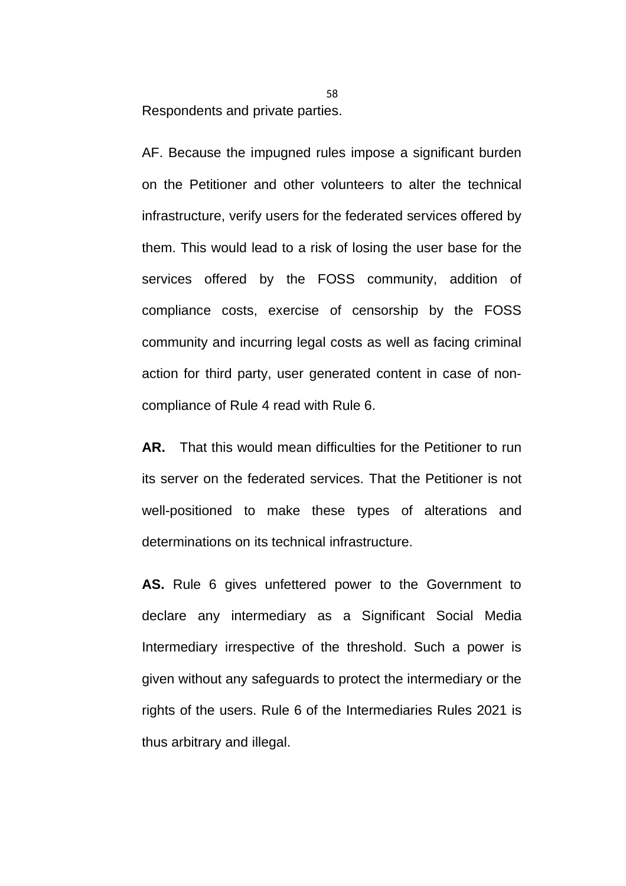Respondents and private parties.

AF. Because the impugned rules impose a significant burden on the Petitioner and other volunteers to alter the technical infrastructure, verify users for the federated services offered by them. This would lead to a risk of losing the user base for the services offered by the FOSS community, addition of compliance costs, exercise of censorship by the FOSS community and incurring legal costs as well as facing criminal action for third party, user generated content in case of non-compliance of Rule 4 read with Rule 6.

**AR.** That this would mean difficulties for the Petitioner to run its server on the federated services. That the Petitioner is not well-positioned to make these types of alterations and determinations on its technical infrastructure.

**AS.** Rule 6 gives unfettered power to the Government to declare any intermediary as a Significant Social Media Intermediary irrespective of the threshold. Such a power is given without any safeguards to protect the intermediary or the rights of the users. Rule 6 of the Intermediaries Rules 2021 is thus arbitrary and illegal.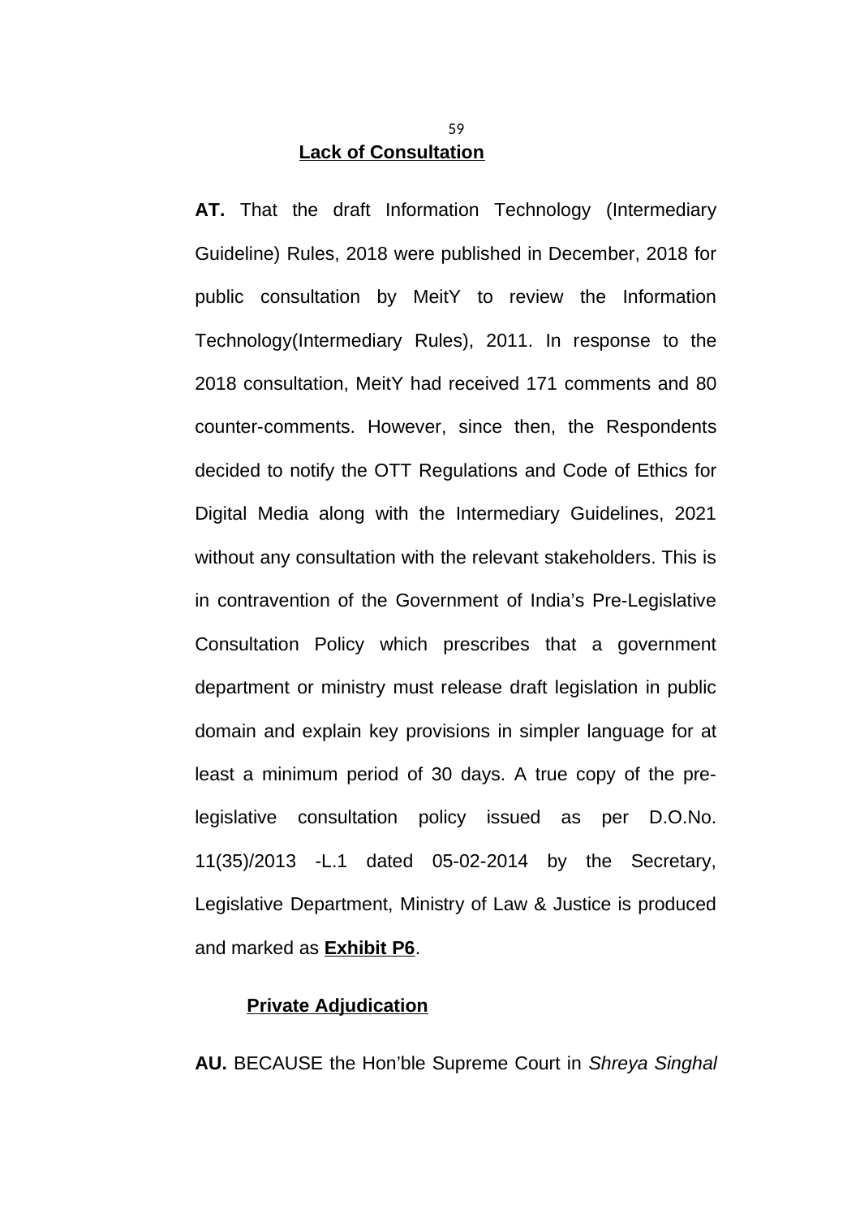## Lack of Consultation

**AT.** That the draft Information Technology (Intermediary Guideline) Rules, 2018 were published in December, 2018 for public consultation by MeitY to review the Information Technology(Intermediary Rules), 2011. In response to the 2018 consultation, MeitY had received 171 comments and 80 counter-comments. However, since then, the Respondents decided to notify the OTT Regulations and Code of Ethics for Digital Media along with the Intermediary Guidelines, 2021 without any consultation with the relevant stakeholders. This is in contravention of the Government of India's Pre-Legislative Consultation Policy which prescribes that a government department or ministry must release draft legislation in public domain and explain key provisions in simpler language for at least a minimum period of 30 days. A true copy of the pre-legislative consultation policy issued as per D.O.No. 11(35)/2013 -L.1 dated 05-02-2014 by the Secretary, Legislative Department, Ministry of Law & Justice is produced and marked as **Exhibit P6**.

## Private Adjudication

**AU.** BECAUSE the Hon'ble Supreme Court in *Shreya Singhal*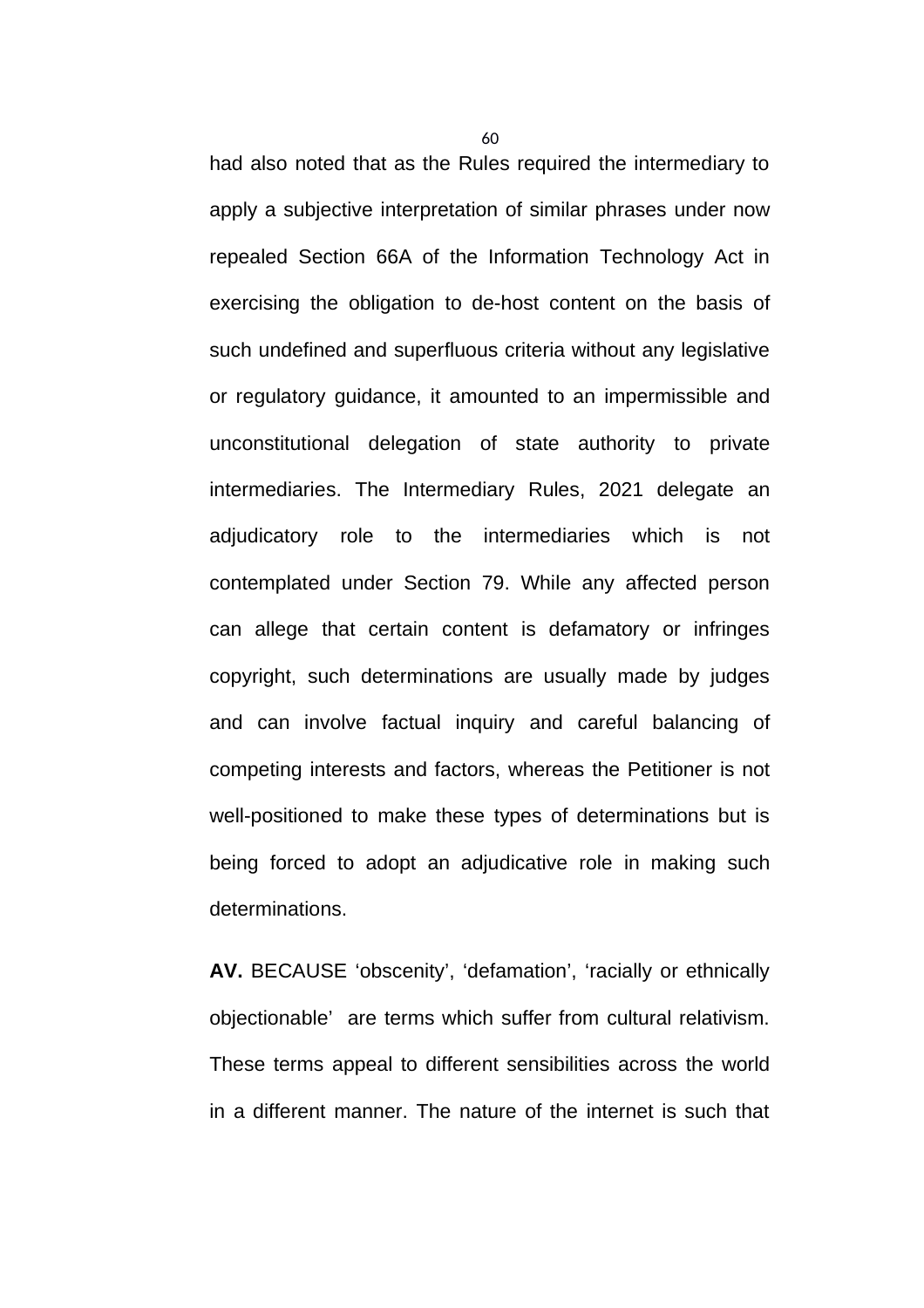had also noted that as the Rules required the intermediary to apply a subjective interpretation of similar phrases under now repealed Section 66A of the Information Technology Act in exercising the obligation to de-host content on the basis of such undefined and superfluous criteria without any legislative or regulatory guidance, it amounted to an impermissible and unconstitutional delegation of state authority to private intermediaries. The Intermediary Rules, 2021 delegate an adjudicatory role to the intermediaries which is not contemplated under Section 79. While any affected person can allege that certain content is defamatory or infringes copyright, such determinations are usually made by judges and can involve factual inquiry and careful balancing of competing interests and factors, whereas the Petitioner is not well-positioned to make these types of determinations but is being forced to adopt an adjudicative role in making such determinations.

**AV.** BECAUSE 'obscenity', 'defamation', 'racially or ethnically objectionable' are terms which suffer from cultural relativism. These terms appeal to different sensibilities across the world in a different manner. The nature of the internet is such that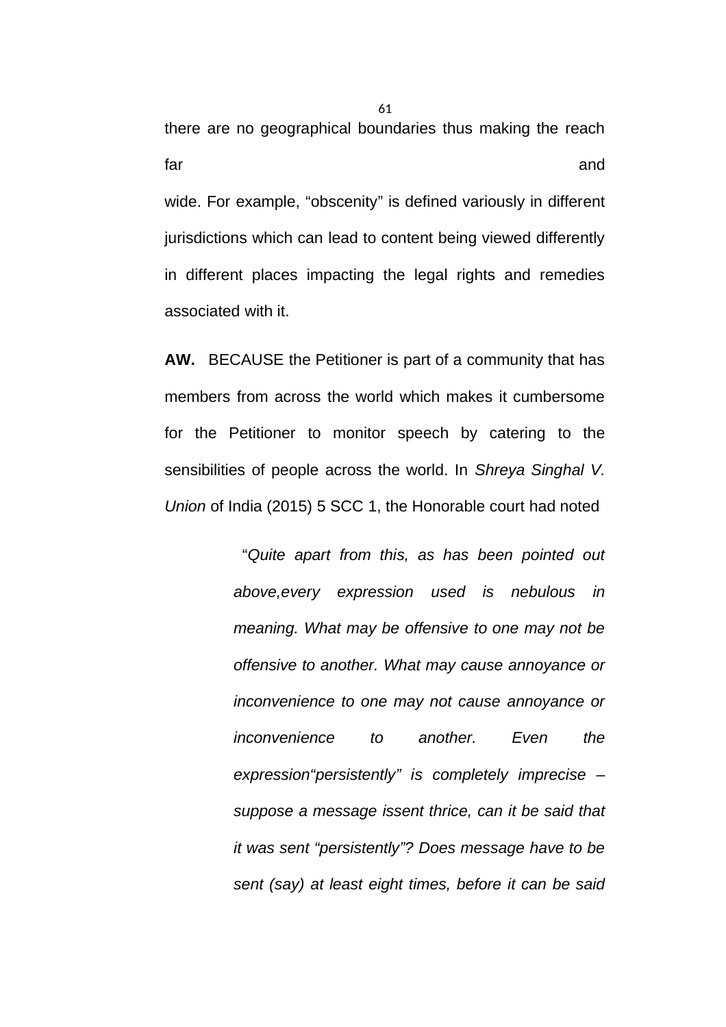there are no geographical boundaries thus making the reach far and wide. For example, "obscenity" is defined variously in different jurisdictions which can lead to content being viewed differently in different places impacting the legal rights and remedies associated with it.

**AW.** BECAUSE the Petitioner is part of a community that has members from across the world which makes it cumbersome for the Petitioner to monitor speech by catering to the sensibilities of people across the world. In *Shreya Singhal V. Union* of India (2015) 5 SCC 1, the Honorable court had noted

> "*Quite apart from this, as has been pointed out above,every expression used is nebulous in meaning. What may be offensive to one may not be offensive to another. What may cause annoyance or inconvenience to one may not cause annoyance or inconvenience to another. Even the expression"persistently" is completely imprecise – suppose a message issent thrice, can it be said that it was sent "persistently"? Does message have to be sent (say) at least eight times, before it can be said*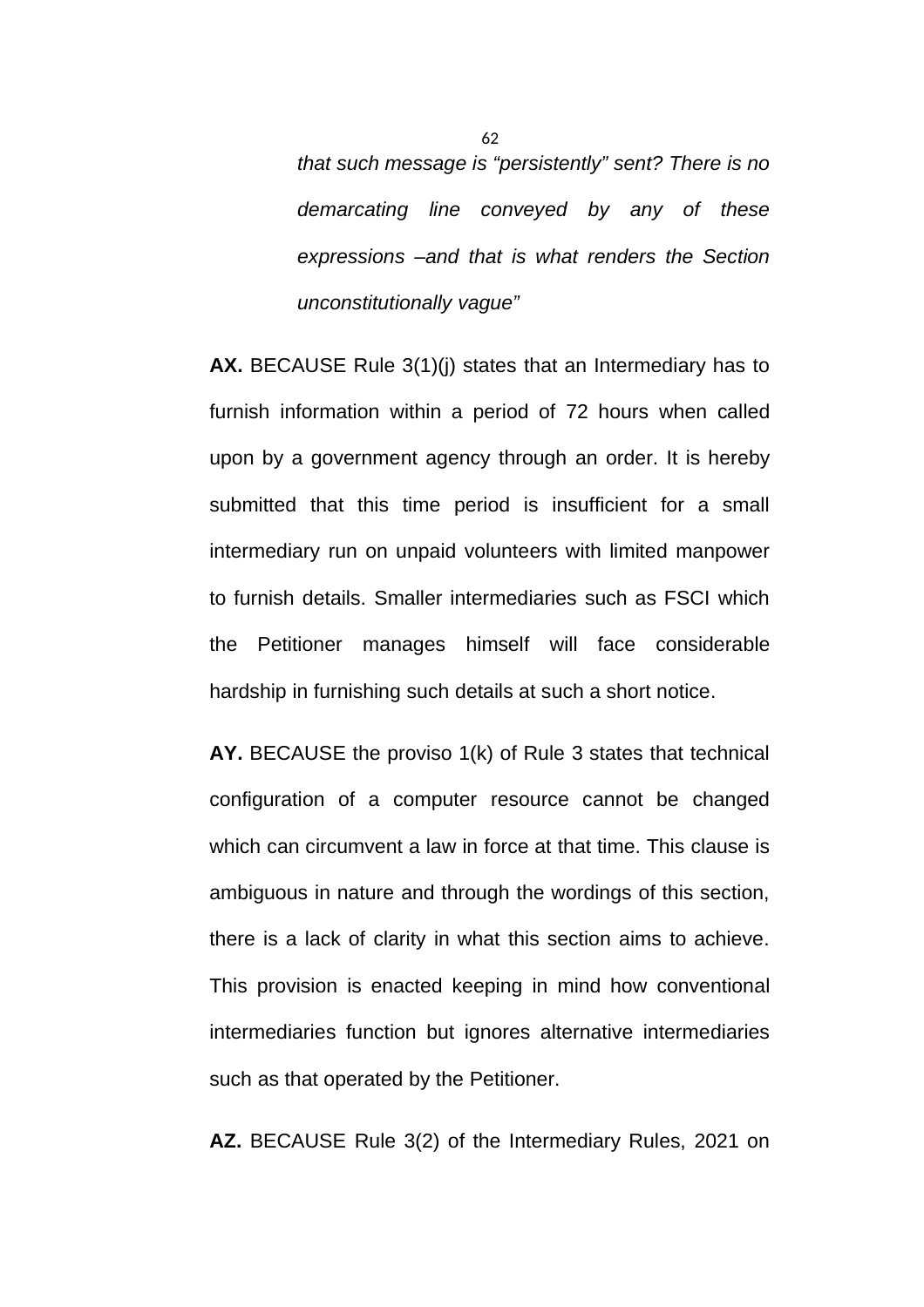*that such message is "persistently" sent? There is no demarcating line conveyed by any of these expressions –and that is what renders the Section unconstitutionally vague"*

**AX.** BECAUSE Rule 3(1)(j) states that an Intermediary has to furnish information within a period of 72 hours when called upon by a government agency through an order. It is hereby submitted that this time period is insufficient for a small intermediary run on unpaid volunteers with limited manpower to furnish details. Smaller intermediaries such as FSCI which the Petitioner manages himself will face considerable hardship in furnishing such details at such a short notice.

**AY.** BECAUSE the proviso 1(k) of Rule 3 states that technical configuration of a computer resource cannot be changed which can circumvent a law in force at that time. This clause is ambiguous in nature and through the wordings of this section, there is a lack of clarity in what this section aims to achieve. This provision is enacted keeping in mind how conventional intermediaries function but ignores alternative intermediaries such as that operated by the Petitioner.

**AZ.** BECAUSE Rule 3(2) of the Intermediary Rules, 2021 on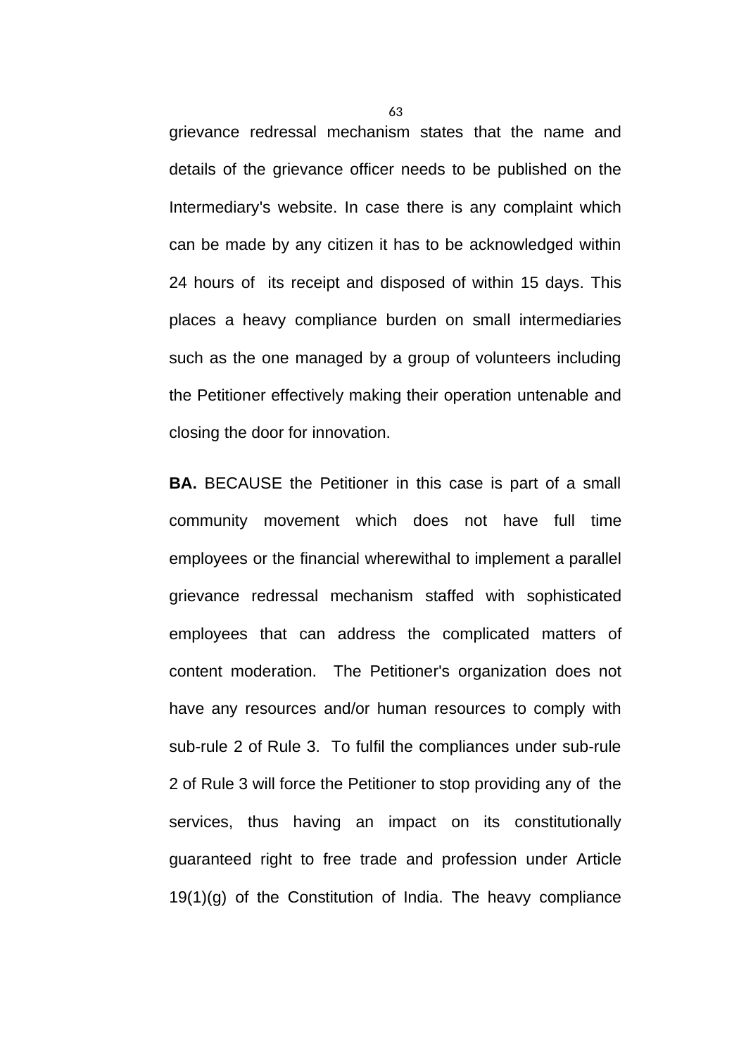grievance redressal mechanism states that the name and details of the grievance officer needs to be published on the Intermediary's website. In case there is any complaint which can be made by any citizen it has to be acknowledged within 24 hours of its receipt and disposed of within 15 days. This places a heavy compliance burden on small intermediaries such as the one managed by a group of volunteers including the Petitioner effectively making their operation untenable and closing the door for innovation.

**BA.** BECAUSE the Petitioner in this case is part of a small community movement which does not have full time employees or the financial wherewithal to implement a parallel grievance redressal mechanism staffed with sophisticated employees that can address the complicated matters of content moderation. The Petitioner's organization does not have any resources and/or human resources to comply with sub-rule 2 of Rule 3. To fulfil the compliances under sub-rule 2 of Rule 3 will force the Petitioner to stop providing any of the services, thus having an impact on its constitutionally guaranteed right to free trade and profession under Article 19(1)(g) of the Constitution of India. The heavy compliance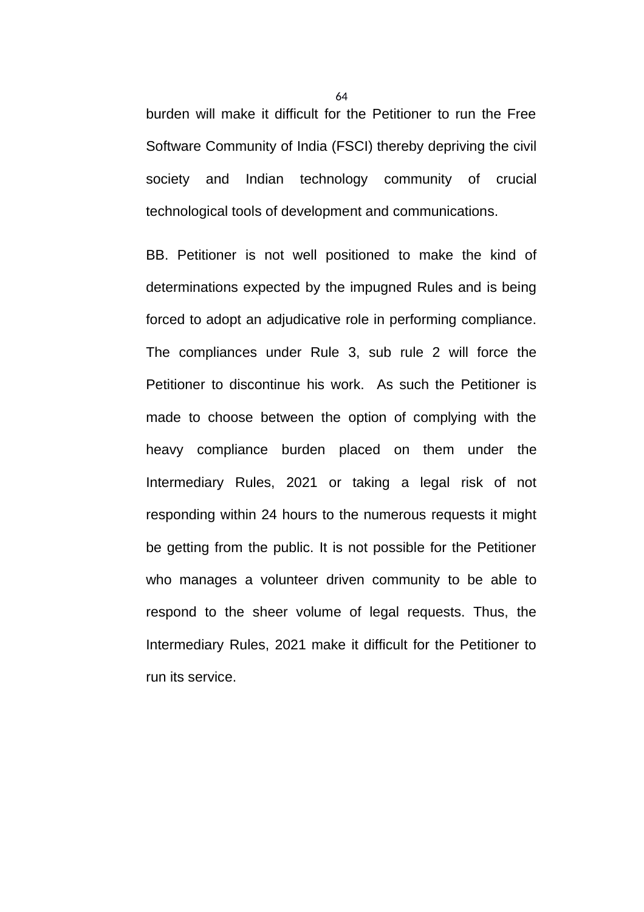burden will make it difficult for the Petitioner to run the Free Software Community of India (FSCI) thereby depriving the civil society and Indian technology community of crucial technological tools of development and communications.

BB. Petitioner is not well positioned to make the kind of determinations expected by the impugned Rules and is being forced to adopt an adjudicative role in performing compliance. The compliances under Rule 3, sub rule 2 will force the Petitioner to discontinue his work. As such the Petitioner is made to choose between the option of complying with the heavy compliance burden placed on them under the Intermediary Rules, 2021 or taking a legal risk of not responding within 24 hours to the numerous requests it might be getting from the public. It is not possible for the Petitioner who manages a volunteer driven community to be able to respond to the sheer volume of legal requests. Thus, the Intermediary Rules, 2021 make it difficult for the Petitioner to run its service.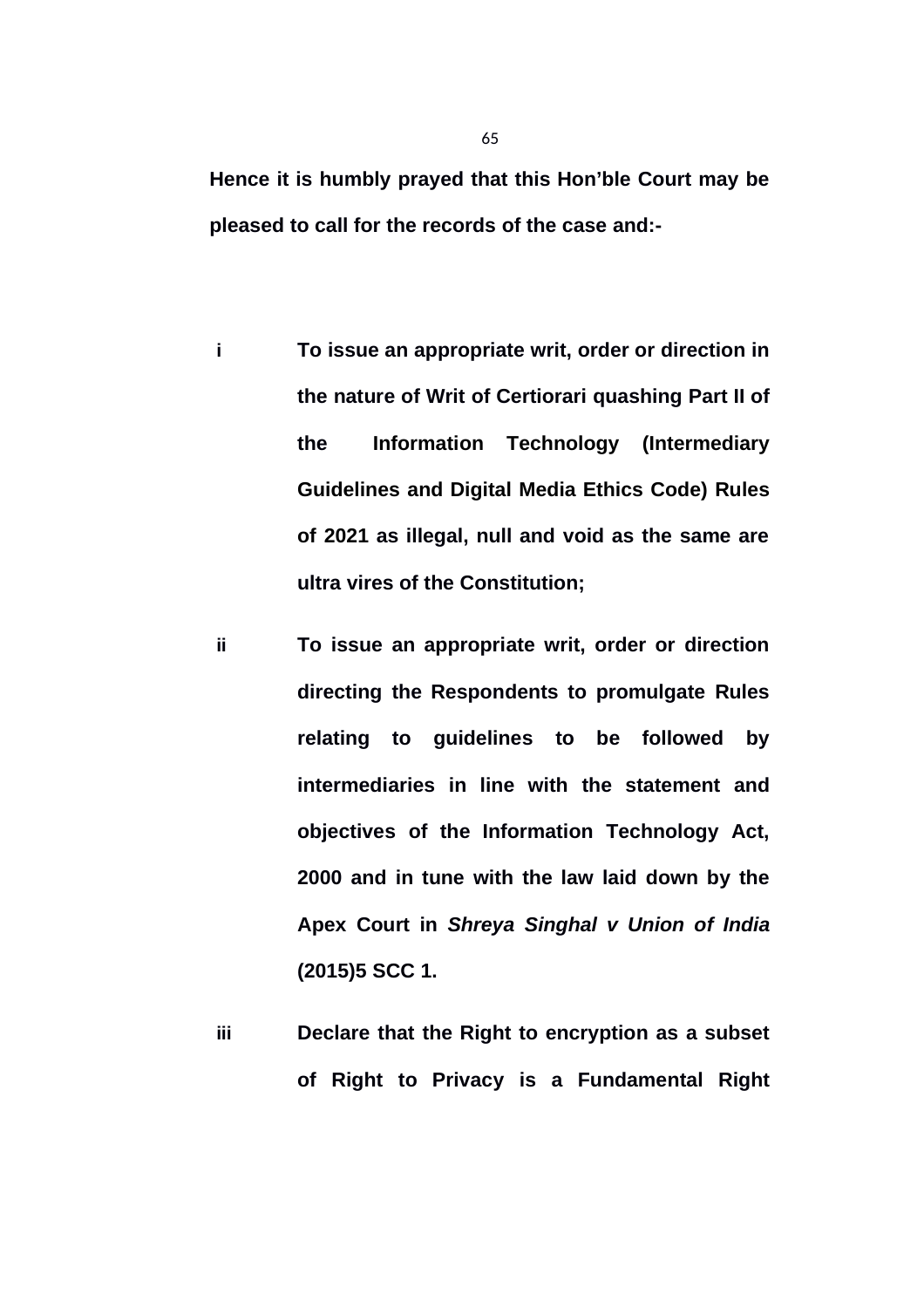**Hence it is humbly prayed that this Hon'ble Court may be pleased to call for the records of the case and:-**

**i** **To issue an appropriate writ, order or direction in the nature of Writ of Certiorari quashing Part II of the Information Technology (Intermediary Guidelines and Digital Media Ethics Code) Rules of 2021 as illegal, null and void as the same are ultra vires of the Constitution;**

**ii** **To issue an appropriate writ, order or direction directing the Respondents to promulgate Rules relating to guidelines to be followed by intermediaries in line with the statement and objectives of the Information Technology Act, 2000 and in tune with the law laid down by the Apex Court in *Shreya Singhal v Union of India* (2015)5 SCC 1.**

**iii** **Declare that the Right to encryption as a subset of Right to Privacy is a Fundamental Right**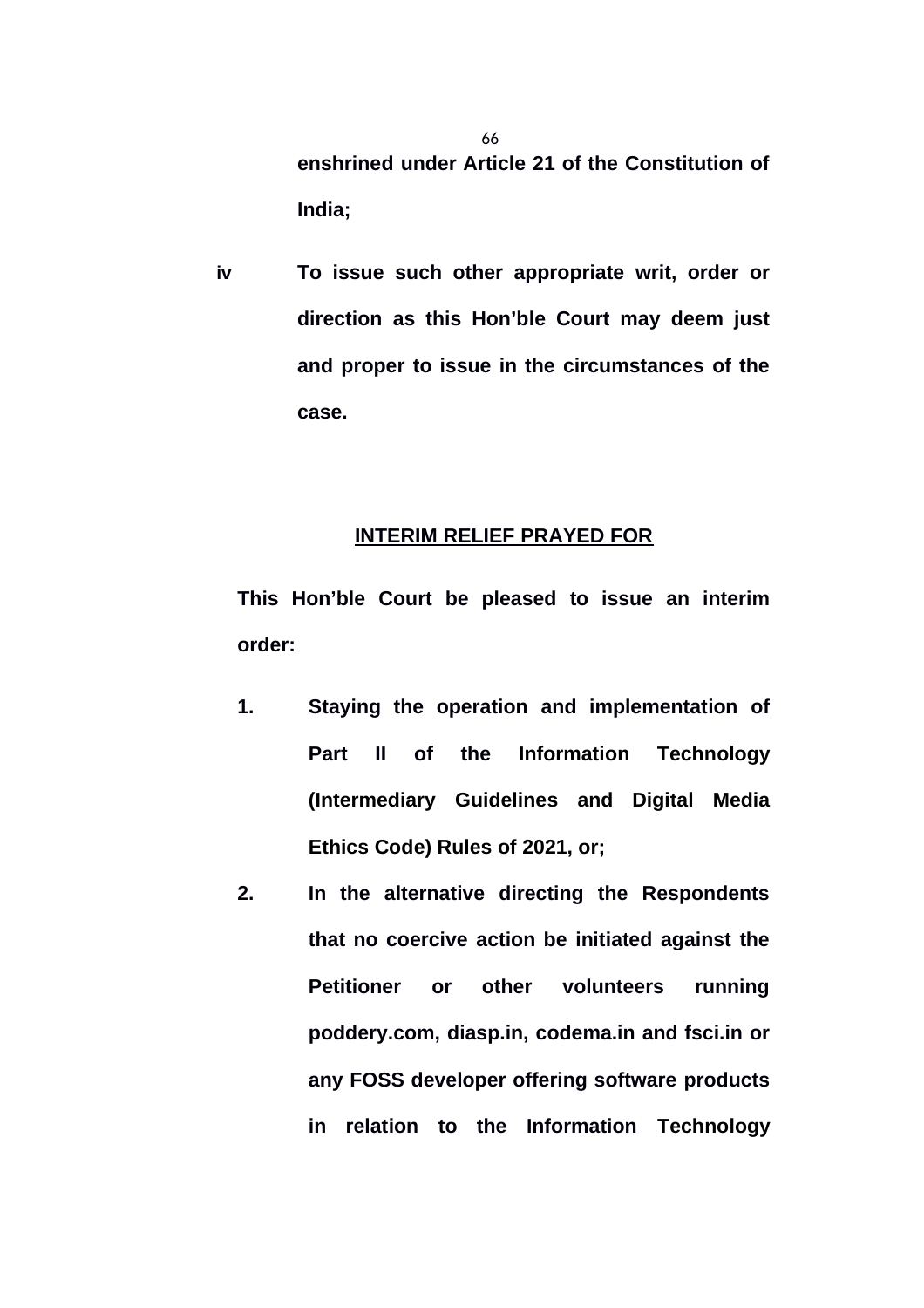**enshrined under Article 21 of the Constitution of India;**

**iv To issue such other appropriate writ, order or direction as this Hon'ble Court may deem just and proper to issue in the circumstances of the case.**

## INTERIM RELIEF PRAYED FOR

**This Hon'ble Court be pleased to issue an interim order:**

1. **Staying the operation and implementation of Part II of the Information Technology (Intermediary Guidelines and Digital Media Ethics Code) Rules of 2021, or;**
2. **In the alternative directing the Respondents that no coercive action be initiated against the Petitioner or other volunteers running poddery.com, diasp.in, codema.in and fsci.in or any FOSS developer offering software products in relation to the Information Technology**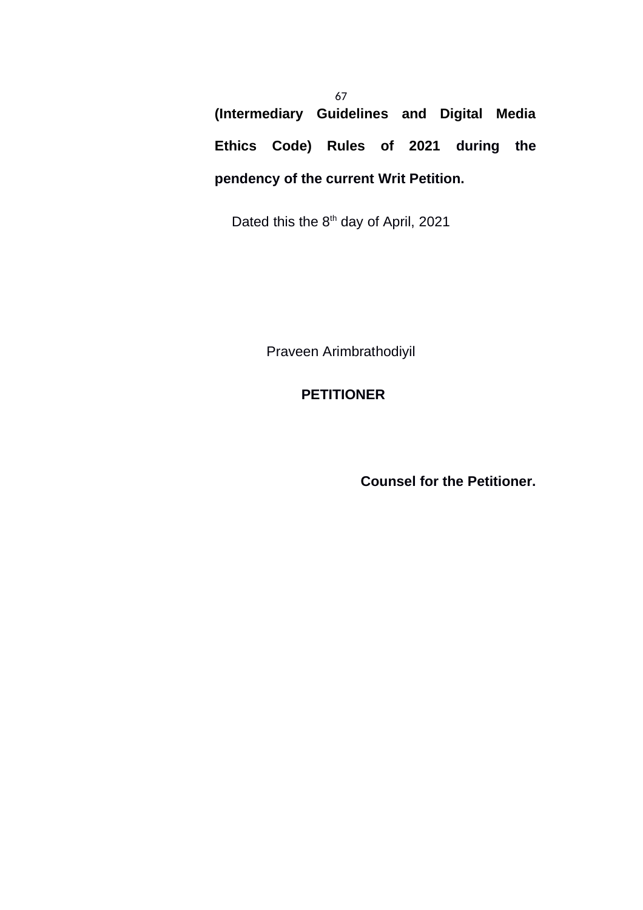**(Intermediary Guidelines and Digital Media Ethics Code) Rules of 2021 during the pendency of the current Writ Petition.**

Dated this the 8th day of April, 2021

Praveen Arimbrathodiyil

**PETITIONER**

**Counsel for the Petitioner.**